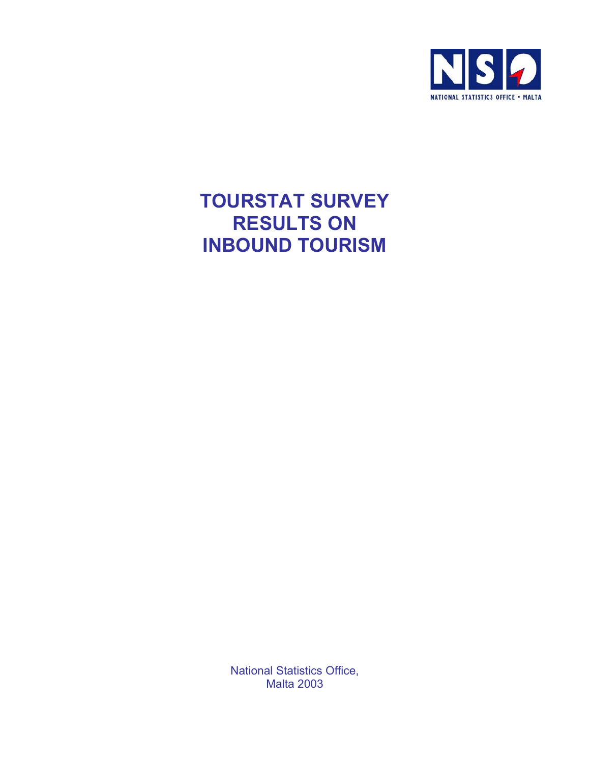NSO

NATIONAL STATISTICS OFFICE • MALTA

# TOURSTAT SURVEY RESULTS ON INBOUND TOURISM

National Statistics Office,
Malta 2003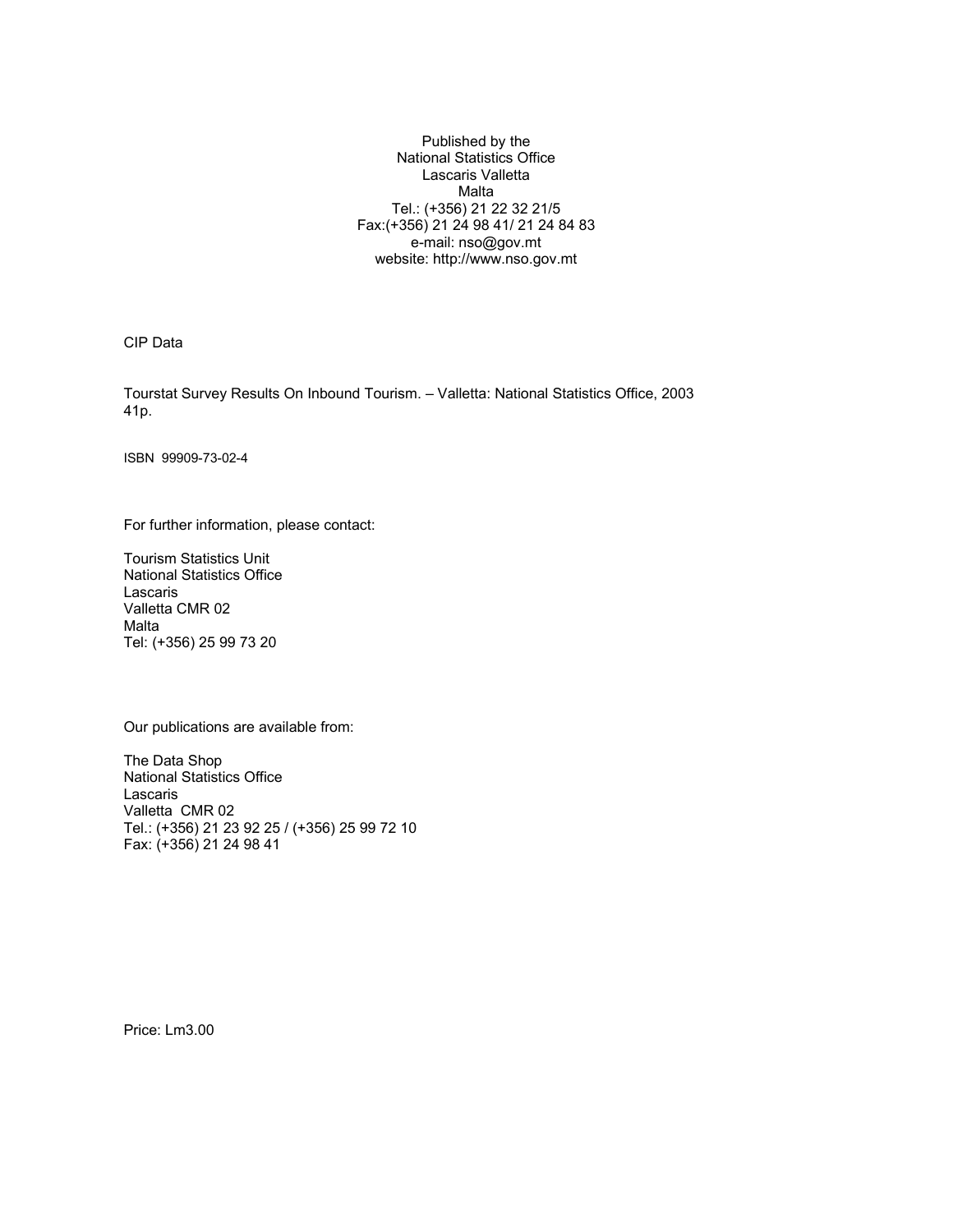Published by the
National Statistics Office
Lascaris Valletta
Malta
Tel.: (+356) 21 22 32 21/5
Fax:(+356) 21 24 98 41/ 21 24 84 83
e-mail: nso@gov.mt
website: http://www.nso.gov.mt

CIP Data

Tourstat Survey Results On Inbound Tourism. – Valletta: National Statistics Office, 2003
41p.

ISBN 99909-73-02-4

For further information, please contact:

Tourism Statistics Unit
National Statistics Office
Lascaris
Valletta CMR 02
Malta
Tel: (+356) 25 99 73 20

Our publications are available from:

The Data Shop
National Statistics Office
Lascaris
Valletta CMR 02
Tel.: (+356) 21 23 92 25 / (+356) 25 99 72 10
Fax: (+356) 21 24 98 41

Price: Lm3.00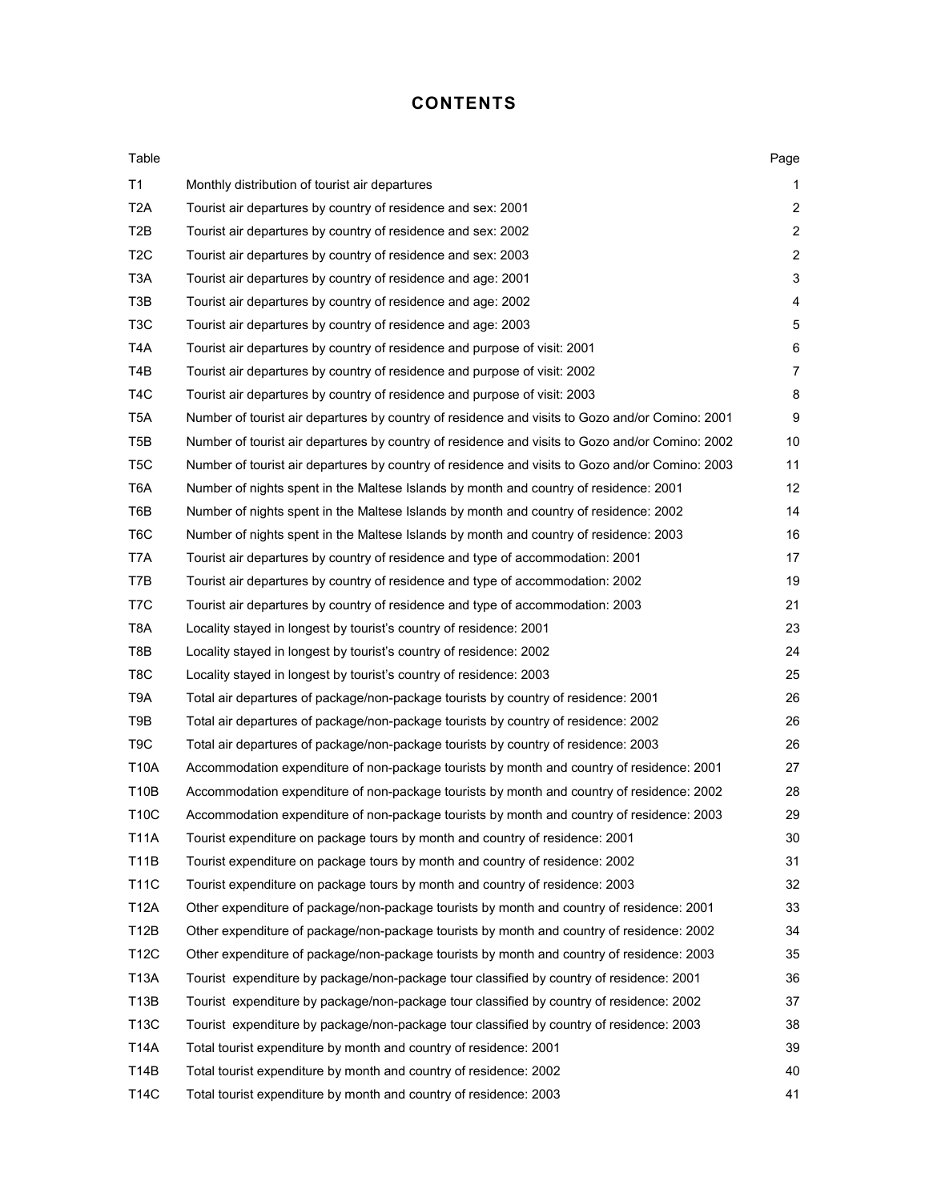# CONTENTS

| Table | | Page |
|---|---|---|
| T1 | Monthly distribution of tourist air departures | 1 |
| T2A | Tourist air departures by country of residence and sex: 2001 | 2 |
| T2B | Tourist air departures by country of residence and sex: 2002 | 2 |
| T2C | Tourist air departures by country of residence and sex: 2003 | 2 |
| T3A | Tourist air departures by country of residence and age: 2001 | 3 |
| T3B | Tourist air departures by country of residence and age: 2002 | 4 |
| T3C | Tourist air departures by country of residence and age: 2003 | 5 |
| T4A | Tourist air departures by country of residence and purpose of visit: 2001 | 6 |
| T4B | Tourist air departures by country of residence and purpose of visit: 2002 | 7 |
| T4C | Tourist air departures by country of residence and purpose of visit: 2003 | 8 |
| T5A | Number of tourist air departures by country of residence and visits to Gozo and/or Comino: 2001 | 9 |
| T5B | Number of tourist air departures by country of residence and visits to Gozo and/or Comino: 2002 | 10 |
| T5C | Number of tourist air departures by country of residence and visits to Gozo and/or Comino: 2003 | 11 |
| T6A | Number of nights spent in the Maltese Islands by month and country of residence: 2001 | 12 |
| T6B | Number of nights spent in the Maltese Islands by month and country of residence: 2002 | 14 |
| T6C | Number of nights spent in the Maltese Islands by month and country of residence: 2003 | 16 |
| T7A | Tourist air departures by country of residence and type of accommodation: 2001 | 17 |
| T7B | Tourist air departures by country of residence and type of accommodation: 2002 | 19 |
| T7C | Tourist air departures by country of residence and type of accommodation: 2003 | 21 |
| T8A | Locality stayed in longest by tourist's country of residence: 2001 | 23 |
| T8B | Locality stayed in longest by tourist's country of residence: 2002 | 24 |
| T8C | Locality stayed in longest by tourist's country of residence: 2003 | 25 |
| T9A | Total air departures of package/non-package tourists by country of residence: 2001 | 26 |
| T9B | Total air departures of package/non-package tourists by country of residence: 2002 | 26 |
| T9C | Total air departures of package/non-package tourists by country of residence: 2003 | 26 |
| T10A | Accommodation expenditure of non-package tourists by month and country of residence: 2001 | 27 |
| T10B | Accommodation expenditure of non-package tourists by month and country of residence: 2002 | 28 |
| T10C | Accommodation expenditure of non-package tourists by month and country of residence: 2003 | 29 |
| T11A | Tourist expenditure on package tours by month and country of residence: 2001 | 30 |
| T11B | Tourist expenditure on package tours by month and country of residence: 2002 | 31 |
| T11C | Tourist expenditure on package tours by month and country of residence: 2003 | 32 |
| T12A | Other expenditure of package/non-package tourists by month and country of residence: 2001 | 33 |
| T12B | Other expenditure of package/non-package tourists by month and country of residence: 2002 | 34 |
| T12C | Other expenditure of package/non-package tourists by month and country of residence: 2003 | 35 |
| T13A | Tourist expenditure by package/non-package tour classified by country of residence: 2001 | 36 |
| T13B | Tourist expenditure by package/non-package tour classified by country of residence: 2002 | 37 |
| T13C | Tourist expenditure by package/non-package tour classified by country of residence: 2003 | 38 |
| T14A | Total tourist expenditure by month and country of residence: 2001 | 39 |
| T14B | Total tourist expenditure by month and country of residence: 2002 | 40 |
| T14C | Total tourist expenditure by month and country of residence: 2003 | 41 |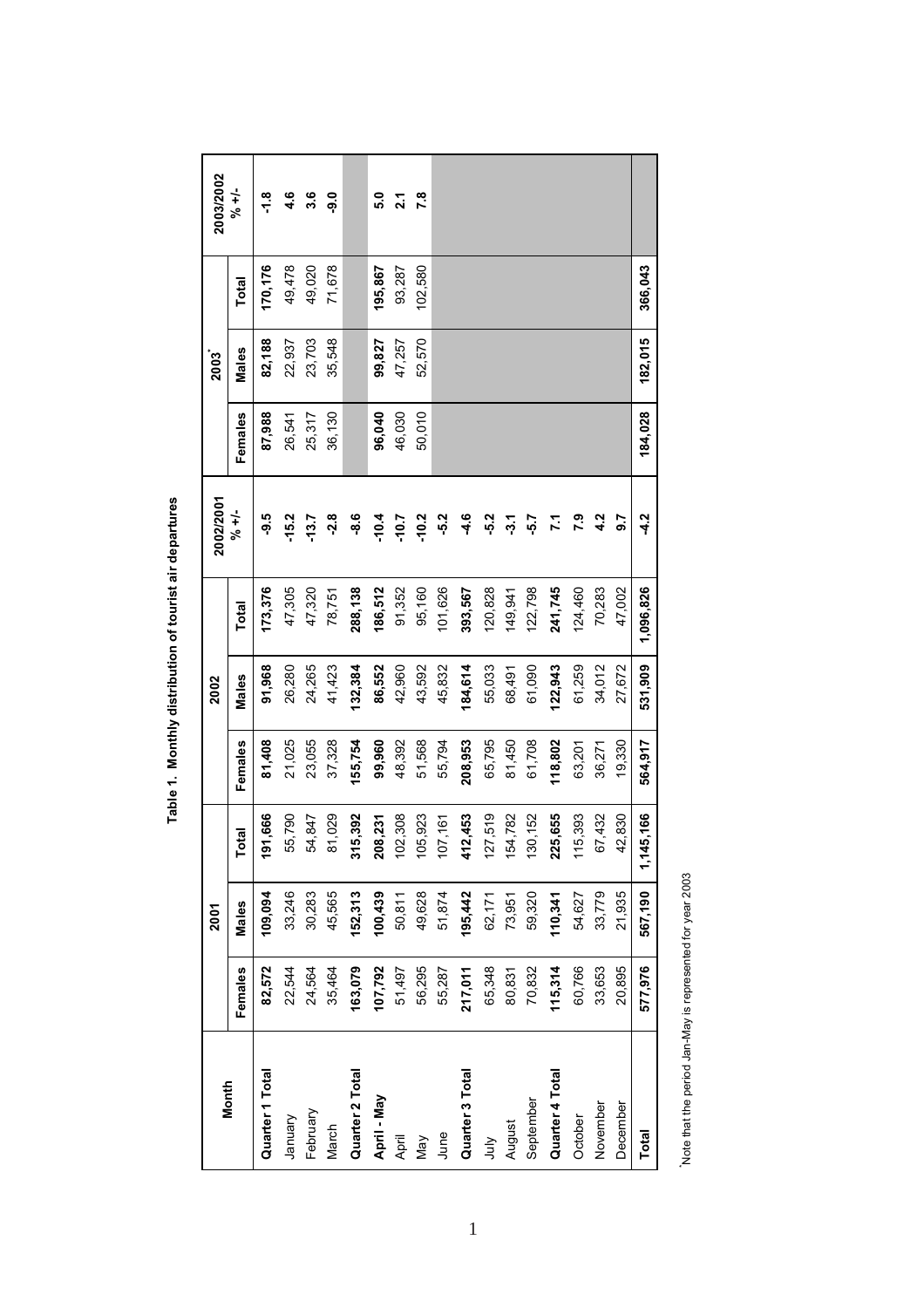**Table 1. Monthly distribution of tourist air departures**

| Month | 2001 | | | 2002 | | | 2002/2001 | 2003* | | | 2003/2002 |
|---|---|---|---|---|---|---|---|---|---|---|---|
| | Females | Males | Total | Females | Males | Total | % +/- | Females | Males | Total | % +/- |
| **Quarter 1 Total** | **82,572** | **109,094** | **191,666** | **81,408** | **91,968** | **173,376** | **-9.5** | **87,988** | **82,188** | **170,176** | **-1.8** |
| January | 22,544 | 33,246 | 55,790 | 21,025 | 26,280 | 47,305 | **-15.2** | 26,541 | 22,937 | 49,478 | **4.6** |
| February | 24,564 | 30,283 | 54,847 | 23,055 | 24,265 | 47,320 | **-13.7** | 25,317 | 23,703 | 49,020 | **3.6** |
| March | 35,464 | 45,565 | 81,029 | 37,328 | 41,423 | 78,751 | **-2.8** | 36,130 | 35,548 | 71,678 | **-9.0** |
| **Quarter 2 Total** | **163,079** | **152,313** | **315,392** | **155,754** | **132,384** | **288,138** | **-8.6** | | | | |
| **April - May** | **107,792** | **100,439** | **208,231** | **99,960** | **86,552** | **186,512** | **-10.4** | **96,040** | **99,827** | **195,867** | **5.0** |
| April | 51,497 | 50,811 | 102,308 | 48,392 | 42,960 | 91,352 | **-10.7** | 46,030 | 47,257 | 93,287 | **2.1** |
| May | 56,295 | 49,628 | 105,923 | 51,568 | 43,592 | 95,160 | **-10.2** | 50,010 | 52,570 | 102,580 | **7.8** |
| June | 55,287 | 51,874 | 107,161 | 55,794 | 45,832 | 101,626 | **-5.2** | | | | |
| **Quarter 3 Total** | **217,011** | **195,442** | **412,453** | **208,953** | **184,614** | **393,567** | **-4.6** | | | | |
| July | 65,348 | 62,171 | 127,519 | 65,795 | 55,033 | 120,828 | **-5.2** | | | | |
| August | 80,831 | 73,951 | 154,782 | 81,450 | 68,491 | 149,941 | **-3.1** | | | | |
| September | 70,832 | 59,320 | 130,152 | 61,708 | 61,090 | 122,798 | **-5.7** | | | | |
| **Quarter 4 Total** | **115,314** | **110,341** | **225,655** | **118,802** | **122,943** | **241,745** | **7.1** | | | | |
| October | 60,766 | 54,627 | 115,393 | 63,201 | 61,259 | 124,460 | **7.9** | | | | |
| November | 33,653 | 33,779 | 67,432 | 36,271 | 34,012 | 70,283 | **4.2** | | | | |
| December | 20,895 | 21,935 | 42,830 | 19,330 | 27,672 | 47,002 | **9.7** | | | | |
| **Total** | **577,976** | **567,190** | **1,145,166** | **564,917** | **531,909** | **1,096,826** | **-4.2** | **184,028** | **182,015** | **366,043** | |

*Note that the period Jan-May is represented for year 2003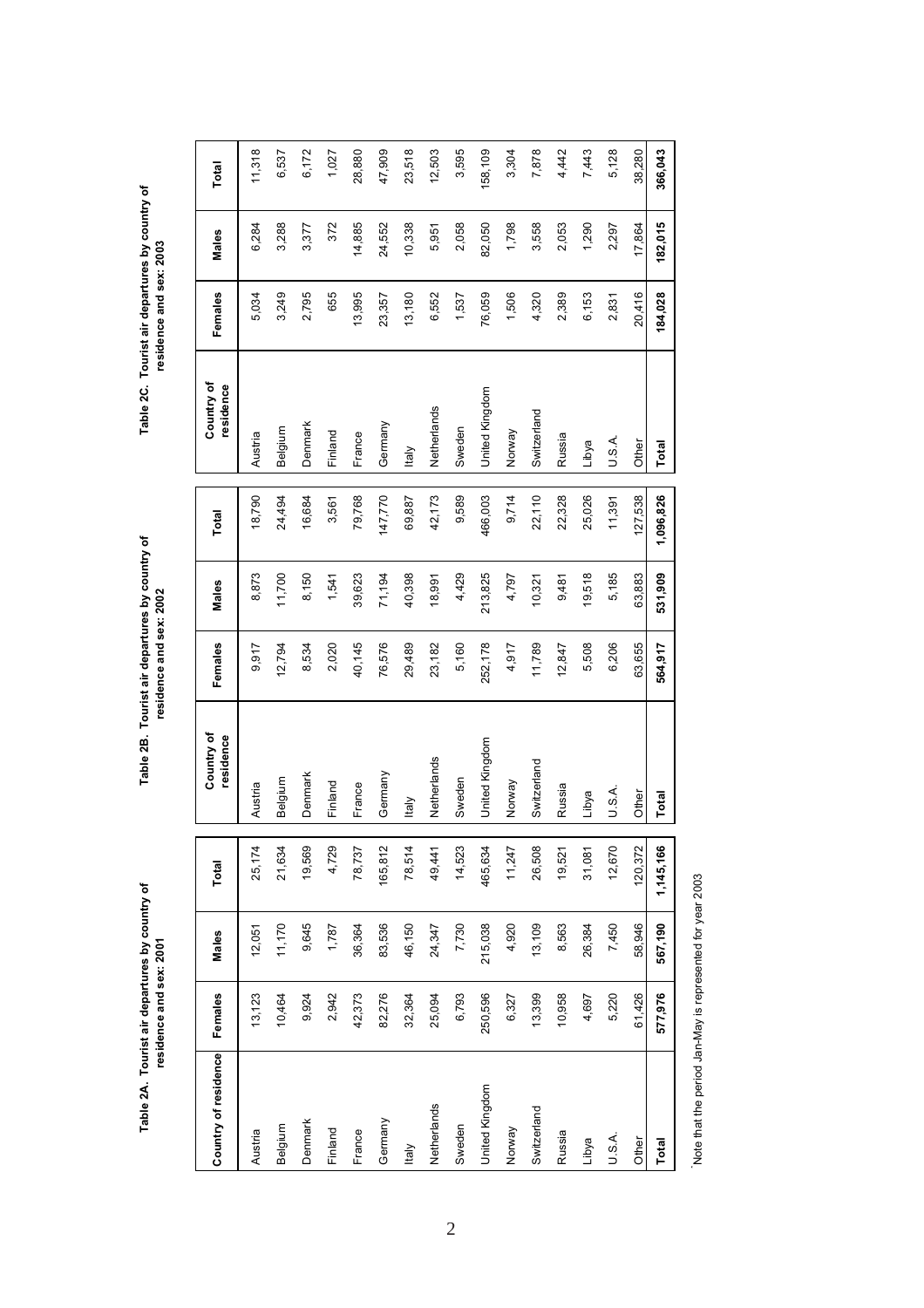**Table 2A. Tourist air departures by country of residence and sex: 2001**

| Country of residence | Females | Males | Total |
|---|---|---|---|
| Austria | 13,123 | 12,051 | 25,174 |
| Belgium | 10,464 | 11,170 | 21,634 |
| Denmark | 9,924 | 9,645 | 19,569 |
| Finland | 2,942 | 1,787 | 4,729 |
| France | 42,373 | 36,364 | 78,737 |
| Germany | 82,276 | 83,536 | 165,812 |
| Italy | 32,364 | 46,150 | 78,514 |
| Netherlands | 25,094 | 24,347 | 49,441 |
| Sweden | 6,793 | 7,730 | 14,523 |
| United Kingdom | 250,596 | 215,038 | 465,634 |
| Norway | 6,327 | 4,920 | 11,247 |
| Switzerland | 13,399 | 13,109 | 26,508 |
| Russia | 10,958 | 8,563 | 19,521 |
| Libya | 4,697 | 26,384 | 31,081 |
| U.S.A. | 5,220 | 7,450 | 12,670 |
| Other | 61,426 | 58,946 | 120,372 |
| **Total** | **577,976** | **567,190** | **1,145,166** |

**Table 2B. Tourist air departures by country of residence and sex: 2002**

| Country of residence | Females | Males | Total |
|---|---|---|---|
| Austria | 9,917 | 8,873 | 18,790 |
| Belgium | 12,794 | 11,700 | 24,494 |
| Denmark | 8,534 | 8,150 | 16,684 |
| Finland | 2,020 | 1,541 | 3,561 |
| France | 40,145 | 39,623 | 79,768 |
| Germany | 76,576 | 71,194 | 147,770 |
| Italy | 29,489 | 40,398 | 69,887 |
| Netherlands | 23,182 | 18,991 | 42,173 |
| Sweden | 5,160 | 4,429 | 9,589 |
| United Kingdom | 252,178 | 213,825 | 466,003 |
| Norway | 4,917 | 4,797 | 9,714 |
| Switzerland | 11,789 | 10,321 | 22,110 |
| Russia | 12,847 | 9,481 | 22,328 |
| Libya | 5,508 | 19,518 | 25,026 |
| U.S.A. | 6,206 | 5,185 | 11,391 |
| Other | 63,655 | 63,883 | 127,538 |
| **Total** | **564,917** | **531,909** | **1,096,826** |

**Table 2C. Tourist air departures by country of residence and sex: 2003**

| Country of residence | Females | Males | Total |
|---|---|---|---|
| Austria | 5,034 | 6,284 | 11,318 |
| Belgium | 3,249 | 3,288 | 6,537 |
| Denmark | 2,795 | 3,377 | 6,172 |
| Finland | 655 | 372 | 1,027 |
| France | 13,995 | 14,885 | 28,880 |
| Germany | 23,357 | 24,552 | 47,909 |
| Italy | 13,180 | 10,338 | 23,518 |
| Netherlands | 6,552 | 5,951 | 12,503 |
| Sweden | 1,537 | 2,058 | 3,595 |
| United Kingdom | 76,059 | 82,050 | 158,109 |
| Norway | 1,506 | 1,798 | 3,304 |
| Switzerland | 4,320 | 3,558 | 7,878 |
| Russia | 2,389 | 2,053 | 4,442 |
| Libya | 6,153 | 1,290 | 7,443 |
| U.S.A. | 2,831 | 2,297 | 5,128 |
| Other | 20,416 | 17,864 | 38,280 |
| **Total** | **184,028** | **182,015** | **366,043** |

Note that the period Jan-May is represented for year 2003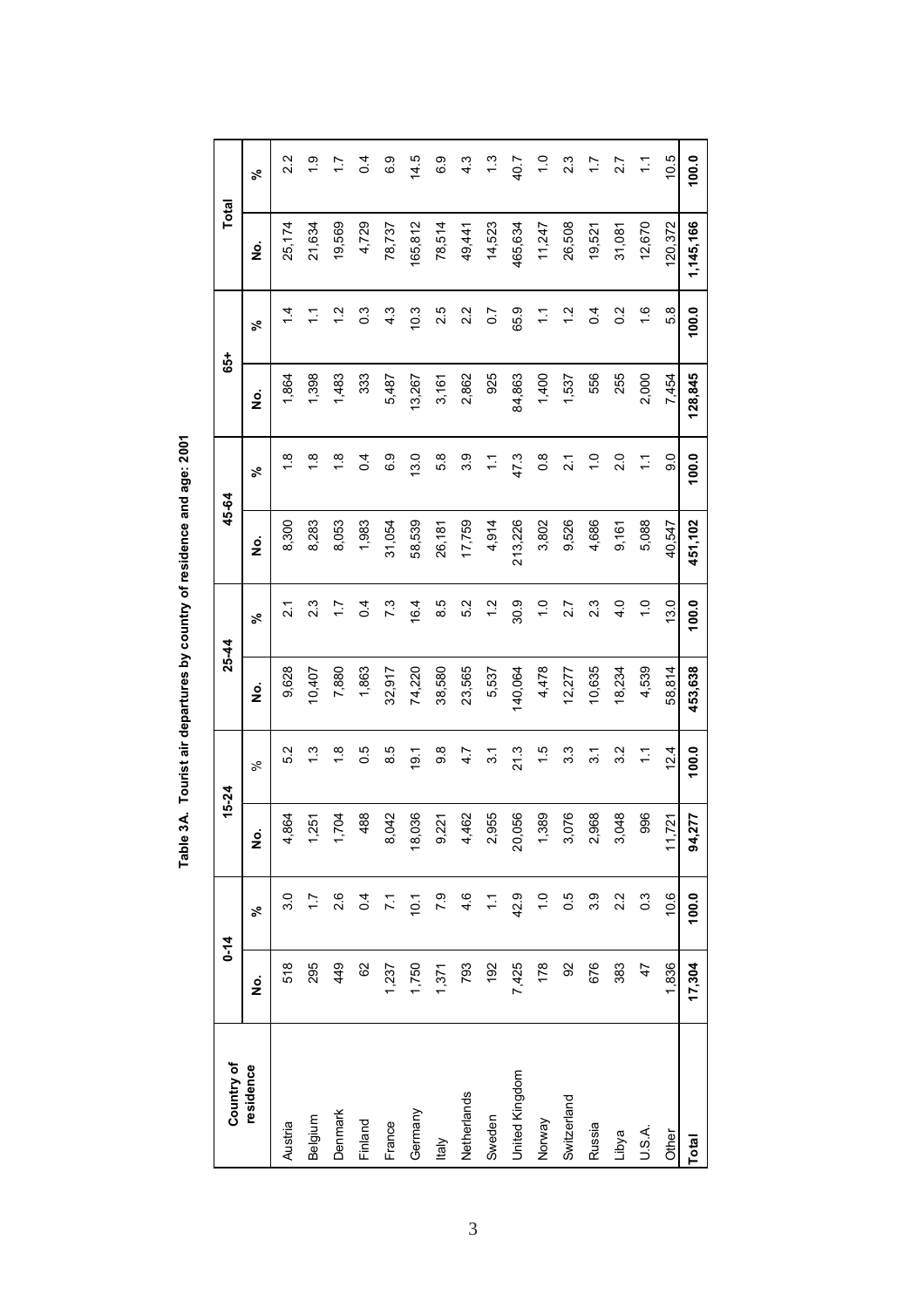**Table 3A. Tourist air departures by country of residence and age: 2001**

| Country of residence | 0-14 | | 15-24 | | 25-44 | | 45-64 | | 65+ | | Total | |
|---|---|---|---|---|---|---|---|---|---|---|---|---|
| | No. | % | No. | % | No. | % | No. | % | No. | % | No. | % |
| Austria | 518 | 3.0 | 4,864 | 5.2 | 9,628 | 2.1 | 8,300 | 1.8 | 1,864 | 1.4 | 25,174 | 2.2 |
| Belgium | 295 | 1.7 | 1,251 | 1.3 | 10,407 | 2.3 | 8,283 | 1.8 | 1,398 | 1.1 | 21,634 | 1.9 |
| Denmark | 449 | 2.6 | 1,704 | 1.8 | 7,880 | 1.7 | 8,053 | 1.8 | 1,483 | 1.2 | 19,569 | 1.7 |
| Finland | 62 | 0.4 | 488 | 0.5 | 1,863 | 0.4 | 1,983 | 0.4 | 333 | 0.3 | 4,729 | 0.4 |
| France | 1,237 | 7.1 | 8,042 | 8.5 | 32,917 | 7.3 | 31,054 | 6.9 | 5,487 | 4.3 | 78,737 | 6.9 |
| Germany | 1,750 | 10.1 | 18,036 | 19.1 | 74,220 | 16.4 | 58,539 | 13.0 | 13,267 | 10.3 | 165,812 | 14.5 |
| Italy | 1,371 | 7.9 | 9,221 | 9.8 | 38,580 | 8.5 | 26,181 | 5.8 | 3,161 | 2.5 | 78,514 | 6.9 |
| Netherlands | 793 | 4.6 | 4,462 | 4.7 | 23,565 | 5.2 | 17,759 | 3.9 | 2,862 | 2.2 | 49,441 | 4.3 |
| Sweden | 192 | 1.1 | 2,955 | 3.1 | 5,537 | 1.2 | 4,914 | 1.1 | 925 | 0.7 | 14,523 | 1.3 |
| United Kingdom | 7,425 | 42.9 | 20,056 | 21.3 | 140,064 | 30.9 | 213,226 | 47.3 | 84,863 | 65.9 | 465,634 | 40.7 |
| Norway | 178 | 1.0 | 1,389 | 1.5 | 4,478 | 1.0 | 3,802 | 0.8 | 1,400 | 1.1 | 11,247 | 1.0 |
| Switzerland | 92 | 0.5 | 3,076 | 3.3 | 12,277 | 2.7 | 9,526 | 2.1 | 1,537 | 1.2 | 26,508 | 2.3 |
| Russia | 676 | 3.9 | 2,968 | 3.1 | 10,635 | 2.3 | 4,686 | 1.0 | 556 | 0.4 | 19,521 | 1.7 |
| Libya | 383 | 2.2 | 3,048 | 3.2 | 18,234 | 4.0 | 9,161 | 2.0 | 255 | 0.2 | 31,081 | 2.7 |
| U.S.A. | 47 | 0.3 | 996 | 1.1 | 4,539 | 1.0 | 5,088 | 1.1 | 2,000 | 1.6 | 12,670 | 1.1 |
| Other | 1,836 | 10.6 | 11,721 | 12.4 | 58,814 | 13.0 | 40,547 | 9.0 | 7,454 | 5.8 | 120,372 | 10.5 |
| **Total** | **17,304** | **100.0** | **94,277** | **100.0** | **453,638** | **100.0** | **451,102** | **100.0** | **128,845** | **100.0** | **1,145,166** | **100.0** |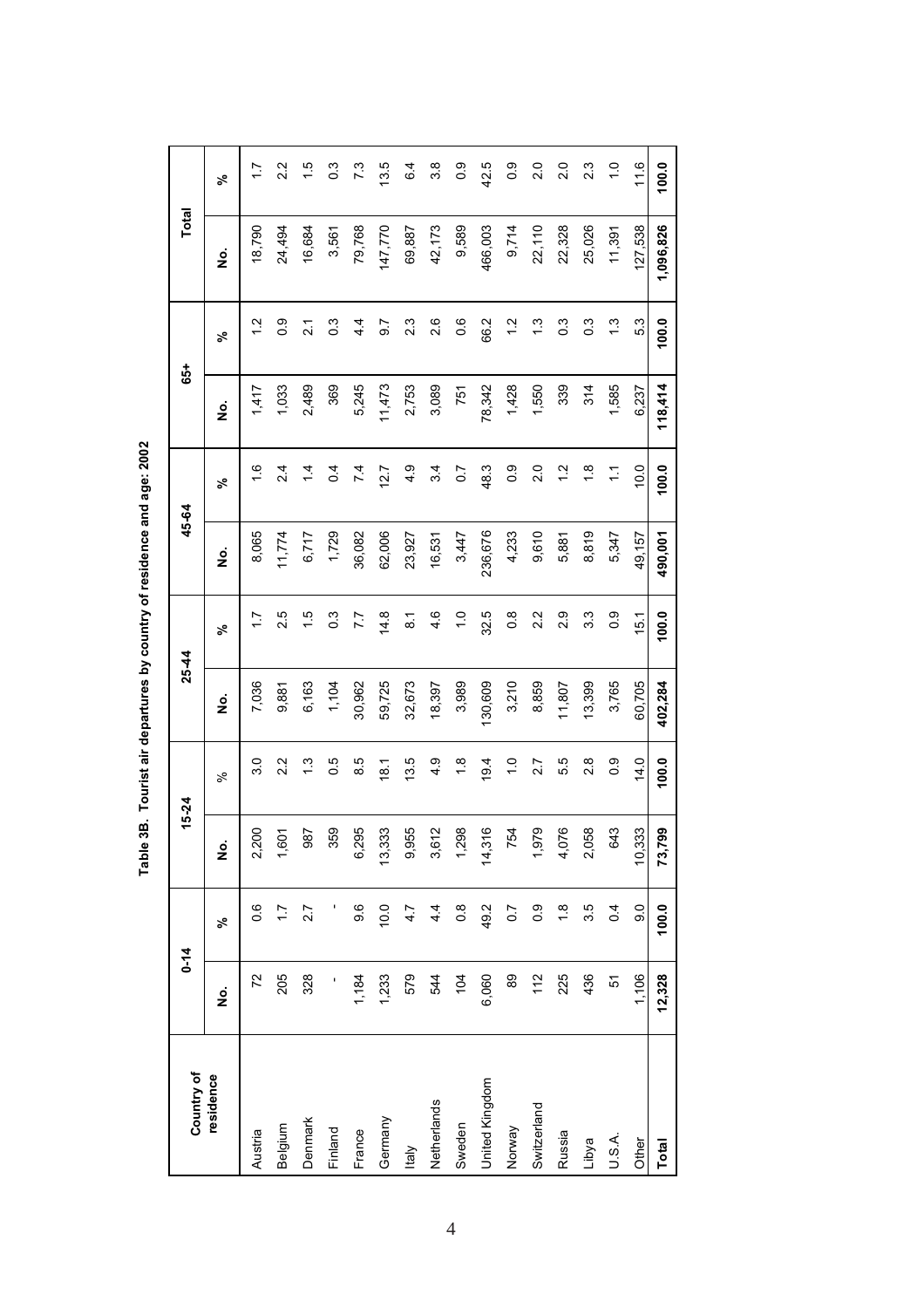**Table 3B. Tourist air departures by country of residence and age: 2002**

| Country of residence | 0-14 | | 15-24 | | 25-44 | | 45-64 | | 65+ | | Total | |
|---|---|---|---|---|---|---|---|---|---|---|---|---|
| | No. | % | No. | % | No. | % | No. | % | No. | % | No. | % |
| Austria | 72 | 0.6 | 2,200 | 3.0 | 7,036 | 1.7 | 8,065 | 1.6 | 1,417 | 1.2 | 18,790 | 1.7 |
| Belgium | 205 | 1.7 | 1,601 | 2.2 | 9,881 | 2.5 | 11,774 | 2.4 | 1,033 | 0.9 | 24,494 | 2.2 |
| Denmark | 328 | 2.7 | 987 | 1.3 | 6,163 | 1.5 | 6,717 | 1.4 | 2,489 | 2.1 | 16,684 | 1.5 |
| Finland | - | - | 359 | 0.5 | 1,104 | 0.3 | 1,729 | 0.4 | 369 | 0.3 | 3,561 | 0.3 |
| France | 1,184 | 9.6 | 6,295 | 8.5 | 30,962 | 7.7 | 36,082 | 7.4 | 5,245 | 4.4 | 79,768 | 7.3 |
| Germany | 1,233 | 10.0 | 13,333 | 18.1 | 59,725 | 14.8 | 62,006 | 12.7 | 11,473 | 9.7 | 147,770 | 13.5 |
| Italy | 579 | 4.7 | 9,955 | 13.5 | 32,673 | 8.1 | 23,927 | 4.9 | 2,753 | 2.3 | 69,887 | 6.4 |
| Netherlands | 544 | 4.4 | 3,612 | 4.9 | 18,397 | 4.6 | 16,531 | 3.4 | 3,089 | 2.6 | 42,173 | 3.8 |
| Sweden | 104 | 0.8 | 1,298 | 1.8 | 3,989 | 1.0 | 3,447 | 0.7 | 751 | 0.6 | 9,589 | 0.9 |
| United Kingdom | 6,060 | 49.2 | 14,316 | 19.4 | 130,609 | 32.5 | 236,676 | 48.3 | 78,342 | 66.2 | 466,003 | 42.5 |
| Norway | 89 | 0.7 | 754 | 1.0 | 3,210 | 0.8 | 4,233 | 0.9 | 1,428 | 1.2 | 9,714 | 0.9 |
| Switzerland | 112 | 0.9 | 1,979 | 2.7 | 8,859 | 2.2 | 9,610 | 2.0 | 1,550 | 1.3 | 22,110 | 2.0 |
| Russia | 225 | 1.8 | 4,076 | 5.5 | 11,807 | 2.9 | 5,881 | 1.2 | 339 | 0.3 | 22,328 | 2.0 |
| Libya | 436 | 3.5 | 2,058 | 2.8 | 13,399 | 3.3 | 8,819 | 1.8 | 314 | 0.3 | 25,026 | 2.3 |
| U.S.A. | 51 | 0.4 | 643 | 0.9 | 3,765 | 0.9 | 5,347 | 1.1 | 1,585 | 1.3 | 11,391 | 1.0 |
| Other | 1,106 | 9.0 | 10,333 | 14.0 | 60,705 | 15.1 | 49,157 | 10.0 | 6,237 | 5.3 | 127,538 | 11.6 |
| **Total** | **12,328** | **100.0** | **73,799** | **100.0** | **402,284** | **100.0** | **490,001** | **100.0** | **118,414** | **100.0** | **1,096,826** | **100.0** |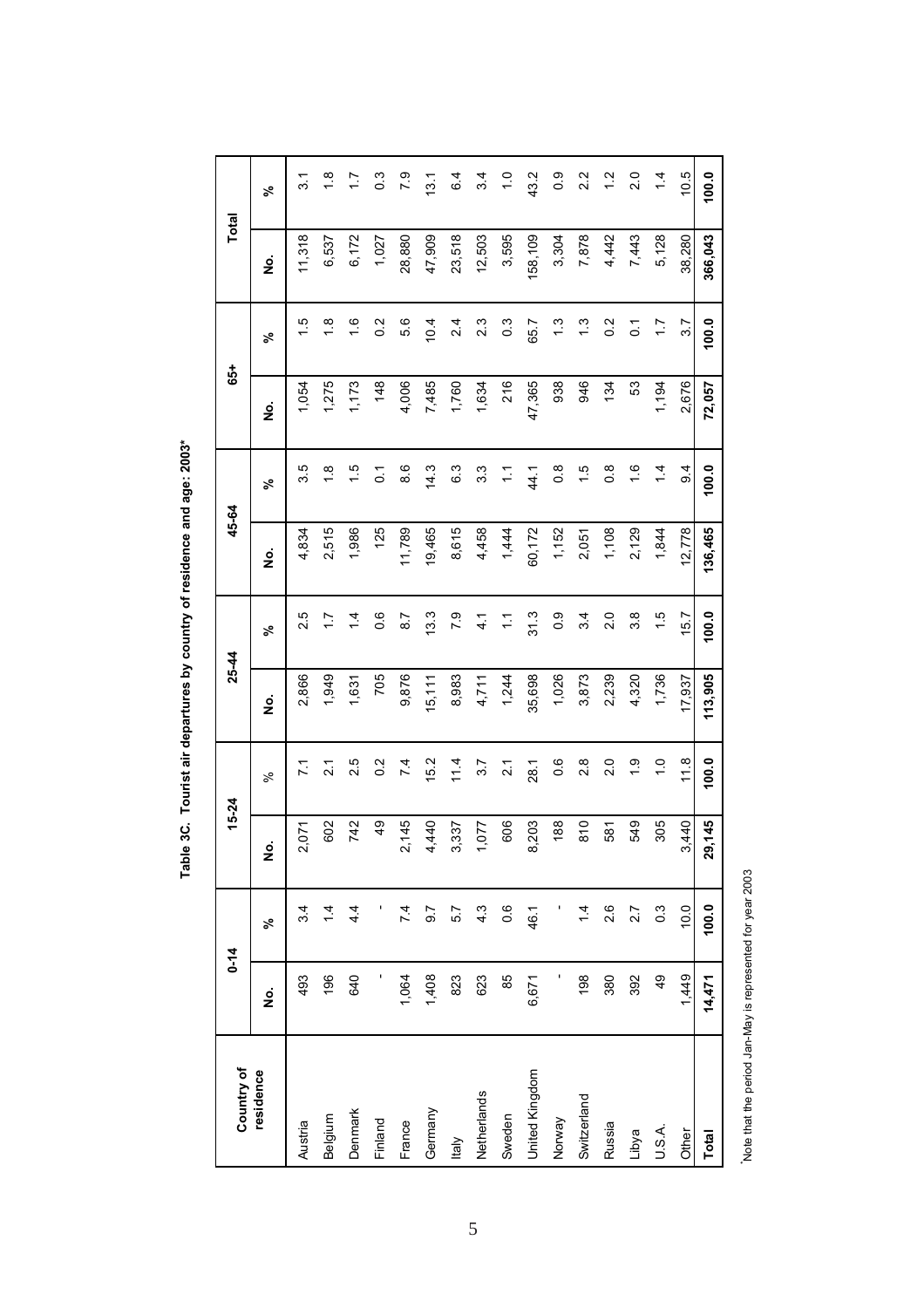**Table 3C. Tourist air departures by country of residence and age: 2003***

| Country of residence | 0-14 | | 15-24 | | 25-44 | | 45-64 | | 65+ | | Total | |
|---|---|---|---|---|---|---|---|---|---|---|---|---|
| | No. | % | No. | % | No. | % | No. | % | No. | % | No. | % |
| Austria | 493 | 3.4 | 2,071 | 7.1 | 2,866 | 2.5 | 4,834 | 3.5 | 1,054 | 1.5 | 11,318 | 3.1 |
| Belgium | 196 | 1.4 | 602 | 2.1 | 1,949 | 1.7 | 2,515 | 1.8 | 1,275 | 1.8 | 6,537 | 1.8 |
| Denmark | 640 | 4.4 | 742 | 2.5 | 1,631 | 1.4 | 1,986 | 1.5 | 1,173 | 1.6 | 6,172 | 1.7 |
| Finland | - | - | 49 | 0.2 | 705 | 0.6 | 125 | 0.1 | 148 | 0.2 | 1,027 | 0.3 |
| France | 1,064 | 7.4 | 2,145 | 7.4 | 9,876 | 8.7 | 11,789 | 8.6 | 4,006 | 5.6 | 28,880 | 7.9 |
| Germany | 1,408 | 9.7 | 4,440 | 15.2 | 15,111 | 13.3 | 19,465 | 14.3 | 7,485 | 10.4 | 47,909 | 13.1 |
| Italy | 823 | 5.7 | 3,337 | 11.4 | 8,983 | 7.9 | 8,615 | 6.3 | 1,760 | 2.4 | 23,518 | 6.4 |
| Netherlands | 623 | 4.3 | 1,077 | 3.7 | 4,711 | 4.1 | 4,458 | 3.3 | 1,634 | 2.3 | 12,503 | 3.4 |
| Sweden | 85 | 0.6 | 606 | 2.1 | 1,244 | 1.1 | 1,444 | 1.1 | 216 | 0.3 | 3,595 | 1.0 |
| United Kingdom | 6,671 | 46.1 | 8,203 | 28.1 | 35,698 | 31.3 | 60,172 | 44.1 | 47,365 | 65.7 | 158,109 | 43.2 |
| Norway | - | - | 188 | 0.6 | 1,026 | 0.9 | 1,152 | 0.8 | 938 | 1.3 | 3,304 | 0.9 |
| Switzerland | 198 | 1.4 | 810 | 2.8 | 3,873 | 3.4 | 2,051 | 1.5 | 946 | 1.3 | 7,878 | 2.2 |
| Russia | 380 | 2.6 | 581 | 2.0 | 2,239 | 2.0 | 1,108 | 0.8 | 134 | 0.2 | 4,442 | 1.2 |
| Libya | 392 | 2.7 | 549 | 1.9 | 4,320 | 3.8 | 2,129 | 1.6 | 53 | 0.1 | 7,443 | 2.0 |
| U.S.A. | 49 | 0.3 | 305 | 1.0 | 1,736 | 1.5 | 1,844 | 1.4 | 1,194 | 1.7 | 5,128 | 1.4 |
| Other | 1,449 | 10.0 | 3,440 | 11.8 | 17,937 | 15.7 | 12,778 | 9.4 | 2,676 | 3.7 | 38,280 | 10.5 |
| **Total** | **14,471** | **100.0** | **29,145** | **100.0** | **113,905** | **100.0** | **136,465** | **100.0** | **72,057** | **100.0** | **366,043** | **100.0** |

*Note that the period Jan-May is represented for year 2003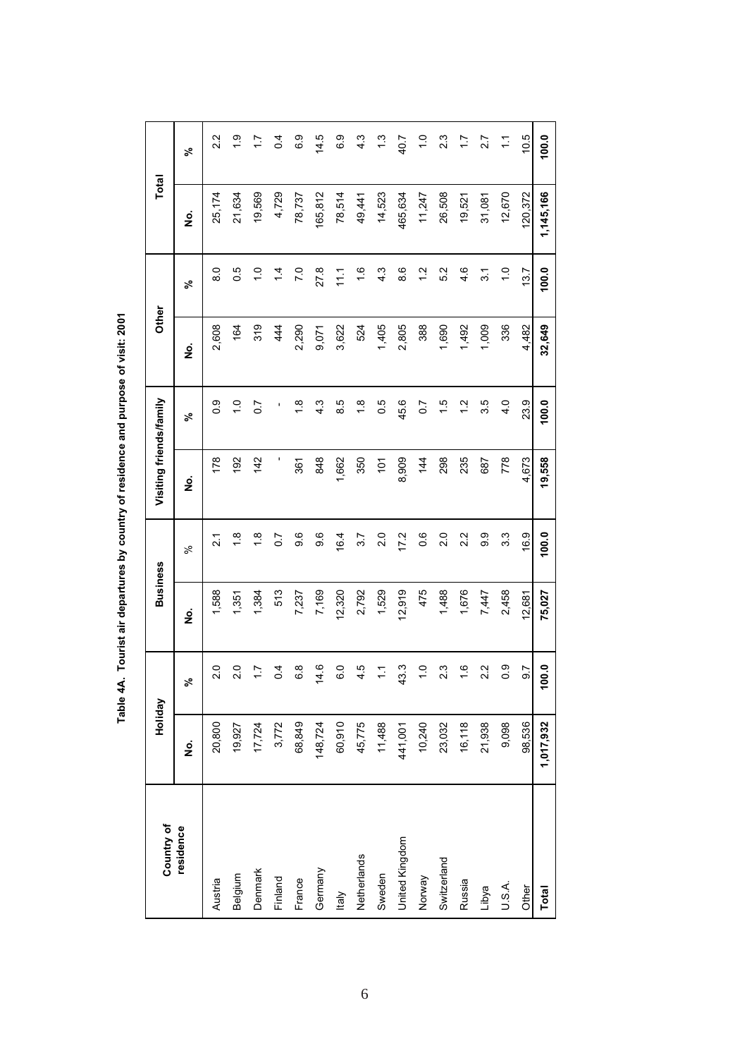**Table 4A. Tourist air departures by country of residence and purpose of visit: 2001**

| Country of residence | Holiday | | Business | | Visiting friends/family | | Other | | Total | |
|---|---|---|---|---|---|---|---|---|---|---|
| | No. | % | No. | % | No. | % | No. | % | No. | % |
| Austria | 20,800 | 2.0 | 1,588 | 2.1 | 178 | 0.9 | 2,608 | 8.0 | 25,174 | 2.2 |
| Belgium | 19,927 | 2.0 | 1,351 | 1.8 | 192 | 1.0 | 164 | 0.5 | 21,634 | 1.9 |
| Denmark | 17,724 | 1.7 | 1,384 | 1.8 | 142 | 0.7 | 319 | 1.0 | 19,569 | 1.7 |
| Finland | 3,772 | 0.4 | 513 | 0.7 | - | - | 444 | 1.4 | 4,729 | 0.4 |
| France | 68,849 | 6.8 | 7,237 | 9.6 | 361 | 1.8 | 2,290 | 7.0 | 78,737 | 6.9 |
| Germany | 148,724 | 14.6 | 7,169 | 9.6 | 848 | 4.3 | 9,071 | 27.8 | 165,812 | 14.5 |
| Italy | 60,910 | 6.0 | 12,320 | 16.4 | 1,662 | 8.5 | 3,622 | 11.1 | 78,514 | 6.9 |
| Netherlands | 45,775 | 4.5 | 2,792 | 3.7 | 350 | 1.8 | 524 | 1.6 | 49,441 | 4.3 |
| Sweden | 11,488 | 1.1 | 1,529 | 2.0 | 101 | 0.5 | 1,405 | 4.3 | 14,523 | 1.3 |
| United Kingdom | 441,001 | 43.3 | 12,919 | 17.2 | 8,909 | 45.6 | 2,805 | 8.6 | 465,634 | 40.7 |
| Norway | 10,240 | 1.0 | 475 | 0.6 | 144 | 0.7 | 388 | 1.2 | 11,247 | 1.0 |
| Switzerland | 23,032 | 2.3 | 1,488 | 2.0 | 298 | 1.5 | 1,690 | 5.2 | 26,508 | 2.3 |
| Russia | 16,118 | 1.6 | 1,676 | 2.2 | 235 | 1.2 | 1,492 | 4.6 | 19,521 | 1.7 |
| Libya | 21,938 | 2.2 | 7,447 | 9.9 | 687 | 3.5 | 1,009 | 3.1 | 31,081 | 2.7 |
| U.S.A. | 9,098 | 0.9 | 2,458 | 3.3 | 778 | 4.0 | 336 | 1.0 | 12,670 | 1.1 |
| Other | 98,536 | 9.7 | 12,681 | 16.9 | 4,673 | 23.9 | 4,482 | 13.7 | 120,372 | 10.5 |
| **Total** | **1,017,932** | **100.0** | **75,027** | **100.0** | **19,558** | **100.0** | **32,649** | **100.0** | **1,145,166** | **100.0** |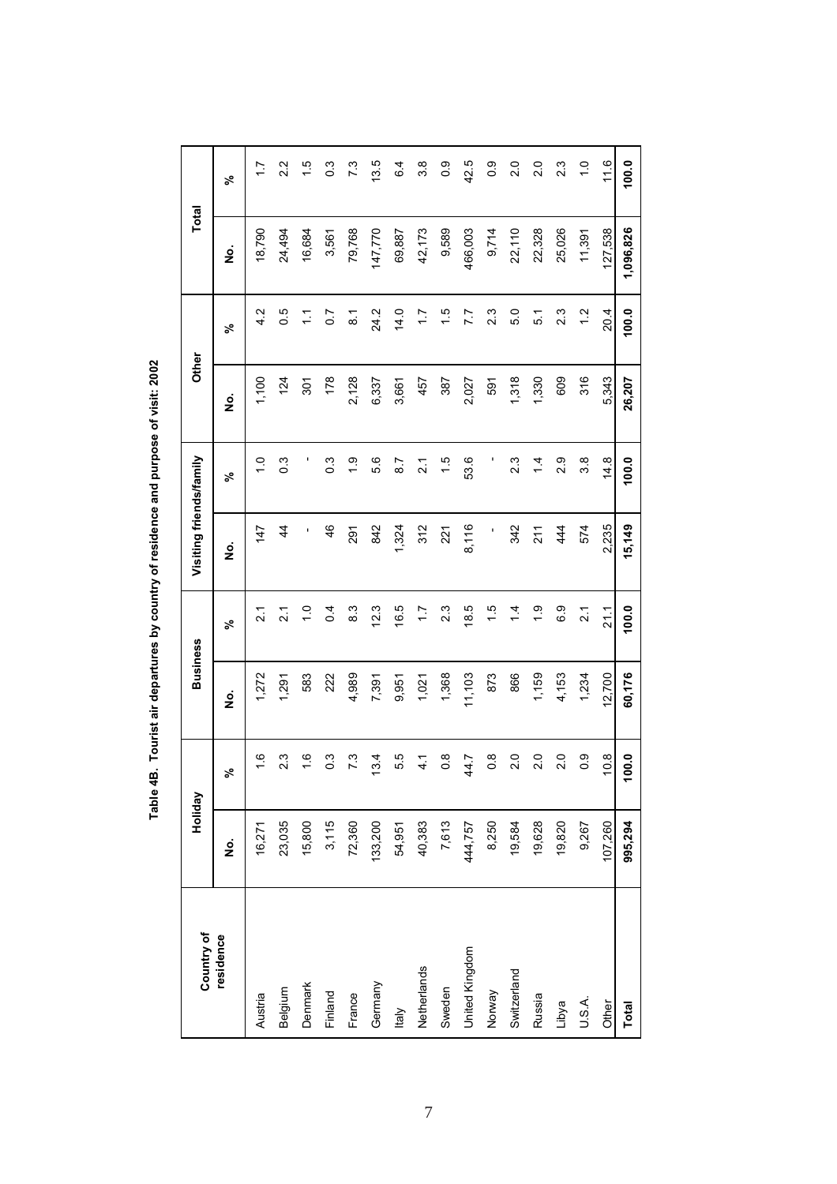**Table 4B. Tourist air departures by country of residence and purpose of visit: 2002**

| Country of residence | Holiday | | Business | | Visiting friends/family | | Other | | Total | |
|---|---|---|---|---|---|---|---|---|---|---|
| | No. | % | No. | % | No. | % | No. | % | No. | % |
| Austria | 16,271 | 1.6 | 1,272 | 2.1 | 147 | 1.0 | 1,100 | 4.2 | 18,790 | 1.7 |
| Belgium | 23,035 | 2.3 | 1,291 | 2.1 | 44 | 0.3 | 124 | 0.5 | 24,494 | 2.2 |
| Denmark | 15,800 | 1.6 | 583 | 1.0 | - | - | 301 | 1.1 | 16,684 | 1.5 |
| Finland | 3,115 | 0.3 | 222 | 0.4 | 46 | 0.3 | 178 | 0.7 | 3,561 | 0.3 |
| France | 72,360 | 7.3 | 4,989 | 8.3 | 291 | 1.9 | 2,128 | 8.1 | 79,768 | 7.3 |
| Germany | 133,200 | 13.4 | 7,391 | 12.3 | 842 | 5.6 | 6,337 | 24.2 | 147,770 | 13.5 |
| Italy | 54,951 | 5.5 | 9,951 | 16.5 | 1,324 | 8.7 | 3,661 | 14.0 | 69,887 | 6.4 |
| Netherlands | 40,383 | 4.1 | 1,021 | 1.7 | 312 | 2.1 | 457 | 1.7 | 42,173 | 3.8 |
| Sweden | 7,613 | 0.8 | 1,368 | 2.3 | 221 | 1.5 | 387 | 1.5 | 9,589 | 0.9 |
| United Kingdom | 444,757 | 44.7 | 11,103 | 18.5 | 8,116 | 53.6 | 2,027 | 7.7 | 466,003 | 42.5 |
| Norway | 8,250 | 0.8 | 873 | 1.5 | - | - | 591 | 2.3 | 9,714 | 0.9 |
| Switzerland | 19,584 | 2.0 | 866 | 1.4 | 342 | 2.3 | 1,318 | 5.0 | 22,110 | 2.0 |
| Russia | 19,628 | 2.0 | 1,159 | 1.9 | 211 | 1.4 | 1,330 | 5.1 | 22,328 | 2.0 |
| Libya | 19,820 | 2.0 | 4,153 | 6.9 | 444 | 2.9 | 609 | 2.3 | 25,026 | 2.3 |
| U.S.A. | 9,267 | 0.9 | 1,234 | 2.1 | 574 | 3.8 | 316 | 1.2 | 11,391 | 1.0 |
| Other | 107,260 | 10.8 | 12,700 | 21.1 | 2,235 | 14.8 | 5,343 | 20.4 | 127,538 | 11.6 |
| **Total** | **995,294** | **100.0** | **60,176** | **100.0** | **15,149** | **100.0** | **26,207** | **100.0** | **1,096,826** | **100.0** |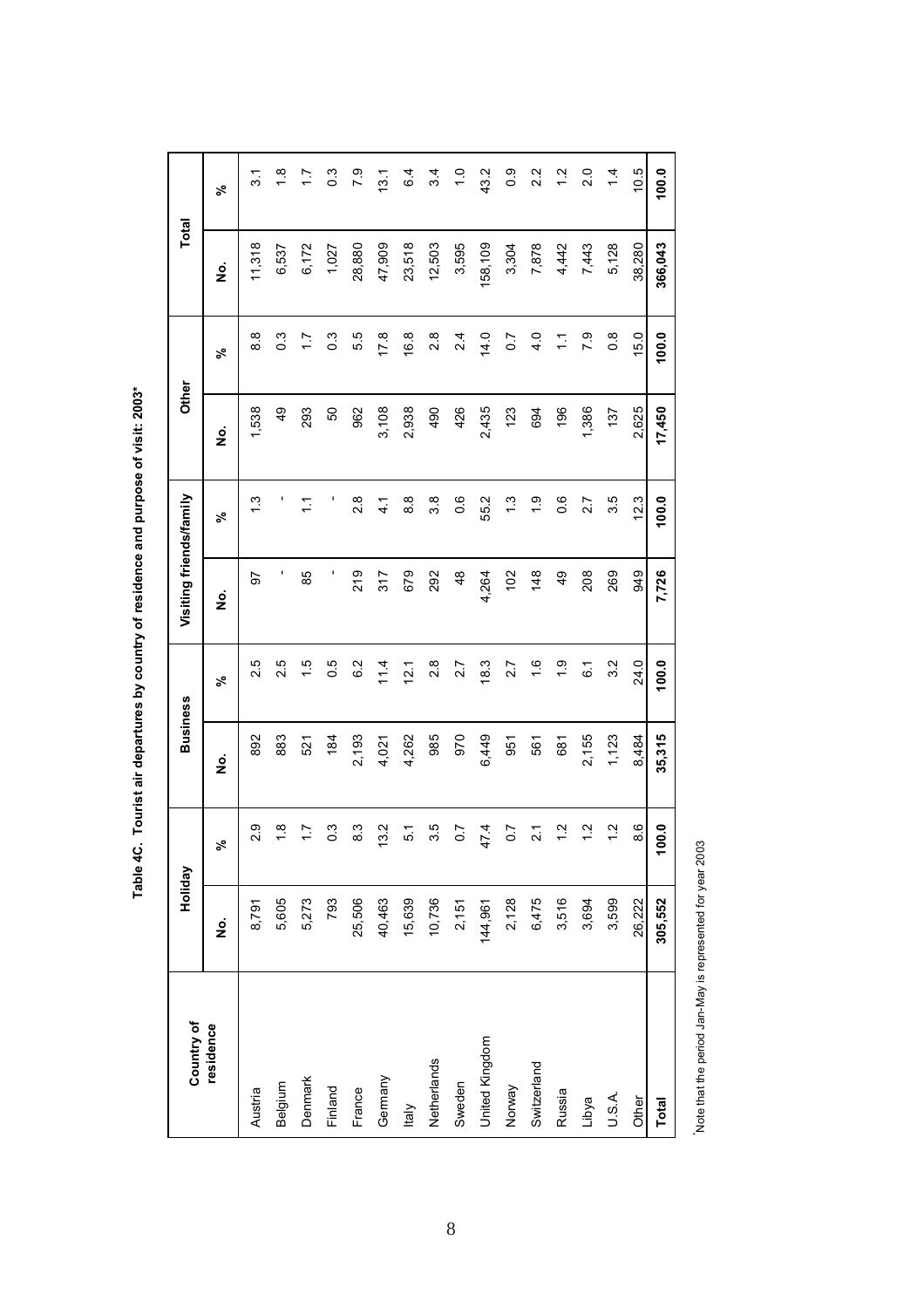**Table 4C. Tourist air departures by country of residence and purpose of visit: 2003***

| Country of residence | Holiday | | Business | | Visiting friends/family | | Other | | Total | |
|---|---|---|---|---|---|---|---|---|---|---|
| | No. | % | No. | % | No. | % | No. | % | No. | % |
| Austria | 8,791 | 2.9 | 892 | 2.5 | 97 | 1.3 | 1,538 | 8.8 | 11,318 | 3.1 |
| Belgium | 5,605 | 1.8 | 883 | 2.5 | - | - | 49 | 0.3 | 6,537 | 1.8 |
| Denmark | 5,273 | 1.7 | 521 | 1.5 | 85 | 1.1 | 293 | 1.7 | 6,172 | 1.7 |
| Finland | 793 | 0.3 | 184 | 0.5 | - | - | 50 | 0.3 | 1,027 | 0.3 |
| France | 25,506 | 8.3 | 2,193 | 6.2 | 219 | 2.8 | 962 | 5.5 | 28,880 | 7.9 |
| Germany | 40,463 | 13.2 | 4,021 | 11.4 | 317 | 4.1 | 3,108 | 17.8 | 47,909 | 13.1 |
| Italy | 15,639 | 5.1 | 4,262 | 12.1 | 679 | 8.8 | 2,938 | 16.8 | 23,518 | 6.4 |
| Netherlands | 10,736 | 3.5 | 985 | 2.8 | 292 | 3.8 | 490 | 2.8 | 12,503 | 3.4 |
| Sweden | 2,151 | 0.7 | 970 | 2.7 | 48 | 0.6 | 426 | 2.4 | 3,595 | 1.0 |
| United Kingdom | 144,961 | 47.4 | 6,449 | 18.3 | 4,264 | 55.2 | 2,435 | 14.0 | 158,109 | 43.2 |
| Norway | 2,128 | 0.7 | 951 | 2.7 | 102 | 1.3 | 123 | 0.7 | 3,304 | 0.9 |
| Switzerland | 6,475 | 2.1 | 561 | 1.6 | 148 | 1.9 | 694 | 4.0 | 7,878 | 2.2 |
| Russia | 3,516 | 1.2 | 681 | 1.9 | 49 | 0.6 | 196 | 1.1 | 4,442 | 1.2 |
| Libya | 3,694 | 1.2 | 2,155 | 6.1 | 208 | 2.7 | 1,386 | 7.9 | 7,443 | 2.0 |
| U.S.A. | 3,599 | 1.2 | 1,123 | 3.2 | 269 | 3.5 | 137 | 0.8 | 5,128 | 1.4 |
| Other | 26,222 | 8.6 | 8,484 | 24.0 | 949 | 12.3 | 2,625 | 15.0 | 38,280 | 10.5 |
| **Total** | **305,552** | **100.0** | **35,315** | **100.0** | **7,726** | **100.0** | **17,450** | **100.0** | **366,043** | **100.0** |

*Note that the period Jan-May is represented for year 2003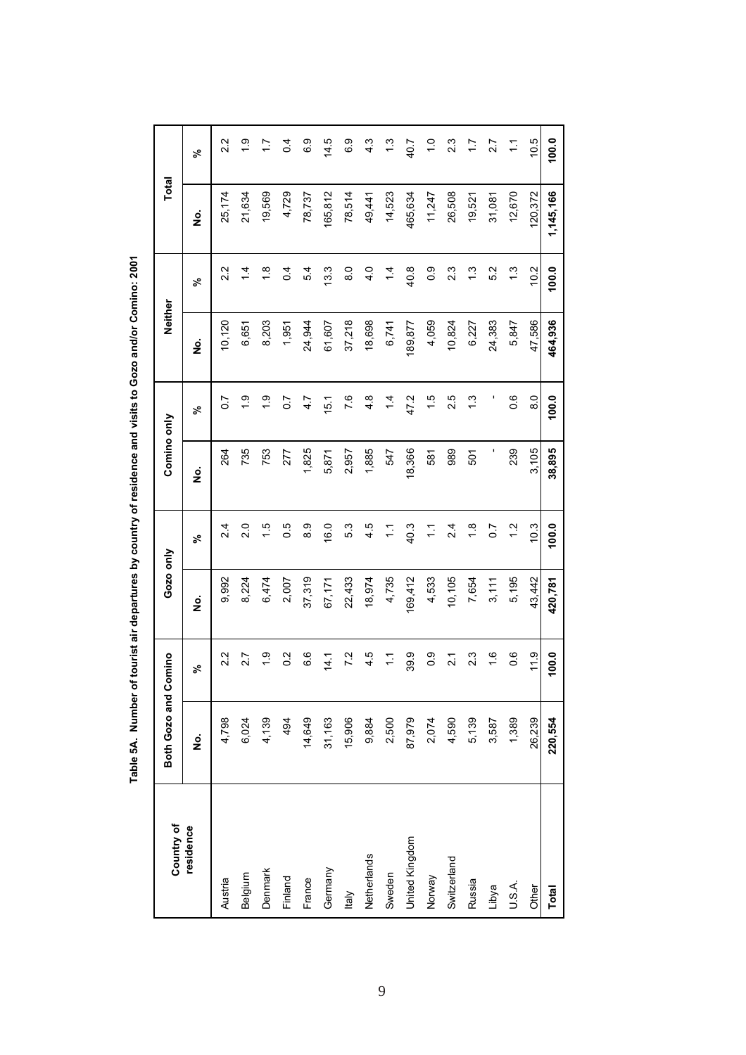**Table 5A. Number of tourist air departures by country of residence and visits to Gozo and/or Comino: 2001**

| Country of residence | Both Gozo and Comino | | Gozo only | | Comino only | | Neither | | Total | |
|---|---|---|---|---|---|---|---|---|---|---|
| | No. | % | No. | % | No. | % | No. | % | No. | % |
| Austria | 4,798 | 2.2 | 9,992 | 2.4 | 264 | 0.7 | 10,120 | 2.2 | 25,174 | 2.2 |
| Belgium | 6,024 | 2.7 | 8,224 | 2.0 | 735 | 1.9 | 6,651 | 1.4 | 21,634 | 1.9 |
| Denmark | 4,139 | 1.9 | 6,474 | 1.5 | 753 | 1.9 | 8,203 | 1.8 | 19,569 | 1.7 |
| Finland | 494 | 0.2 | 2,007 | 0.5 | 277 | 0.7 | 1,951 | 0.4 | 4,729 | 0.4 |
| France | 14,649 | 6.6 | 37,319 | 8.9 | 1,825 | 4.7 | 24,944 | 5.4 | 78,737 | 6.9 |
| Germany | 31,163 | 14.1 | 67,171 | 16.0 | 5,871 | 15.1 | 61,607 | 13.3 | 165,812 | 14.5 |
| Italy | 15,906 | 7.2 | 22,433 | 5.3 | 2,957 | 7.6 | 37,218 | 8.0 | 78,514 | 6.9 |
| Netherlands | 9,884 | 4.5 | 18,974 | 4.5 | 1,885 | 4.8 | 18,698 | 4.0 | 49,441 | 4.3 |
| Sweden | 2,500 | 1.1 | 4,735 | 1.1 | 547 | 1.4 | 6,741 | 1.4 | 14,523 | 1.3 |
| United Kingdom | 87,979 | 39.9 | 169,412 | 40.3 | 18,366 | 47.2 | 189,877 | 40.8 | 465,634 | 40.7 |
| Norway | 2,074 | 0.9 | 4,533 | 1.1 | 581 | 1.5 | 4,059 | 0.9 | 11,247 | 1.0 |
| Switzerland | 4,590 | 2.1 | 10,105 | 2.4 | 989 | 2.5 | 10,824 | 2.3 | 26,508 | 2.3 |
| Russia | 5,139 | 2.3 | 7,654 | 1.8 | 501 | 1.3 | 6,227 | 1.3 | 19,521 | 1.7 |
| Libya | 3,587 | 1.6 | 3,111 | 0.7 | - | - | 24,383 | 5.2 | 31,081 | 2.7 |
| U.S.A. | 1,389 | 0.6 | 5,195 | 1.2 | 239 | 0.6 | 5,847 | 1.3 | 12,670 | 1.1 |
| Other | 26,239 | 11.9 | 43,442 | 10.3 | 3,105 | 8.0 | 47,586 | 10.2 | 120,372 | 10.5 |
| **Total** | **220,554** | **100.0** | **420,781** | **100.0** | **38,895** | **100.0** | **464,936** | **100.0** | **1,145,166** | **100.0** |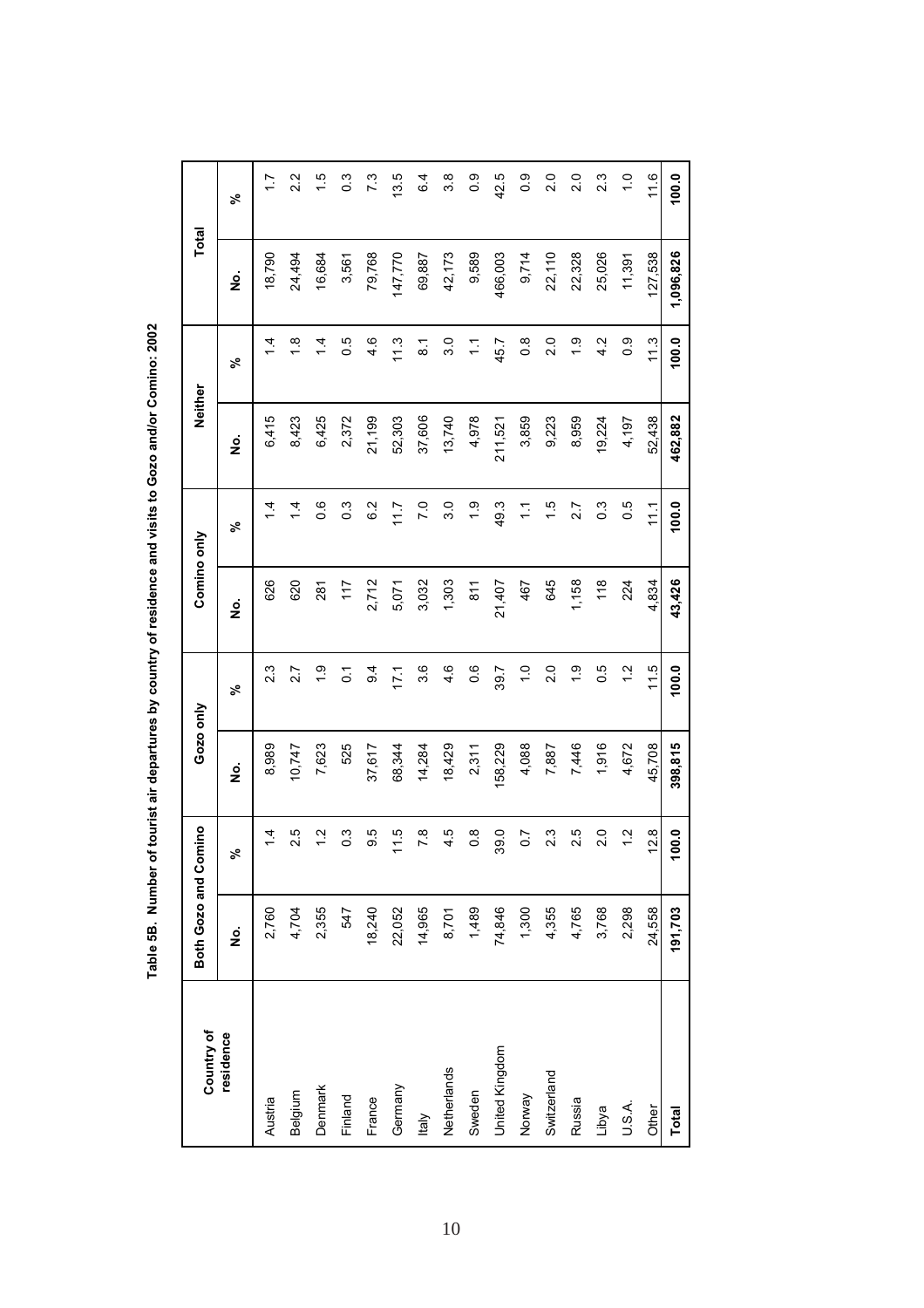**Table 5B. Number of tourist air departures by country of residence and visits to Gozo and/or Comino: 2002**

| Country of residence | Both Gozo and Comino | | Gozo only | | Comino only | | Neither | | Total | |
|---|---|---|---|---|---|---|---|---|---|---|
| | No. | % | No. | % | No. | % | No. | % | No. | % |
| Austria | 2,760 | 1.4 | 8,989 | 2.3 | 626 | 1.4 | 6,415 | 1.4 | 18,790 | 1.7 |
| Belgium | 4,704 | 2.5 | 10,747 | 2.7 | 620 | 1.4 | 8,423 | 1.8 | 24,494 | 2.2 |
| Denmark | 2,355 | 1.2 | 7,623 | 1.9 | 281 | 0.6 | 6,425 | 1.4 | 16,684 | 1.5 |
| Finland | 547 | 0.3 | 525 | 0.1 | 117 | 0.3 | 2,372 | 0.5 | 3,561 | 0.3 |
| France | 18,240 | 9.5 | 37,617 | 9.4 | 2,712 | 6.2 | 21,199 | 4.6 | 79,768 | 7.3 |
| Germany | 22,052 | 11.5 | 68,344 | 17.1 | 5,071 | 11.7 | 52,303 | 11.3 | 147,770 | 13.5 |
| Italy | 14,965 | 7.8 | 14,284 | 3.6 | 3,032 | 7.0 | 37,606 | 8.1 | 69,887 | 6.4 |
| Netherlands | 8,701 | 4.5 | 18,429 | 4.6 | 1,303 | 3.0 | 13,740 | 3.0 | 42,173 | 3.8 |
| Sweden | 1,489 | 0.8 | 2,311 | 0.6 | 811 | 1.9 | 4,978 | 1.1 | 9,589 | 0.9 |
| United Kingdom | 74,846 | 39.0 | 158,229 | 39.7 | 21,407 | 49.3 | 211,521 | 45.7 | 466,003 | 42.5 |
| Norway | 1,300 | 0.7 | 4,088 | 1.0 | 467 | 1.1 | 3,859 | 0.8 | 9,714 | 0.9 |
| Switzerland | 4,355 | 2.3 | 7,887 | 2.0 | 645 | 1.5 | 9,223 | 2.0 | 22,110 | 2.0 |
| Russia | 4,765 | 2.5 | 7,446 | 1.9 | 1,158 | 2.7 | 8,959 | 1.9 | 22,328 | 2.0 |
| Libya | 3,768 | 2.0 | 1,916 | 0.5 | 118 | 0.3 | 19,224 | 4.2 | 25,026 | 2.3 |
| U.S.A. | 2,298 | 1.2 | 4,672 | 1.2 | 224 | 0.5 | 4,197 | 0.9 | 11,391 | 1.0 |
| Other | 24,558 | 12.8 | 45,708 | 11.5 | 4,834 | 11.1 | 52,438 | 11.3 | 127,538 | 11.6 |
| **Total** | **191,703** | **100.0** | **398,815** | **100.0** | **43,426** | **100.0** | **462,882** | **100.0** | **1,096,826** | **100.0** |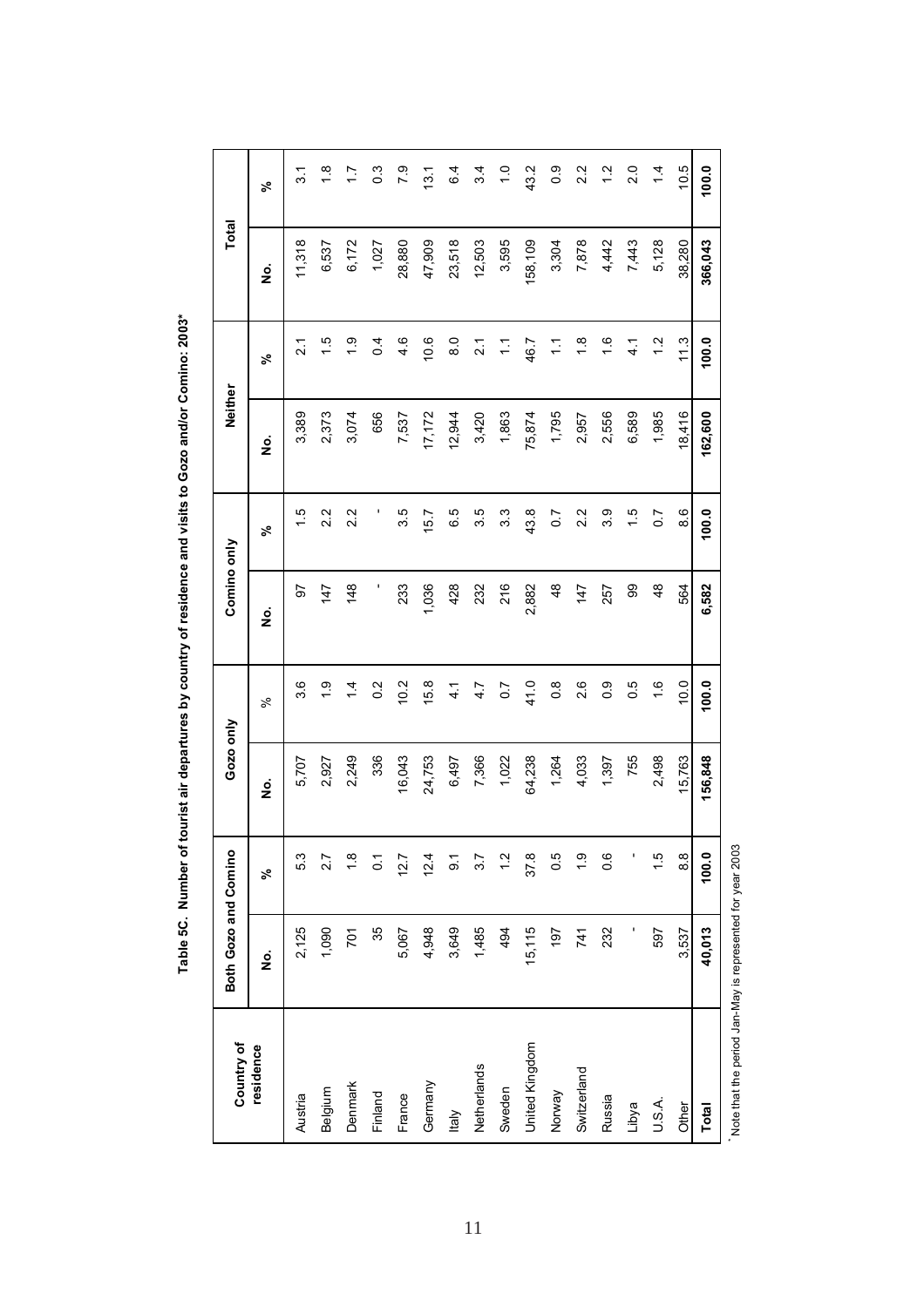**Table 5C. Number of tourist air departures by country of residence and visits to Gozo and/or Comino: 2003***

| Country of residence | Both Gozo and Comino | | Gozo only | | Comino only | | Neither | | Total | |
|---|---|---|---|---|---|---|---|---|---|---|
| | No. | % | No. | % | No. | % | No. | % | No. | % |
| Austria | 2,125 | 5.3 | 5,707 | 3.6 | 97 | 1.5 | 3,389 | 2.1 | 11,318 | 3.1 |
| Belgium | 1,090 | 2.7 | 2,927 | 1.9 | 147 | 2.2 | 2,373 | 1.5 | 6,537 | 1.8 |
| Denmark | 701 | 1.8 | 2,249 | 1.4 | 148 | 2.2 | 3,074 | 1.9 | 6,172 | 1.7 |
| Finland | 35 | 0.1 | 336 | 0.2 | - | - | 656 | 0.4 | 1,027 | 0.3 |
| France | 5,067 | 12.7 | 16,043 | 10.2 | 233 | 3.5 | 7,537 | 4.6 | 28,880 | 7.9 |
| Germany | 4,948 | 12.4 | 24,753 | 15.8 | 1,036 | 15.7 | 17,172 | 10.6 | 47,909 | 13.1 |
| Italy | 3,649 | 9.1 | 6,497 | 4.1 | 428 | 6.5 | 12,944 | 8.0 | 23,518 | 6.4 |
| Netherlands | 1,485 | 3.7 | 7,366 | 4.7 | 232 | 3.5 | 3,420 | 2.1 | 12,503 | 3.4 |
| Sweden | 494 | 1.2 | 1,022 | 0.7 | 216 | 3.3 | 1,863 | 1.1 | 3,595 | 1.0 |
| United Kingdom | 15,115 | 37.8 | 64,238 | 41.0 | 2,882 | 43.8 | 75,874 | 46.7 | 158,109 | 43.2 |
| Norway | 197 | 0.5 | 1,264 | 0.8 | 48 | 0.7 | 1,795 | 1.1 | 3,304 | 0.9 |
| Switzerland | 741 | 1.9 | 4,033 | 2.6 | 147 | 2.2 | 2,957 | 1.8 | 7,878 | 2.2 |
| Russia | 232 | 0.6 | 1,397 | 0.9 | 257 | 3.9 | 2,556 | 1.6 | 4,442 | 1.2 |
| Libya | - | - | 755 | 0.5 | 99 | 1.5 | 6,589 | 4.1 | 7,443 | 2.0 |
| U.S.A. | 597 | 1.5 | 2,498 | 1.6 | 48 | 0.7 | 1,985 | 1.2 | 5,128 | 1.4 |
| Other | 3,537 | 8.8 | 15,763 | 10.0 | 564 | 8.6 | 18,416 | 11.3 | 38,280 | 10.5 |
| **Total** | **40,013** | **100.0** | **156,848** | **100.0** | **6,582** | **100.0** | **162,600** | **100.0** | **366,043** | **100.0** |

* Note that the period Jan-May is represented for year 2003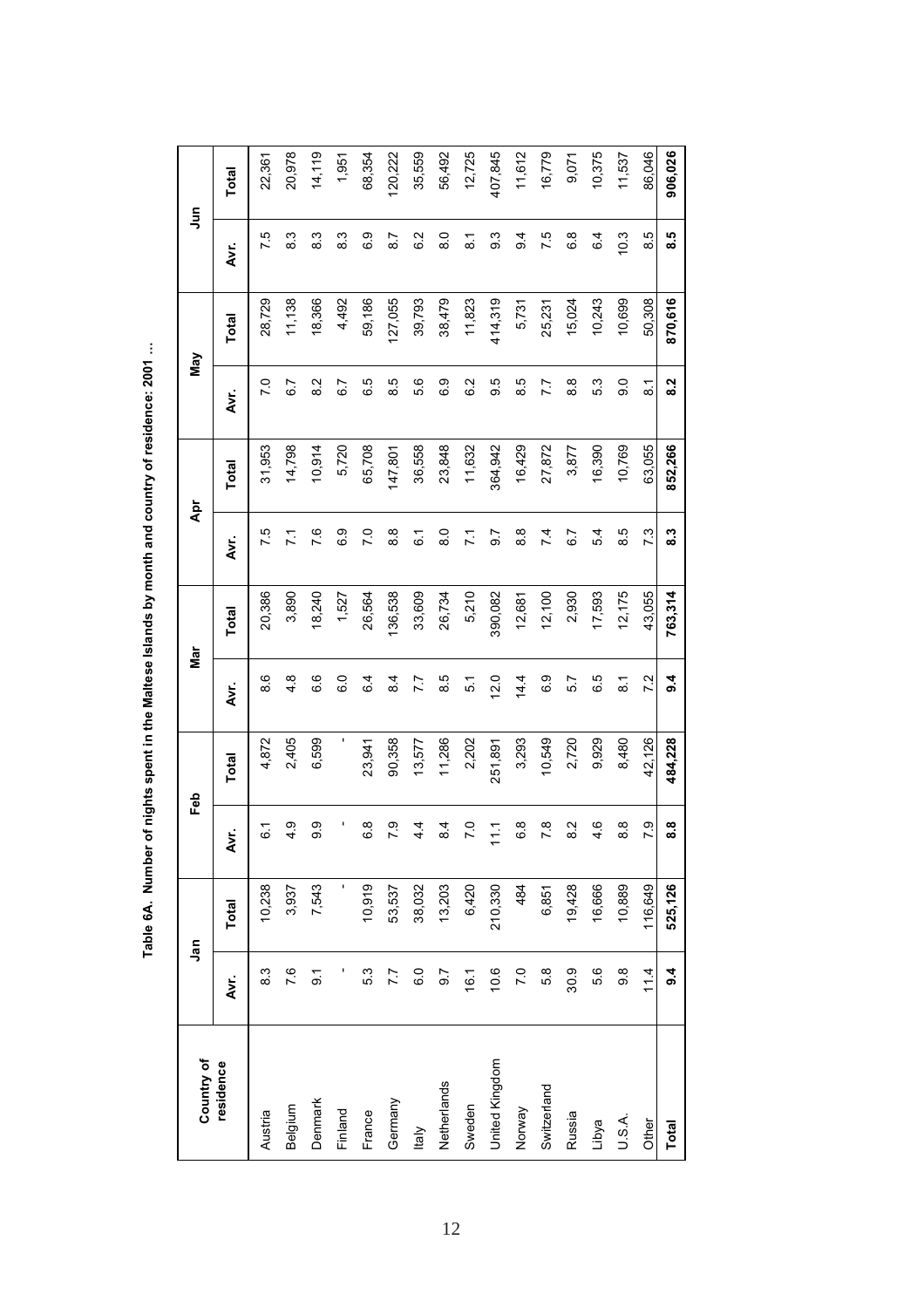**Table 6A. Number of nights spent in the Maltese Islands by month and country of residence: 2001 ...**

| Country of residence | Jan | | Feb | | Mar | | Apr | | May | | Jun | |
|---|---|---|---|---|---|---|---|---|---|---|---|---|
| | Avr. | Total | Avr. | Total | Avr. | Total | Avr. | Total | Avr. | Total | Avr. | Total |
| Austria | 8.3 | 10,238 | 6.1 | 4,872 | 8.6 | 20,386 | 7.5 | 31,953 | 7.0 | 28,729 | 7.5 | 22,361 |
| Belgium | 7.6 | 3,937 | 4.9 | 2,405 | 4.8 | 3,890 | 7.1 | 14,798 | 6.7 | 11,138 | 8.3 | 20,978 |
| Denmark | 9.1 | 7,543 | 9.9 | 6,599 | 6.6 | 18,240 | 7.6 | 10,914 | 8.2 | 18,366 | 8.3 | 14,119 |
| Finland | - | - | - | - | 6.0 | 1,527 | 6.9 | 5,720 | 6.7 | 4,492 | 8.3 | 1,951 |
| France | 5.3 | 10,919 | 6.8 | 23,941 | 6.4 | 26,564 | 7.0 | 65,708 | 6.5 | 59,186 | 6.9 | 68,354 |
| Germany | 7.7 | 53,537 | 7.9 | 90,358 | 8.4 | 136,538 | 8.8 | 147,801 | 8.5 | 127,055 | 8.7 | 120,222 |
| Italy | 6.0 | 38,032 | 4.4 | 13,577 | 7.7 | 33,609 | 6.1 | 36,558 | 5.6 | 39,793 | 6.2 | 35,559 |
| Netherlands | 9.7 | 13,203 | 8.4 | 11,286 | 8.5 | 26,734 | 8.0 | 23,848 | 6.9 | 38,479 | 8.0 | 56,492 |
| Sweden | 16.1 | 6,420 | 7.0 | 2,202 | 5.1 | 5,210 | 7.1 | 11,632 | 6.2 | 11,823 | 8.1 | 12,725 |
| United Kingdom | 10.6 | 210,330 | 11.1 | 251,891 | 12.0 | 390,082 | 9.7 | 364,942 | 9.5 | 414,319 | 9.3 | 407,845 |
| Norway | 7.0 | 484 | 6.8 | 3,293 | 14.4 | 12,681 | 8.8 | 16,429 | 8.5 | 5,731 | 9.4 | 11,612 |
| Switzerland | 5.8 | 6,851 | 7.8 | 10,549 | 6.9 | 12,100 | 7.4 | 27,872 | 7.7 | 25,231 | 7.5 | 16,779 |
| Russia | 30.9 | 19,428 | 8.2 | 2,720 | 5.7 | 2,930 | 6.7 | 3,877 | 8.8 | 15,024 | 6.8 | 9,071 |
| Libya | 5.6 | 16,666 | 4.6 | 9,929 | 6.5 | 17,593 | 5.4 | 16,390 | 5.3 | 10,243 | 6.4 | 10,375 |
| U.S.A. | 9.8 | 10,889 | 8.8 | 8,480 | 8.1 | 12,175 | 8.5 | 10,769 | 9.0 | 10,699 | 10.3 | 11,537 |
| Other | 11.4 | 116,649 | 7.9 | 42,126 | 7.2 | 43,055 | 7.3 | 63,055 | 8.1 | 50,308 | 8.5 | 86,046 |
| **Total** | **9.4** | **525,126** | **8.8** | **484,228** | **9.4** | **763,314** | **8.3** | **852,266** | **8.2** | **870,616** | **8.5** | **906,026** |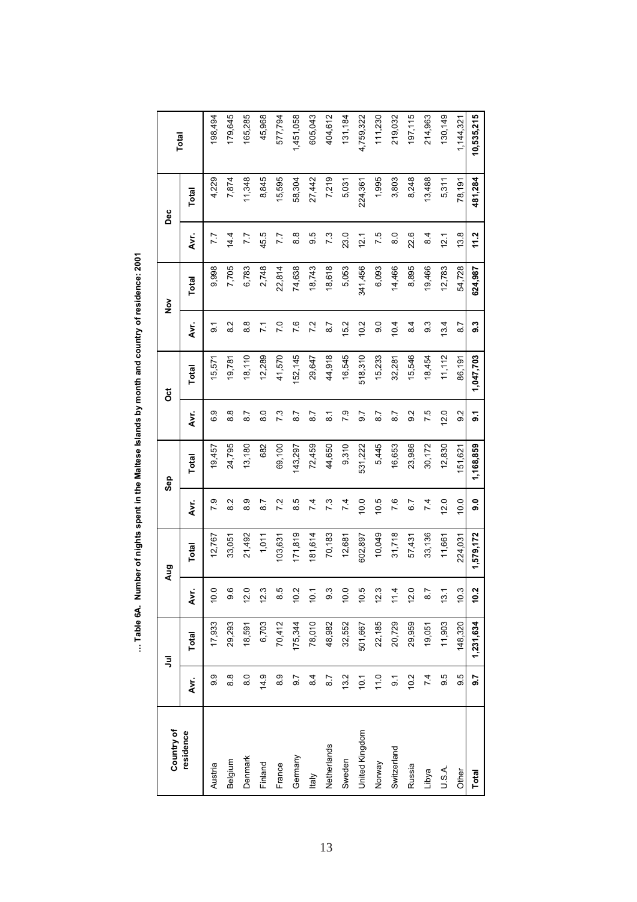**... Table 6A. Number of nights spent in the Maltese Islands by month and country of residence: 2001**

| Country of residence | Jul | | Aug | | Sep | | Oct | | Nov | | Dec | | Total |
|---|---|---|---|---|---|---|---|---|---|---|---|---|---|
| | Avr. | Total | Avr. | Total | Avr. | Total | Avr. | Total | Avr. | Total | Avr. | Total | |
| Austria | 9.9 | 17,933 | 10.0 | 12,767 | 7.9 | 19,457 | 6.9 | 15,571 | 9.1 | 9,998 | 7.7 | 4,229 | 198,494 |
| Belgium | 8.8 | 29,293 | 9.6 | 33,051 | 8.2 | 24,795 | 8.8 | 19,781 | 8.2 | 7,705 | 14.4 | 7,874 | 179,645 |
| Denmark | 8.0 | 18,591 | 12.0 | 21,492 | 8.9 | 13,180 | 8.7 | 18,110 | 8.8 | 6,783 | 7.7 | 11,348 | 165,285 |
| Finland | 14.9 | 6,703 | 12.3 | 1,011 | 8.7 | 682 | 8.0 | 12,289 | 7.1 | 2,748 | 45.5 | 8,845 | 45,968 |
| France | 8.9 | 70,412 | 8.5 | 103,631 | 7.2 | 69,100 | 7.3 | 41,570 | 7.0 | 22,814 | 7.7 | 15,595 | 577,794 |
| Germany | 9.7 | 175,344 | 10.2 | 171,819 | 8.5 | 143,297 | 8.7 | 152,145 | 7.6 | 74,638 | 8.8 | 58,304 | 1,451,058 |
| Italy | 8.4 | 78,010 | 10.1 | 181,614 | 7.4 | 72,459 | 8.7 | 29,647 | 7.2 | 18,743 | 9.5 | 27,442 | 605,043 |
| Netherlands | 8.7 | 48,982 | 9.3 | 70,183 | 7.3 | 44,650 | 8.1 | 44,918 | 8.7 | 18,618 | 7.3 | 7,219 | 404,612 |
| Sweden | 13.2 | 32,552 | 10.0 | 12,681 | 7.4 | 9,310 | 7.9 | 16,545 | 15.2 | 5,053 | 23.0 | 5,031 | 131,184 |
| United Kingdom | 10.1 | 501,667 | 10.5 | 602,897 | 10.0 | 531,222 | 9.7 | 518,310 | 10.2 | 341,456 | 12.1 | 224,361 | 4,759,322 |
| Norway | 11.0 | 22,185 | 12.3 | 10,049 | 10.5 | 5,445 | 8.7 | 15,233 | 9.0 | 6,093 | 7.5 | 1,995 | 111,230 |
| Switzerland | 9.1 | 20,729 | 11.4 | 31,718 | 7.6 | 16,653 | 8.7 | 32,281 | 10.4 | 14,466 | 8.0 | 3,803 | 219,032 |
| Russia | 10.2 | 29,959 | 12.0 | 57,431 | 6.7 | 23,986 | 9.2 | 15,546 | 8.4 | 8,895 | 22.6 | 8,248 | 197,115 |
| Libya | 7.4 | 19,051 | 8.7 | 33,136 | 7.4 | 30,172 | 7.5 | 18,454 | 9.3 | 19,466 | 8.4 | 13,488 | 214,963 |
| U.S.A. | 9.5 | 11,903 | 13.1 | 11,661 | 12.0 | 12,830 | 12.0 | 11,112 | 13.4 | 12,783 | 12.1 | 5,311 | 130,149 |
| Other | 9.5 | 148,320 | 10.3 | 224,031 | 10.0 | 151,621 | 9.2 | 86,191 | 8.7 | 54,728 | 13.8 | 78,191 | 1,144,321 |
| **Total** | **9.7** | **1,231,634** | **10.2** | **1,579,172** | **9.0** | **1,168,859** | **9.1** | **1,047,703** | **9.3** | **624,987** | **11.2** | **481,284** | **10,535,215** |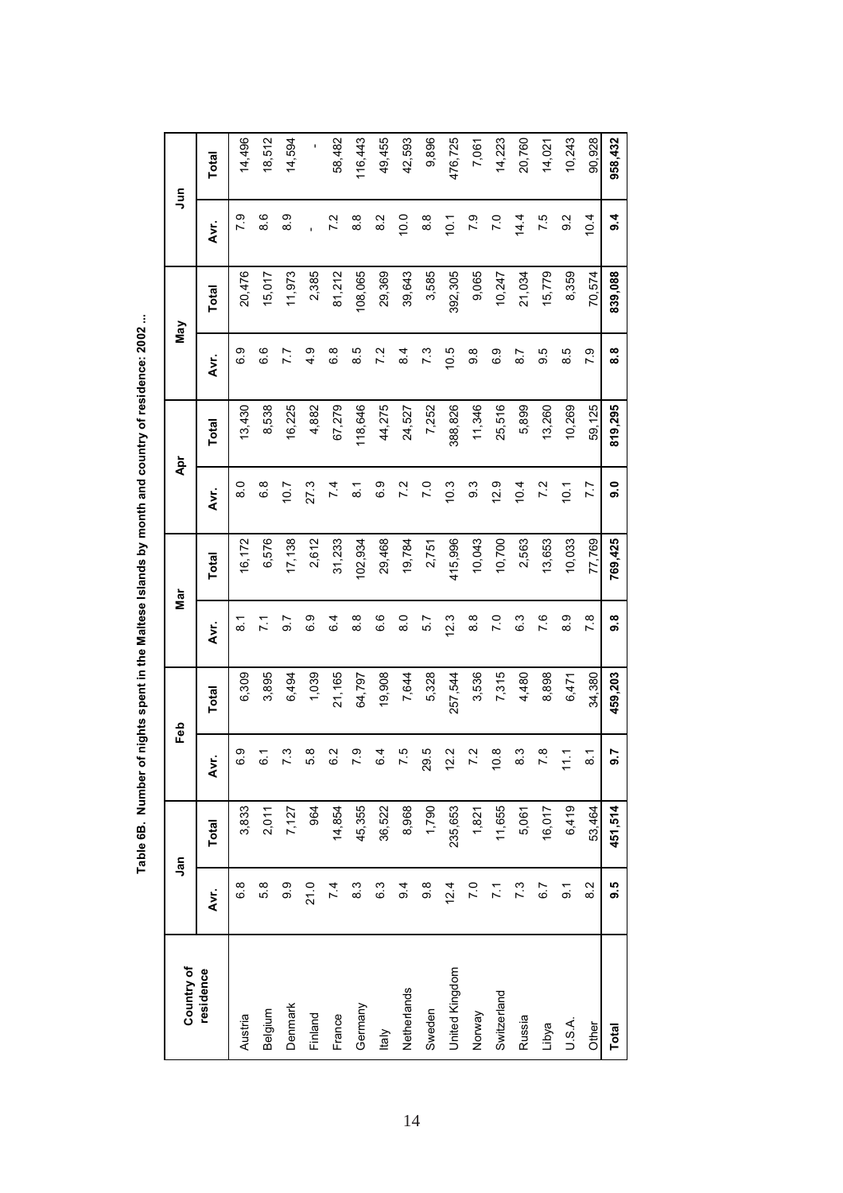**Table 6B. Number of nights spent in the Maltese Islands by month and country of residence: 2002 ...**

| Country of residence | Jan | | Feb | | Mar | | Apr | | May | | Jun | |
|---|---|---|---|---|---|---|---|---|---|---|---|---|
| | Avr. | Total | Avr. | Total | Avr. | Total | Avr. | Total | Avr. | Total | Avr. | Total |
| Austria | 6.8 | 3,833 | 6.9 | 6,309 | 8.1 | 16,172 | 8.0 | 13,430 | 6.9 | 20,476 | 7.9 | 14,496 |
| Belgium | 5.8 | 2,011 | 6.1 | 3,895 | 7.1 | 6,576 | 6.8 | 8,538 | 6.6 | 15,017 | 8.6 | 18,512 |
| Denmark | 9.9 | 7,127 | 7.3 | 6,494 | 9.7 | 17,138 | 10.7 | 16,225 | 7.7 | 11,973 | 8.9 | 14,594 |
| Finland | 21.0 | 964 | 5.8 | 1,039 | 6.9 | 2,612 | 27.3 | 4,882 | 4.9 | 2,385 | - | - |
| France | 7.4 | 14,854 | 6.2 | 21,165 | 6.4 | 31,233 | 7.4 | 67,279 | 6.8 | 81,212 | 7.2 | 58,482 |
| Germany | 8.3 | 45,355 | 7.9 | 64,797 | 8.8 | 102,934 | 8.1 | 118,646 | 8.5 | 108,065 | 8.8 | 116,443 |
| Italy | 6.3 | 36,522 | 6.4 | 19,908 | 6.6 | 29,468 | 6.9 | 44,275 | 7.2 | 29,369 | 8.2 | 49,455 |
| Netherlands | 9.4 | 8,968 | 7.5 | 7,644 | 8.0 | 19,784 | 7.2 | 24,527 | 8.4 | 39,643 | 10.0 | 42,593 |
| Sweden | 9.8 | 1,790 | 29.5 | 5,328 | 5.7 | 2,751 | 7.0 | 7,252 | 7.3 | 3,585 | 8.8 | 9,896 |
| United Kingdom | 12.4 | 235,653 | 12.2 | 257,544 | 12.3 | 415,996 | 10.3 | 388,826 | 10.5 | 392,305 | 10.1 | 476,725 |
| Norway | 7.0 | 1,821 | 7.2 | 3,536 | 8.8 | 10,043 | 9.3 | 11,346 | 9.8 | 9,065 | 7.9 | 7,061 |
| Switzerland | 7.1 | 11,655 | 10.8 | 7,315 | 7.0 | 10,700 | 12.9 | 25,516 | 6.9 | 10,247 | 7.0 | 14,223 |
| Russia | 7.3 | 5,061 | 8.3 | 4,480 | 6.3 | 2,563 | 10.4 | 5,899 | 8.7 | 21,034 | 14.4 | 20,760 |
| Libya | 6.7 | 16,017 | 7.8 | 8,898 | 7.6 | 13,653 | 7.2 | 13,260 | 9.5 | 15,779 | 7.5 | 14,021 |
| U.S.A. | 9.1 | 6,419 | 11.1 | 6,471 | 8.9 | 10,033 | 10.1 | 10,269 | 8.5 | 8,359 | 9.2 | 10,243 |
| Other | 8.2 | 53,464 | 8.1 | 34,380 | 7.8 | 77,769 | 7.7 | 59,125 | 7.9 | 70,574 | 10.4 | 90,928 |
| **Total** | **9.5** | **451,514** | **9.7** | **459,203** | **9.8** | **769,425** | **9.0** | **819,295** | **8.8** | **839,088** | **9.4** | **958,432** |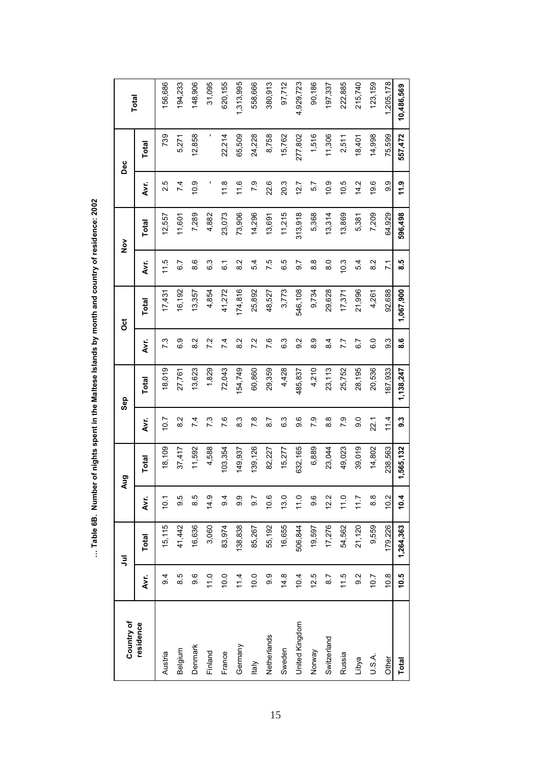**... Table 6B. Number of nights spent in the Maltese Islands by month and country of residence: 2002**

| Country of residence | Jul | | Aug | | Sep | | Oct | | Nov | | Dec | | Total |
|---|---|---|---|---|---|---|---|---|---|---|---|---|---|
| | Avr. | Total | Avr. | Total | Avr. | Total | Avr. | Total | Avr. | Total | Avr. | Total | |
| Austria | 9.4 | 15,115 | 10.1 | 18,109 | 10.7 | 18,019 | 7.3 | 17,431 | 11.5 | 12,557 | 2.5 | 739 | 156,686 |
| Belgium | 8.5 | 41,442 | 9.5 | 37,417 | 8.2 | 27,761 | 6.9 | 16,192 | 6.7 | 11,601 | 7.4 | 5,271 | 194,233 |
| Denmark | 9.6 | 16,636 | 8.5 | 11,592 | 7.4 | 13,623 | 8.2 | 13,357 | 8.6 | 7,289 | 10.9 | 12,858 | 148,906 |
| Finland | 11.0 | 3,060 | 14.9 | 4,588 | 7.3 | 1,829 | 7.2 | 4,854 | 6.3 | 4,882 | - | - | 31,095 |
| France | 10.0 | 83,974 | 9.4 | 103,354 | 7.6 | 72,043 | 7.4 | 41,272 | 6.1 | 23,073 | 11.8 | 22,214 | 620,155 |
| Germany | 11.4 | 138,838 | 9.9 | 149,937 | 8.3 | 154,749 | 8.2 | 174,816 | 8.2 | 73,906 | 11.6 | 65,509 | 1,313,995 |
| Italy | 10.0 | 85,267 | 9.7 | 139,126 | 7.8 | 60,860 | 7.2 | 25,892 | 5.4 | 14,296 | 7.9 | 24,228 | 558,666 |
| Netherlands | 9.9 | 55,192 | 10.6 | 82,227 | 8.7 | 29,359 | 7.6 | 48,527 | 7.5 | 13,691 | 22.6 | 8,758 | 380,913 |
| Sweden | 14.8 | 16,655 | 13.0 | 15,277 | 6.3 | 4,428 | 6.3 | 3,773 | 6.5 | 11,215 | 20.3 | 15,762 | 97,712 |
| United Kingdom | 10.4 | 506,844 | 11.0 | 632,165 | 9.6 | 485,837 | 9.2 | 546,108 | 9.7 | 313,918 | 12.7 | 277,802 | 4,929,723 |
| Norway | 12.5 | 19,597 | 9.6 | 6,889 | 7.9 | 4,210 | 8.9 | 9,734 | 8.8 | 5,368 | 5.7 | 1,516 | 90,186 |
| Switzerland | 8.7 | 17,276 | 12.2 | 23,044 | 8.8 | 23,113 | 8.4 | 29,628 | 8.0 | 13,314 | 10.9 | 11,306 | 197,337 |
| Russia | 11.5 | 54,562 | 11.0 | 49,023 | 7.9 | 25,752 | 7.7 | 17,371 | 10.3 | 13,869 | 10.5 | 2,511 | 222,885 |
| Libya | 9.2 | 21,120 | 11.7 | 39,019 | 9.0 | 28,195 | 6.7 | 21,996 | 5.4 | 5,381 | 14.2 | 18,401 | 215,740 |
| U.S.A. | 10.7 | 9,559 | 8.8 | 14,802 | 22.1 | 20,536 | 6.0 | 4,261 | 8.2 | 7,209 | 19.6 | 14,998 | 123,159 |
| Other | 10.8 | 179,226 | 10.2 | 238,563 | 11.4 | 167,933 | 9.3 | 92,688 | 7.1 | 64,929 | 9.9 | 75,599 | 1,205,178 |
| **Total** | **10.5** | **1,264,363** | **10.4** | **1,565,132** | **9.3** | **1,138,247** | **8.6** | **1,067,900** | **8.5** | **596,498** | **11.9** | **557,472** | **10,486,569** |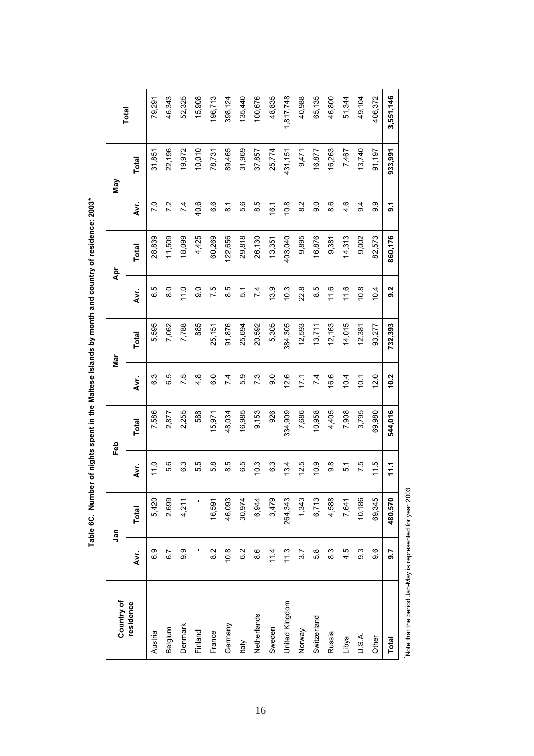**Table 6C. Number of nights spent in the Maltese Islands by month and country of residence: 2003***

| Country of residence | Jan | | Feb | | Mar | | Apr | | May | | Total |
|---|---|---|---|---|---|---|---|---|---|---|---|
| | Avr. | Total | Avr. | Total | Avr. | Total | Avr. | Total | Avr. | Total | |
| Austria | 6.9 | 5,420 | 11.0 | 7,586 | 6.3 | 5,595 | 6.5 | 28,839 | 7.0 | 31,851 | 79,291 |
| Belgium | 6.7 | 2,699 | 5.6 | 2,877 | 6.5 | 7,062 | 8.0 | 11,509 | 7.2 | 22,196 | 46,343 |
| Denmark | 9.9 | 4,211 | 6.3 | 2,255 | 7.5 | 7,788 | 11.0 | 18,099 | 7.4 | 19,972 | 52,325 |
| Finland | - | - | 5.5 | 588 | 4.8 | 885 | 9.0 | 4,425 | 40.6 | 10,010 | 15,908 |
| France | 8.2 | 16,591 | 5.8 | 15,971 | 6.0 | 25,151 | 7.5 | 60,269 | 6.6 | 78,731 | 196,713 |
| Germany | 10.8 | 46,093 | 8.5 | 48,034 | 7.4 | 91,876 | 8.5 | 122,656 | 8.1 | 89,465 | 398,124 |
| Italy | 6.2 | 30,974 | 6.5 | 16,985 | 5.9 | 25,694 | 5.1 | 29,818 | 5.6 | 31,969 | 135,440 |
| Netherlands | 8.6 | 6,944 | 10.3 | 9,153 | 7.3 | 20,592 | 7.4 | 26,130 | 8.5 | 37,857 | 100,676 |
| Sweden | 11.4 | 3,479 | 6.3 | 926 | 9.0 | 5,305 | 13.9 | 13,351 | 16.1 | 25,774 | 48,835 |
| United Kingdom | 11.3 | 264,343 | 13.4 | 334,909 | 12.6 | 384,305 | 10.3 | 403,040 | 10.8 | 431,151 | 1,817,748 |
| Norway | 3.7 | 1,343 | 12.5 | 7,686 | 17.1 | 12,593 | 22.8 | 9,895 | 8.2 | 9,471 | 40,988 |
| Switzerland | 5.8 | 6,713 | 10.9 | 10,958 | 7.4 | 13,711 | 8.5 | 16,876 | 9.0 | 16,877 | 65,135 |
| Russia | 8.3 | 4,588 | 9.8 | 4,405 | 16.6 | 12,163 | 11.6 | 9,381 | 8.6 | 16,263 | 46,800 |
| Libya | 4.5 | 7,641 | 5.1 | 7,908 | 10.4 | 14,015 | 11.6 | 14,313 | 4.6 | 7,467 | 51,344 |
| U.S.A. | 9.3 | 10,186 | 7.5 | 3,795 | 10.1 | 12,381 | 10.8 | 9,002 | 9.4 | 13,740 | 49,104 |
| Other | 9.6 | 69,345 | 11.5 | 69,980 | 12.0 | 93,277 | 10.4 | 82,573 | 9.9 | 91,197 | 406,372 |
| **Total** | **9.7** | **480,570** | **11.1** | **544,016** | **10.2** | **732,393** | **9.2** | **860,176** | **9.1** | **933,991** | **3,551,146** |

*Note that the period Jan-May is represented for year 2003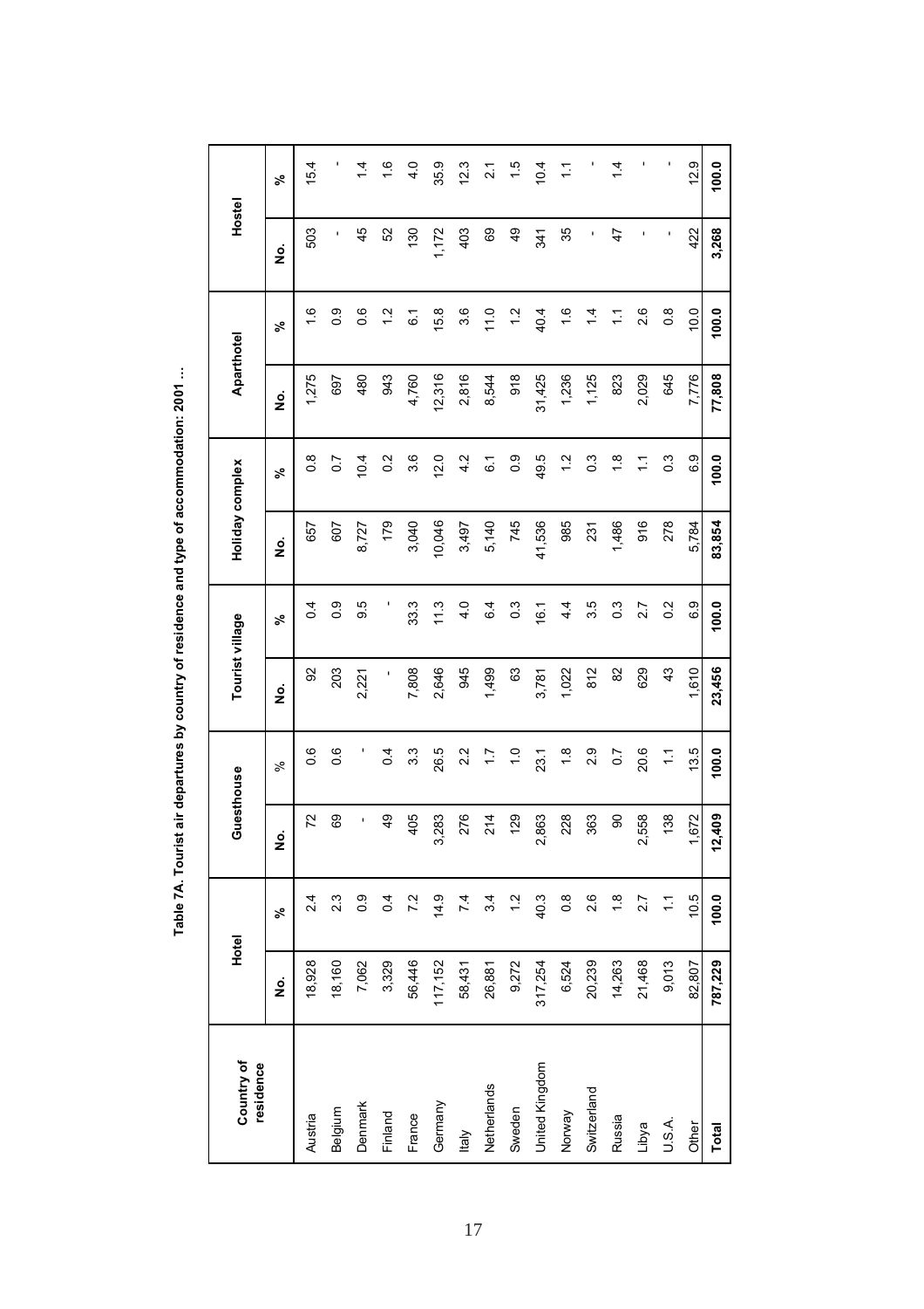**Table 7A. Tourist air departures by country of residence and type of accommodation: 2001 ...**

| Country of residence | Hotel | | Guesthouse | | Tourist village | | Holiday complex | | Aparthotel | | Hostel | |
|---|---|---|---|---|---|---|---|---|---|---|---|---|
| | No. | % | No. | % | No. | % | No. | % | No. | % | No. | % |
| Austria | 18,928 | 2.4 | 72 | 0.6 | 92 | 0.4 | 657 | 0.8 | 1,275 | 1.6 | 503 | 15.4 |
| Belgium | 18,160 | 2.3 | 69 | 0.6 | 203 | 0.9 | 607 | 0.7 | 697 | 0.9 | - | - |
| Denmark | 7,062 | 0.9 | - | - | 2,221 | 9.5 | 8,727 | 10.4 | 480 | 0.6 | 45 | 1.4 |
| Finland | 3,329 | 0.4 | 49 | 0.4 | - | - | 179 | 0.2 | 943 | 1.2 | 52 | 1.6 |
| France | 56,446 | 7.2 | 405 | 3.3 | 7,808 | 33.3 | 3,040 | 3.6 | 4,760 | 6.1 | 130 | 4.0 |
| Germany | 117,152 | 14.9 | 3,283 | 26.5 | 2,646 | 11.3 | 10,046 | 12.0 | 12,316 | 15.8 | 1,172 | 35.9 |
| Italy | 58,431 | 7.4 | 276 | 2.2 | 945 | 4.0 | 3,497 | 4.2 | 2,816 | 3.6 | 403 | 12.3 |
| Netherlands | 26,881 | 3.4 | 214 | 1.7 | 1,499 | 6.4 | 5,140 | 6.1 | 8,544 | 11.0 | 69 | 2.1 |
| Sweden | 9,272 | 1.2 | 129 | 1.0 | 63 | 0.3 | 745 | 0.9 | 918 | 1.2 | 49 | 1.5 |
| United Kingdom | 317,254 | 40.3 | 2,863 | 23.1 | 3,781 | 16.1 | 41,536 | 49.5 | 31,425 | 40.4 | 341 | 10.4 |
| Norway | 6,524 | 0.8 | 228 | 1.8 | 1,022 | 4.4 | 985 | 1.2 | 1,236 | 1.6 | 35 | 1.1 |
| Switzerland | 20,239 | 2.6 | 363 | 2.9 | 812 | 3.5 | 231 | 0.3 | 1,125 | 1.4 | - | - |
| Russia | 14,263 | 1.8 | 90 | 0.7 | 82 | 0.3 | 1,486 | 1.8 | 823 | 1.1 | 47 | 1.4 |
| Libya | 21,468 | 2.7 | 2,558 | 20.6 | 629 | 2.7 | 916 | 1.1 | 2,029 | 2.6 | - | - |
| U.S.A. | 9,013 | 1.1 | 138 | 1.1 | 43 | 0.2 | 278 | 0.3 | 645 | 0.8 | - | - |
| Other | 82,807 | 10.5 | 1,672 | 13.5 | 1,610 | 6.9 | 5,784 | 6.9 | 7,776 | 10.0 | 422 | 12.9 |
| **Total** | **787,229** | **100.0** | **12,409** | **100.0** | **23,456** | **100.0** | **83,854** | **100.0** | **77,808** | **100.0** | **3,268** | **100.0** |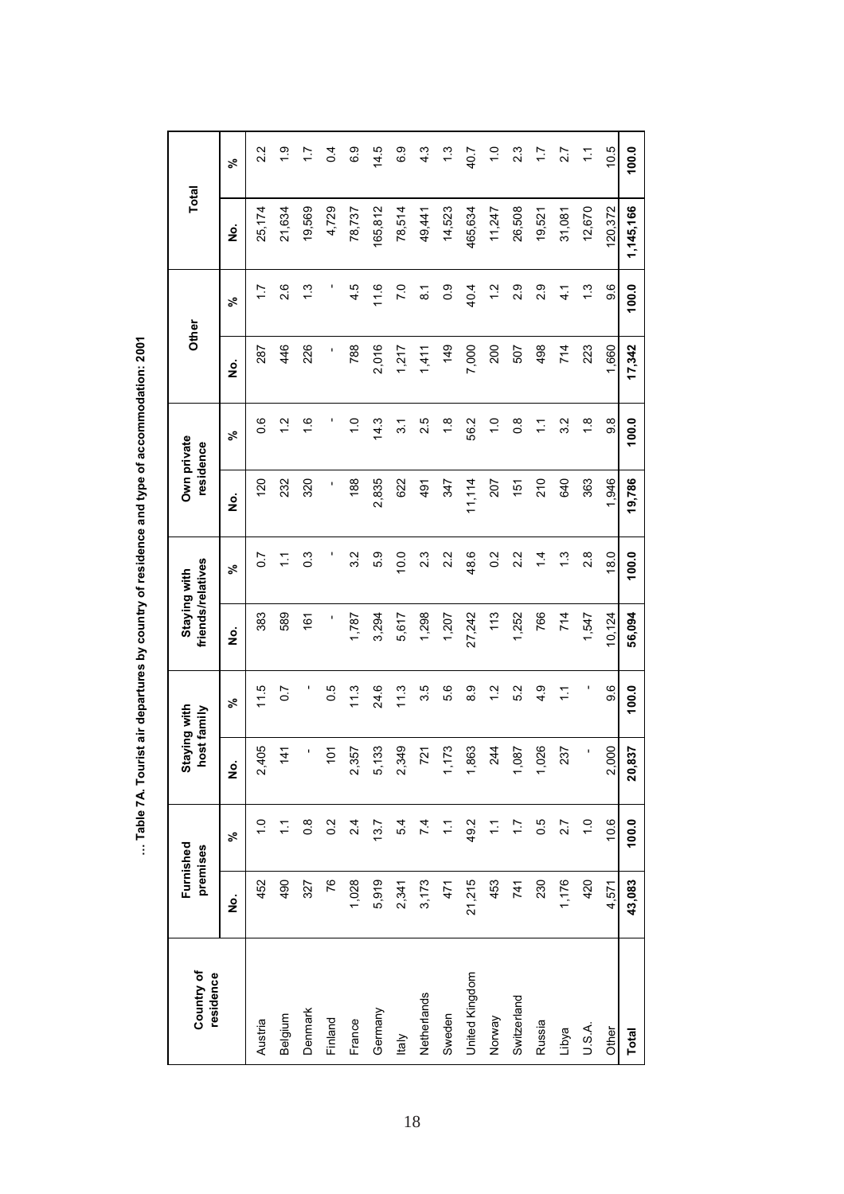**... Table 7A. Tourist air departures by country of residence and type of accommodation: 2001**

| Country of residence | Furnished premises | | Staying with host family | | Staying with friends/relatives | | Own private residence | | Other | | Total | |
|---|---|---|---|---|---|---|---|---|---|---|---|---|
| | No. | % | No. | % | No. | % | No. | % | No. | % | No. | % |
| Austria | 452 | 1.0 | 2,405 | 11.5 | 383 | 0.7 | 120 | 0.6 | 287 | 1.7 | 25,174 | 2.2 |
| Belgium | 490 | 1.1 | 141 | 0.7 | 589 | 1.1 | 232 | 1.2 | 446 | 2.6 | 21,634 | 1.9 |
| Denmark | 327 | 0.8 | - | - | 161 | 0.3 | 320 | 1.6 | 226 | 1.3 | 19,569 | 1.7 |
| Finland | 76 | 0.2 | 101 | 0.5 | - | - | - | - | - | - | 4,729 | 0.4 |
| France | 1,028 | 2.4 | 2,357 | 11.3 | 1,787 | 3.2 | 188 | 1.0 | 788 | 4.5 | 78,737 | 6.9 |
| Germany | 5,919 | 13.7 | 5,133 | 24.6 | 3,294 | 5.9 | 2,835 | 14.3 | 2,016 | 11.6 | 165,812 | 14.5 |
| Italy | 2,341 | 5.4 | 2,349 | 11.3 | 5,617 | 10.0 | 622 | 3.1 | 1,217 | 7.0 | 78,514 | 6.9 |
| Netherlands | 3,173 | 7.4 | 721 | 3.5 | 1,298 | 2.3 | 491 | 2.5 | 1,411 | 8.1 | 49,441 | 4.3 |
| Sweden | 471 | 1.1 | 1,173 | 5.6 | 1,207 | 2.2 | 347 | 1.8 | 149 | 0.9 | 14,523 | 1.3 |
| United Kingdom | 21,215 | 49.2 | 1,863 | 8.9 | 27,242 | 48.6 | 11,114 | 56.2 | 7,000 | 40.4 | 465,634 | 40.7 |
| Norway | 453 | 1.1 | 244 | 1.2 | 113 | 0.2 | 207 | 1.0 | 200 | 1.2 | 11,247 | 1.0 |
| Switzerland | 741 | 1.7 | 1,087 | 5.2 | 1,252 | 2.2 | 151 | 0.8 | 507 | 2.9 | 26,508 | 2.3 |
| Russia | 230 | 0.5 | 1,026 | 4.9 | 766 | 1.4 | 210 | 1.1 | 498 | 2.9 | 19,521 | 1.7 |
| Libya | 1,176 | 2.7 | 237 | 1.1 | 714 | 1.3 | 640 | 3.2 | 714 | 4.1 | 31,081 | 2.7 |
| U.S.A. | 420 | 1.0 | - | - | 1,547 | 2.8 | 363 | 1.8 | 223 | 1.3 | 12,670 | 1.1 |
| Other | 4,571 | 10.6 | 2,000 | 9.6 | 10,124 | 18.0 | 1,946 | 9.8 | 1,660 | 9.6 | 120,372 | 10.5 |
| **Total** | **43,083** | **100.0** | **20,837** | **100.0** | **56,094** | **100.0** | **19,786** | **100.0** | **17,342** | **100.0** | **1,145,166** | **100.0** |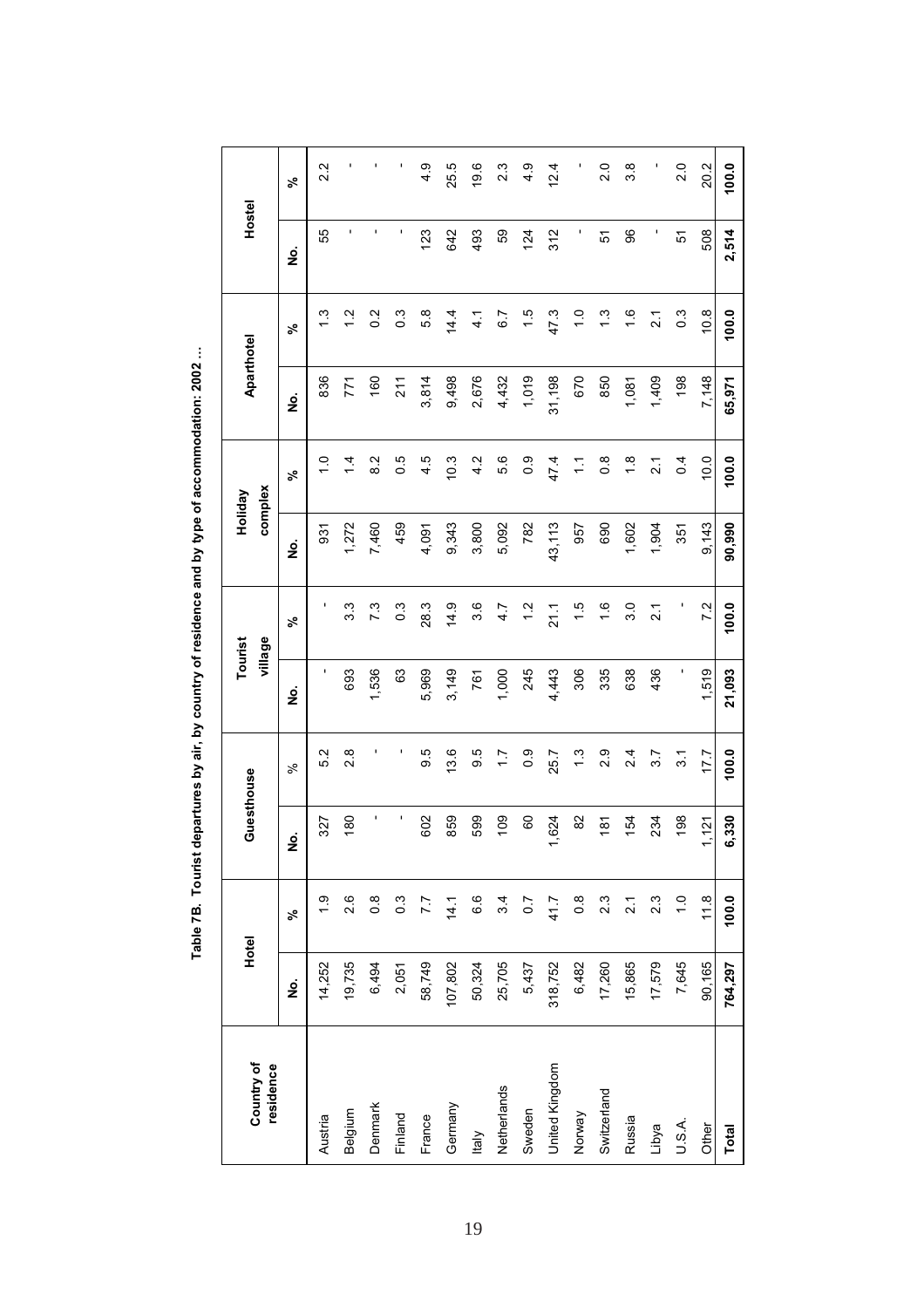**Table 7B. Tourist departures by air, by country of residence and by type of accommodation: 2002 ...**

| Country of residence | Hotel | | Guesthouse | | Tourist village | | Holiday complex | | Aparthotel | | Hostel | |
|---|---|---|---|---|---|---|---|---|---|---|---|---|
| | No. | % | No. | % | No. | % | No. | % | No. | % | No. | % |
| Austria | 14,252 | 1.9 | 327 | 5.2 | - | - | 931 | 1.0 | 836 | 1.3 | 55 | 2.2 |
| Belgium | 19,735 | 2.6 | 180 | 2.8 | 693 | 3.3 | 1,272 | 1.4 | 771 | 1.2 | - | - |
| Denmark | 6,494 | 0.8 | - | - | 1,536 | 7.3 | 7,460 | 8.2 | 160 | 0.2 | - | - |
| Finland | 2,051 | 0.3 | - | - | 63 | 0.3 | 459 | 0.5 | 211 | 0.3 | - | - |
| France | 58,749 | 7.7 | 602 | 9.5 | 5,969 | 28.3 | 4,091 | 4.5 | 3,814 | 5.8 | 123 | 4.9 |
| Germany | 107,802 | 14.1 | 859 | 13.6 | 3,149 | 14.9 | 9,343 | 10.3 | 9,498 | 14.4 | 642 | 25.5 |
| Italy | 50,324 | 6.6 | 599 | 9.5 | 761 | 3.6 | 3,800 | 4.2 | 2,676 | 4.1 | 493 | 19.6 |
| Netherlands | 25,705 | 3.4 | 109 | 1.7 | 1,000 | 4.7 | 5,092 | 5.6 | 4,432 | 6.7 | 59 | 2.3 |
| Sweden | 5,437 | 0.7 | 60 | 0.9 | 245 | 1.2 | 782 | 0.9 | 1,019 | 1.5 | 124 | 4.9 |
| United Kingdom | 318,752 | 41.7 | 1,624 | 25.7 | 4,443 | 21.1 | 43,113 | 47.4 | 31,198 | 47.3 | 312 | 12.4 |
| Norway | 6,482 | 0.8 | 82 | 1.3 | 306 | 1.5 | 957 | 1.1 | 670 | 1.0 | - | - |
| Switzerland | 17,260 | 2.3 | 181 | 2.9 | 335 | 1.6 | 690 | 0.8 | 850 | 1.3 | 51 | 2.0 |
| Russia | 15,865 | 2.1 | 154 | 2.4 | 638 | 3.0 | 1,602 | 1.8 | 1,081 | 1.6 | 96 | 3.8 |
| Libya | 17,579 | 2.3 | 234 | 3.7 | 436 | 2.1 | 1,904 | 2.1 | 1,409 | 2.1 | - | - |
| U.S.A. | 7,645 | 1.0 | 198 | 3.1 | - | - | 351 | 0.4 | 198 | 0.3 | 51 | 2.0 |
| Other | 90,165 | 11.8 | 1,121 | 17.7 | 1,519 | 7.2 | 9,143 | 10.0 | 7,148 | 10.8 | 508 | 20.2 |
| **Total** | **764,297** | **100.0** | **6,330** | **100.0** | **21,093** | **100.0** | **90,990** | **100.0** | **65,971** | **100.0** | **2,514** | **100.0** |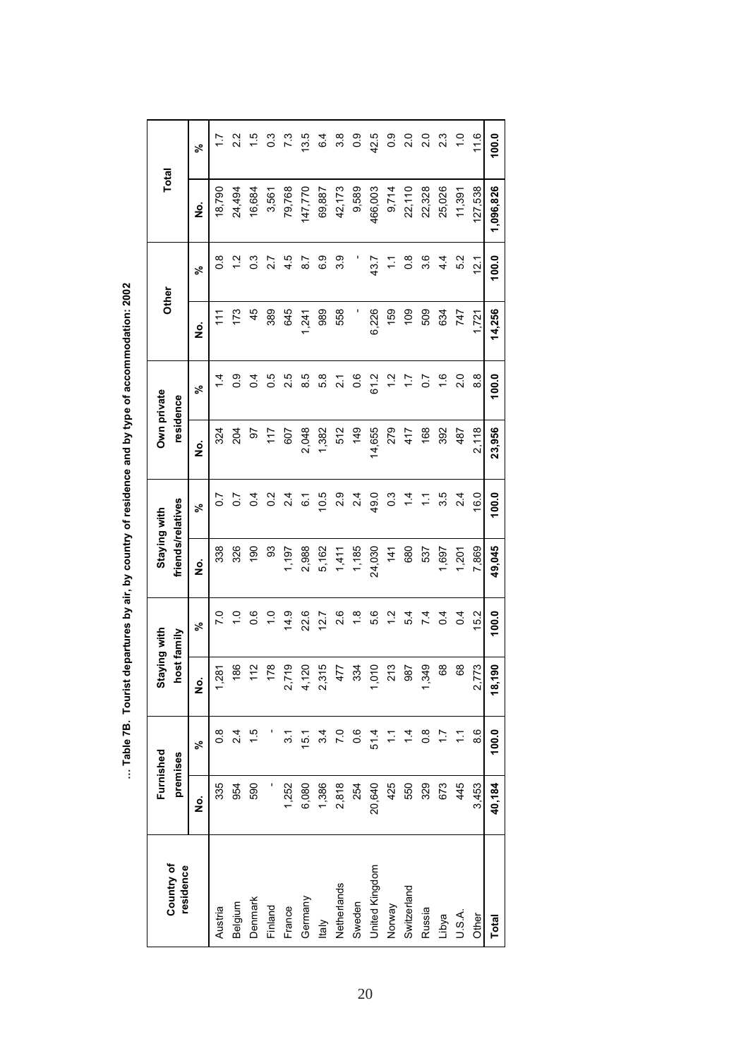**... Table 7B. Tourist departures by air, by country of residence and by type of accommodation: 2002**

| Country of residence | Furnished premises | | Staying with host family | | Staying with friends/relatives | | Own private residence | | Other | | Total | |
|---|---|---|---|---|---|---|---|---|---|---|---|---|
| | No. | % | No. | % | No. | % | No. | % | No. | % | No. | % |
| Austria | 335 | 0.8 | 1,281 | 7.0 | 338 | 0.7 | 324 | 1.4 | 111 | 0.8 | 18,790 | 1.7 |
| Belgium | 954 | 2.4 | 186 | 1.0 | 326 | 0.7 | 204 | 0.9 | 173 | 1.2 | 24,494 | 2.2 |
| Denmark | 590 | 1.5 | 112 | 0.6 | 190 | 0.4 | 97 | 0.4 | 45 | 0.3 | 16,684 | 1.5 |
| Finland | - | - | 178 | 1.0 | 93 | 0.2 | 117 | 0.5 | 389 | 2.7 | 3,561 | 0.3 |
| France | 1,252 | 3.1 | 2,719 | 14.9 | 1,197 | 2.4 | 607 | 2.5 | 645 | 4.5 | 79,768 | 7.3 |
| Germany | 6,080 | 15.1 | 4,120 | 22.6 | 2,988 | 6.1 | 2,048 | 8.5 | 1,241 | 8.7 | 147,770 | 13.5 |
| Italy | 1,386 | 3.4 | 2,315 | 12.7 | 5,162 | 10.5 | 1,382 | 5.8 | 989 | 6.9 | 69,887 | 6.4 |
| Netherlands | 2,818 | 7.0 | 477 | 2.6 | 1,411 | 2.9 | 512 | 2.1 | 558 | 3.9 | 42,173 | 3.8 |
| Sweden | 254 | 0.6 | 334 | 1.8 | 1,185 | 2.4 | 149 | 0.6 | - | - | 9,589 | 0.9 |
| United Kingdom | 20,640 | 51.4 | 1,010 | 5.6 | 24,030 | 49.0 | 14,655 | 61.2 | 6,226 | 43.7 | 466,003 | 42.5 |
| Norway | 425 | 1.1 | 213 | 1.2 | 141 | 0.3 | 279 | 1.2 | 159 | 1.1 | 9,714 | 0.9 |
| Switzerland | 550 | 1.4 | 987 | 5.4 | 680 | 1.4 | 417 | 1.7 | 109 | 0.8 | 22,110 | 2.0 |
| Russia | 329 | 0.8 | 1,349 | 7.4 | 537 | 1.1 | 168 | 0.7 | 509 | 3.6 | 22,328 | 2.0 |
| Libya | 673 | 1.7 | 68 | 0.4 | 1,697 | 3.5 | 392 | 1.6 | 634 | 4.4 | 25,026 | 2.3 |
| U.S.A. | 445 | 1.1 | 68 | 0.4 | 1,201 | 2.4 | 487 | 2.0 | 747 | 5.2 | 11,391 | 1.0 |
| Other | 3,453 | 8.6 | 2,773 | 15.2 | 7,869 | 16.0 | 2,118 | 8.8 | 1,721 | 12.1 | 127,538 | 11.6 |
| **Total** | **40,184** | **100.0** | **18,190** | **100.0** | **49,045** | **100.0** | **23,956** | **100.0** | **14,256** | **100.0** | **1,096,826** | **100.0** |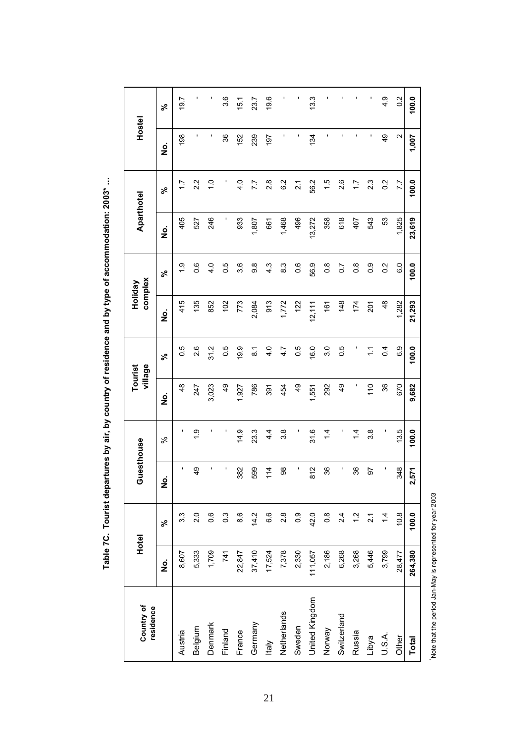**Table 7C. Tourist departures by air, by country of residence and by type of accommodation: 2003* …**

| Country of residence | Hotel | | Guesthouse | | Tourist village | | Holiday complex | | Aparthotel | | Hostel | |
|---|---|---|---|---|---|---|---|---|---|---|---|---|
| | No. | % | No. | % | No. | % | No. | % | No. | % | No. | % |
| Austria | 8,607 | 3.3 | - | - | 48 | 0.5 | 415 | 1.9 | 405 | 1.7 | 198 | 19.7 |
| Belgium | 5,333 | 2.0 | 49 | 1.9 | 247 | 2.6 | 135 | 0.6 | 527 | 2.2 | - | - |
| Denmark | 1,709 | 0.6 | - | - | 3,023 | 31.2 | 852 | 4.0 | 246 | 1.0 | - | - |
| Finland | 741 | 0.3 | - | - | 49 | 0.5 | 102 | 0.5 | - | - | 36 | 3.6 |
| France | 22,847 | 8.6 | 382 | 14.9 | 1,927 | 19.9 | 773 | 3.6 | 933 | 4.0 | 152 | 15.1 |
| Germany | 37,410 | 14.2 | 599 | 23.3 | 786 | 8.1 | 2,084 | 9.8 | 1,807 | 7.7 | 239 | 23.7 |
| Italy | 17,524 | 6.6 | 114 | 4.4 | 391 | 4.0 | 913 | 4.3 | 661 | 2.8 | 197 | 19.6 |
| Netherlands | 7,378 | 2.8 | 98 | 3.8 | 454 | 4.7 | 1,772 | 8.3 | 1,468 | 6.2 | - | - |
| Sweden | 2,330 | 0.9 | - | - | 49 | 0.5 | 122 | 0.6 | 496 | 2.1 | - | - |
| United Kingdom | 111,057 | 42.0 | 812 | 31.6 | 1,551 | 16.0 | 12,111 | 56.9 | 13,272 | 56.2 | 134 | 13.3 |
| Norway | 2,186 | 0.8 | 36 | 1.4 | 292 | 3.0 | 161 | 0.8 | 358 | 1.5 | - | - |
| Switzerland | 6,268 | 2.4 | - | - | 49 | 0.5 | 148 | 0.7 | 618 | 2.6 | - | - |
| Russia | 3,268 | 1.2 | 36 | 1.4 | - | - | 174 | 0.8 | 407 | 1.7 | - | - |
| Libya | 5,446 | 2.1 | 97 | 3.8 | 110 | 1.1 | 201 | 0.9 | 543 | 2.3 | - | - |
| U.S.A. | 3,799 | 1.4 | - | - | 36 | 0.4 | 48 | 0.2 | 53 | 0.2 | 49 | 4.9 |
| Other | 28,477 | 10.8 | 348 | 13.5 | 670 | 6.9 | 1,282 | 6.0 | 1,825 | 7.7 | 2 | 0.2 |
| **Total** | **264,380** | **100.0** | **2,571** | **100.0** | **9,682** | **100.0** | **21,293** | **100.0** | **23,619** | **100.0** | **1,007** | **100.0** |

*Note that the period Jan-May is represented for year 2003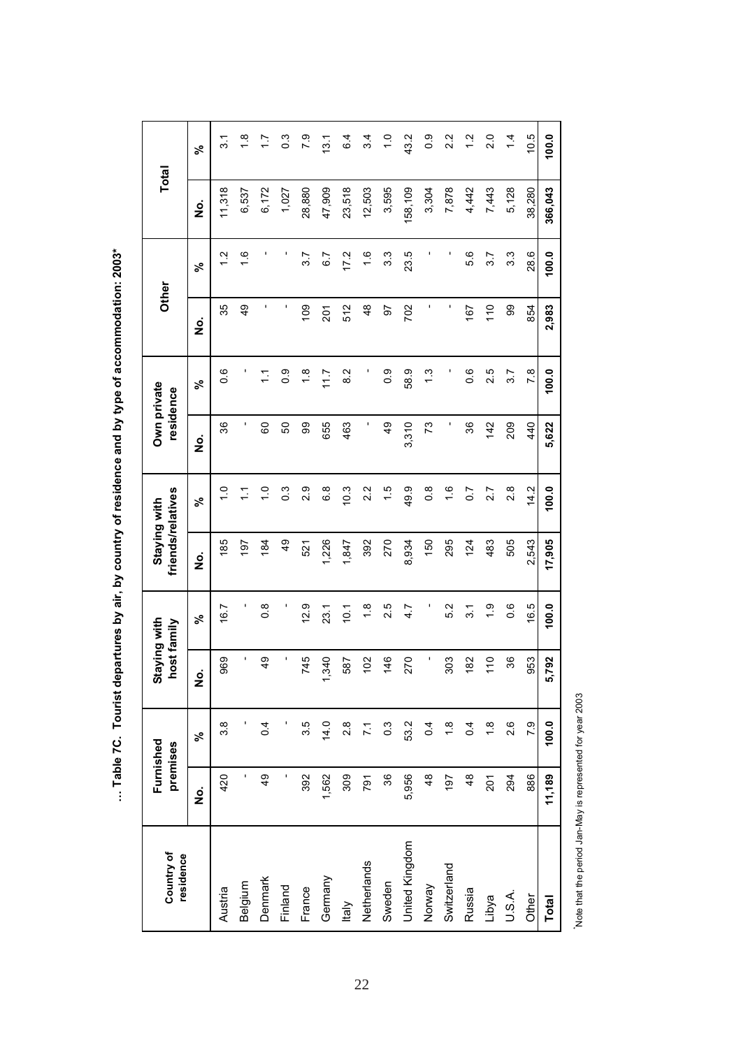**... Table 7C. Tourist departures by air, by country of residence and by type of accommodation: 2003***

| Country of residence | Furnished premises | | Staying with host family | | Staying with friends/relatives | | Own private residence | | Other | | Total | |
|---|---|---|---|---|---|---|---|---|---|---|---|---|
| | No. | % | No. | % | No. | % | No. | % | No. | % | No. | % |
| Austria | 420 | 3.8 | 969 | 16.7 | 185 | 1.0 | 36 | 0.6 | 35 | 1.2 | 11,318 | 3.1 |
| Belgium | - | - | - | - | 197 | 1.1 | - | - | 49 | 1.6 | 6,537 | 1.8 |
| Denmark | 49 | 0.4 | 49 | 0.8 | 184 | 1.0 | 60 | 1.1 | - | - | 6,172 | 1.7 |
| Finland | - | - | - | - | 49 | 0.3 | 50 | 0.9 | - | - | 1,027 | 0.3 |
| France | 392 | 3.5 | 745 | 12.9 | 521 | 2.9 | 99 | 1.8 | 109 | 3.7 | 28,880 | 7.9 |
| Germany | 1,562 | 14.0 | 1,340 | 23.1 | 1,226 | 6.8 | 655 | 11.7 | 201 | 6.7 | 47,909 | 13.1 |
| Italy | 309 | 2.8 | 587 | 10.1 | 1,847 | 10.3 | 463 | 8.2 | 512 | 17.2 | 23,518 | 6.4 |
| Netherlands | 791 | 7.1 | 102 | 1.8 | 392 | 2.2 | - | - | 48 | 1.6 | 12,503 | 3.4 |
| Sweden | 36 | 0.3 | 146 | 2.5 | 270 | 1.5 | 49 | 0.9 | 97 | 3.3 | 3,595 | 1.0 |
| United Kingdom | 5,956 | 53.2 | 270 | 4.7 | 8,934 | 49.9 | 3,310 | 58.9 | 702 | 23.5 | 158,109 | 43.2 |
| Norway | 48 | 0.4 | - | - | 150 | 0.8 | 73 | 1.3 | - | - | 3,304 | 0.9 |
| Switzerland | 197 | 1.8 | 303 | 5.2 | 295 | 1.6 | - | - | - | - | 7,878 | 2.2 |
| Russia | 48 | 0.4 | 182 | 3.1 | 124 | 0.7 | 36 | 0.6 | 167 | 5.6 | 4,442 | 1.2 |
| Libya | 201 | 1.8 | 110 | 1.9 | 483 | 2.7 | 142 | 2.5 | 110 | 3.7 | 7,443 | 2.0 |
| U.S.A. | 294 | 2.6 | 36 | 0.6 | 505 | 2.8 | 209 | 3.7 | 99 | 3.3 | 5,128 | 1.4 |
| Other | 886 | 7.9 | 953 | 16.5 | 2,543 | 14.2 | 440 | 7.8 | 854 | 28.6 | 38,280 | 10.5 |
| **Total** | **11,189** | **100.0** | **5,792** | **100.0** | **17,905** | **100.0** | **5,622** | **100.0** | **2,983** | **100.0** | **366,043** | **100.0** |

*Note that the period Jan-May is represented for year 2003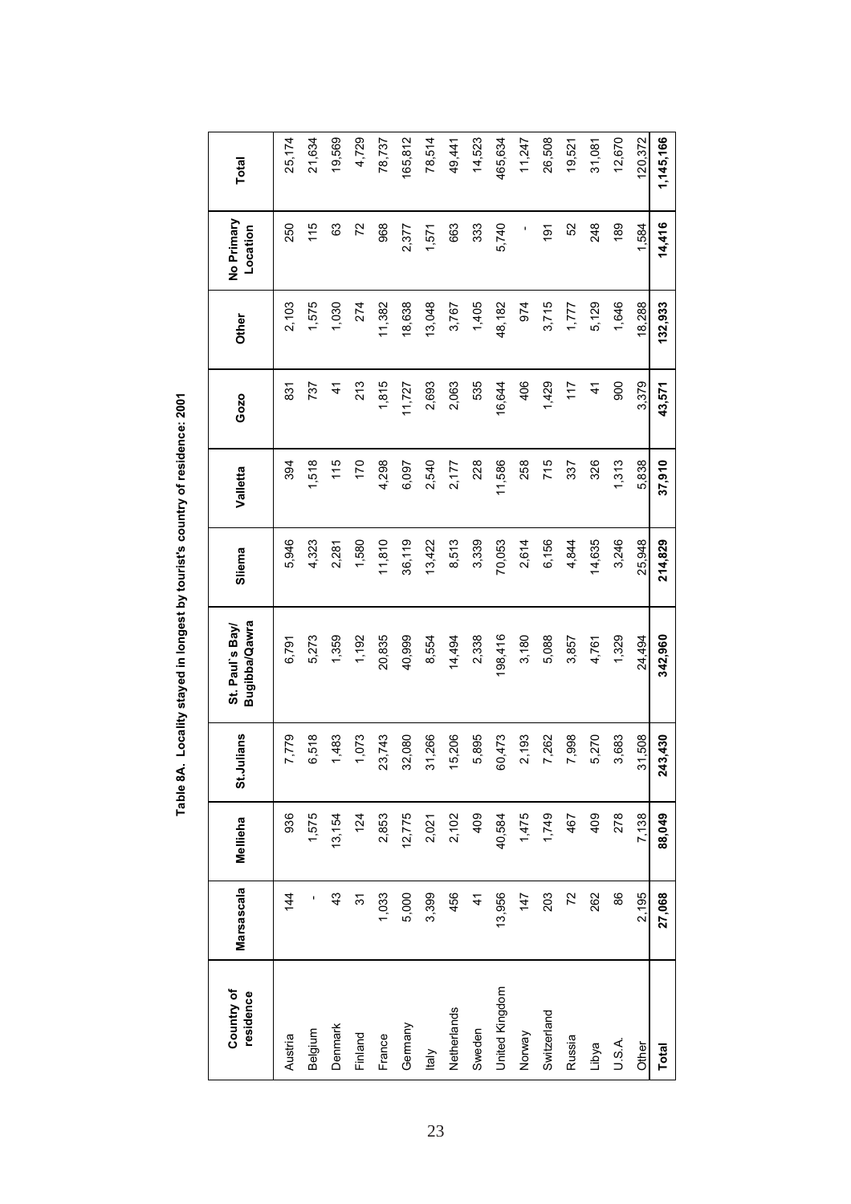**Table 8A. Locality stayed in longest by tourist's country of residence: 2001**

| Country of residence | Marsascala | Mellieha | St.Julians | St. Paul`s Bay/ Bugibba/Qawra | Sliema | Valletta | Gozo | Other | No Primary Location | Total |
|---|---|---|---|---|---|---|---|---|---|---|
| Austria | 144 | 936 | 7,779 | 6,791 | 5,946 | 394 | 831 | 2,103 | 250 | 25,174 |
| Belgium | - | 1,575 | 6,518 | 5,273 | 4,323 | 1,518 | 737 | 1,575 | 115 | 21,634 |
| Denmark | 43 | 13,154 | 1,483 | 1,359 | 2,281 | 115 | 41 | 1,030 | 63 | 19,569 |
| Finland | 31 | 124 | 1,073 | 1,192 | 1,580 | 170 | 213 | 274 | 72 | 4,729 |
| France | 1,033 | 2,853 | 23,743 | 20,835 | 11,810 | 4,298 | 1,815 | 11,382 | 968 | 78,737 |
| Germany | 5,000 | 12,775 | 32,080 | 40,999 | 36,119 | 6,097 | 11,727 | 18,638 | 2,377 | 165,812 |
| Italy | 3,399 | 2,021 | 31,266 | 8,554 | 13,422 | 2,540 | 2,693 | 13,048 | 1,571 | 78,514 |
| Netherlands | 456 | 2,102 | 15,206 | 14,494 | 8,513 | 2,177 | 2,063 | 3,767 | 663 | 49,441 |
| Sweden | 41 | 409 | 5,895 | 2,338 | 3,339 | 228 | 535 | 1,405 | 333 | 14,523 |
| United Kingdom | 13,956 | 40,584 | 60,473 | 198,416 | 70,053 | 11,586 | 16,644 | 48,182 | 5,740 | 465,634 |
| Norway | 147 | 1,475 | 2,193 | 3,180 | 2,614 | 258 | 406 | 974 | - | 11,247 |
| Switzerland | 203 | 1,749 | 7,262 | 5,088 | 6,156 | 715 | 1,429 | 3,715 | 191 | 26,508 |
| Russia | 72 | 467 | 7,998 | 3,857 | 4,844 | 337 | 117 | 1,777 | 52 | 19,521 |
| Libya | 262 | 409 | 5,270 | 4,761 | 14,635 | 326 | 41 | 5,129 | 248 | 31,081 |
| U.S.A. | 86 | 278 | 3,683 | 1,329 | 3,246 | 1,313 | 900 | 1,646 | 189 | 12,670 |
| Other | 2,195 | 7,138 | 31,508 | 24,494 | 25,948 | 5,838 | 3,379 | 18,288 | 1,584 | 120,372 |
| **Total** | **27,068** | **88,049** | **243,430** | **342,960** | **214,829** | **37,910** | **43,571** | **132,933** | **14,416** | **1,145,166** |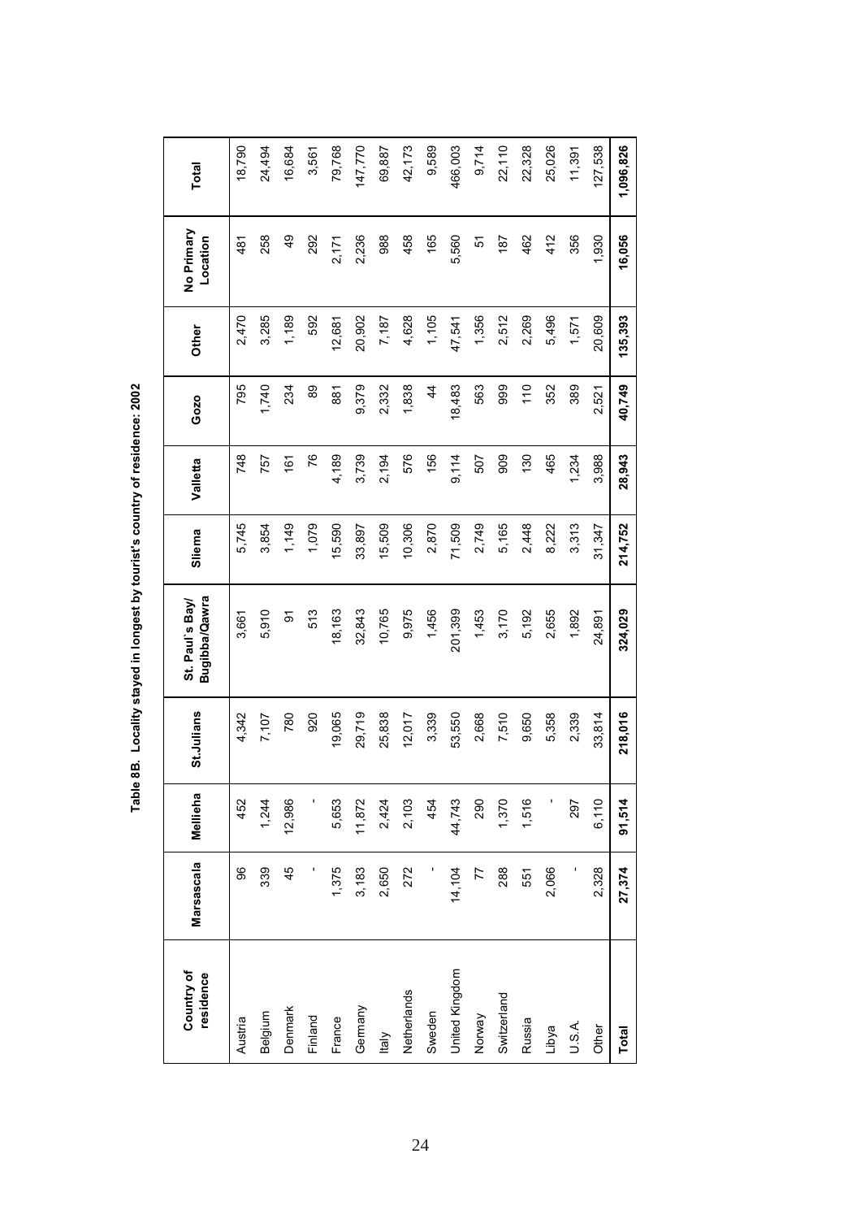**Table 8B. Locality stayed in longest by tourist's country of residence: 2002**

| Country of residence | Marsascala | Mellieha | St.Julians | St. Paul`s Bay/ Bugibba/Qawra | Sliema | Valletta | Gozo | Other | No Primary Location | Total |
|---|---|---|---|---|---|---|---|---|---|---|
| Austria | 96 | 452 | 4,342 | 3,661 | 5,745 | 748 | 795 | 2,470 | 481 | 18,790 |
| Belgium | 339 | 1,244 | 7,107 | 5,910 | 3,854 | 757 | 1,740 | 3,285 | 258 | 24,494 |
| Denmark | 45 | 12,986 | 780 | 91 | 1,149 | 161 | 234 | 1,189 | 49 | 16,684 |
| Finland | - | - | 920 | 513 | 1,079 | 76 | 89 | 592 | 292 | 3,561 |
| France | 1,375 | 5,653 | 19,065 | 18,163 | 15,590 | 4,189 | 881 | 12,681 | 2,171 | 79,768 |
| Germany | 3,183 | 11,872 | 29,719 | 32,843 | 33,897 | 3,739 | 9,379 | 20,902 | 2,236 | 147,770 |
| Italy | 2,650 | 2,424 | 25,838 | 10,765 | 15,509 | 2,194 | 2,332 | 7,187 | 988 | 69,887 |
| Netherlands | 272 | 2,103 | 12,017 | 9,975 | 10,306 | 576 | 1,838 | 4,628 | 458 | 42,173 |
| Sweden | - | 454 | 3,339 | 1,456 | 2,870 | 156 | 44 | 1,105 | 165 | 9,589 |
| United Kingdom | 14,104 | 44,743 | 53,550 | 201,399 | 71,509 | 9,114 | 18,483 | 47,541 | 5,560 | 466,003 |
| Norway | 77 | 290 | 2,668 | 1,453 | 2,749 | 507 | 563 | 1,356 | 51 | 9,714 |
| Switzerland | 288 | 1,370 | 7,510 | 3,170 | 5,165 | 909 | 999 | 2,512 | 187 | 22,110 |
| Russia | 551 | 1,516 | 9,650 | 5,192 | 2,448 | 130 | 110 | 2,269 | 462 | 22,328 |
| Libya | 2,066 | - | 5,358 | 2,655 | 8,222 | 465 | 352 | 5,496 | 412 | 25,026 |
| U.S.A. | - | 297 | 2,339 | 1,892 | 3,313 | 1,234 | 389 | 1,571 | 356 | 11,391 |
| Other | 2,328 | 6,110 | 33,814 | 24,891 | 31,347 | 3,988 | 2,521 | 20,609 | 1,930 | 127,538 |
| **Total** | **27,374** | **91,514** | **218,016** | **324,029** | **214,752** | **28,943** | **40,749** | **135,393** | **16,056** | **1,096,826** |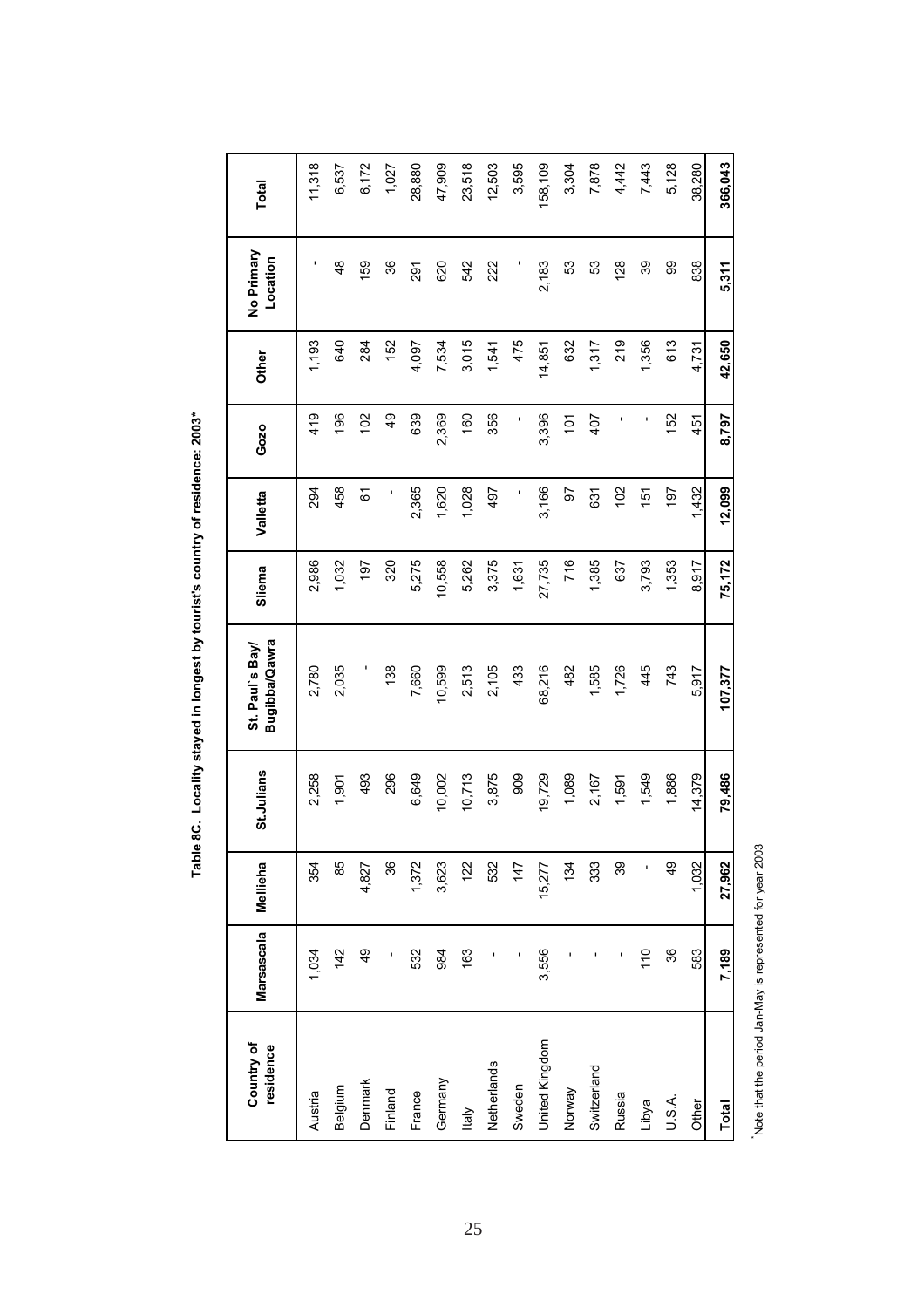**Table 8C. Locality stayed in longest by tourist's country of residence: 2003***

| Country of residence | Marsascala | Mellieha | St.Julians | St. Paul's Bay/ Bugibba/Qawra | Sliema | Valletta | Gozo | Other | No Primary Location | Total |
|---|---|---|---|---|---|---|---|---|---|---|
| Austria | 1,034 | 354 | 2,258 | 2,780 | 2,986 | 294 | 419 | 1,193 | - | 11,318 |
| Belgium | 142 | 85 | 1,901 | 2,035 | 1,032 | 458 | 196 | 640 | 48 | 6,537 |
| Denmark | 49 | 4,827 | 493 | - | 197 | 61 | 102 | 284 | 159 | 6,172 |
| Finland | - | 36 | 296 | 138 | 320 | - | 49 | 152 | 36 | 1,027 |
| France | 532 | 1,372 | 6,649 | 7,660 | 5,275 | 2,365 | 639 | 4,097 | 291 | 28,880 |
| Germany | 984 | 3,623 | 10,002 | 10,599 | 10,558 | 1,620 | 2,369 | 7,534 | 620 | 47,909 |
| Italy | 163 | 122 | 10,713 | 2,513 | 5,262 | 1,028 | 160 | 3,015 | 542 | 23,518 |
| Netherlands | - | 532 | 3,875 | 2,105 | 3,375 | 497 | 356 | 1,541 | 222 | 12,503 |
| Sweden | - | 147 | 909 | 433 | 1,631 | - | - | 475 | - | 3,595 |
| United Kingdom | 3,556 | 15,277 | 19,729 | 68,216 | 27,735 | 3,166 | 3,396 | 14,851 | 2,183 | 158,109 |
| Norway | - | 134 | 1,089 | 482 | 716 | 97 | 101 | 632 | 53 | 3,304 |
| Switzerland | - | 333 | 2,167 | 1,585 | 1,385 | 631 | 407 | 1,317 | 53 | 7,878 |
| Russia | - | 39 | 1,591 | 1,726 | 637 | 102 | - | 219 | 128 | 4,442 |
| Libya | 110 | - | 1,549 | 445 | 3,793 | 151 | - | 1,356 | 39 | 7,443 |
| U.S.A. | 36 | 49 | 1,886 | 743 | 1,353 | 197 | 152 | 613 | 99 | 5,128 |
| Other | 583 | 1,032 | 14,379 | 5,917 | 8,917 | 1,432 | 451 | 4,731 | 838 | 38,280 |
| **Total** | **7,189** | **27,962** | **79,486** | **107,377** | **75,172** | **12,099** | **8,797** | **42,650** | **5,311** | **366,043** |

*Note that the period Jan-May is represented for year 2003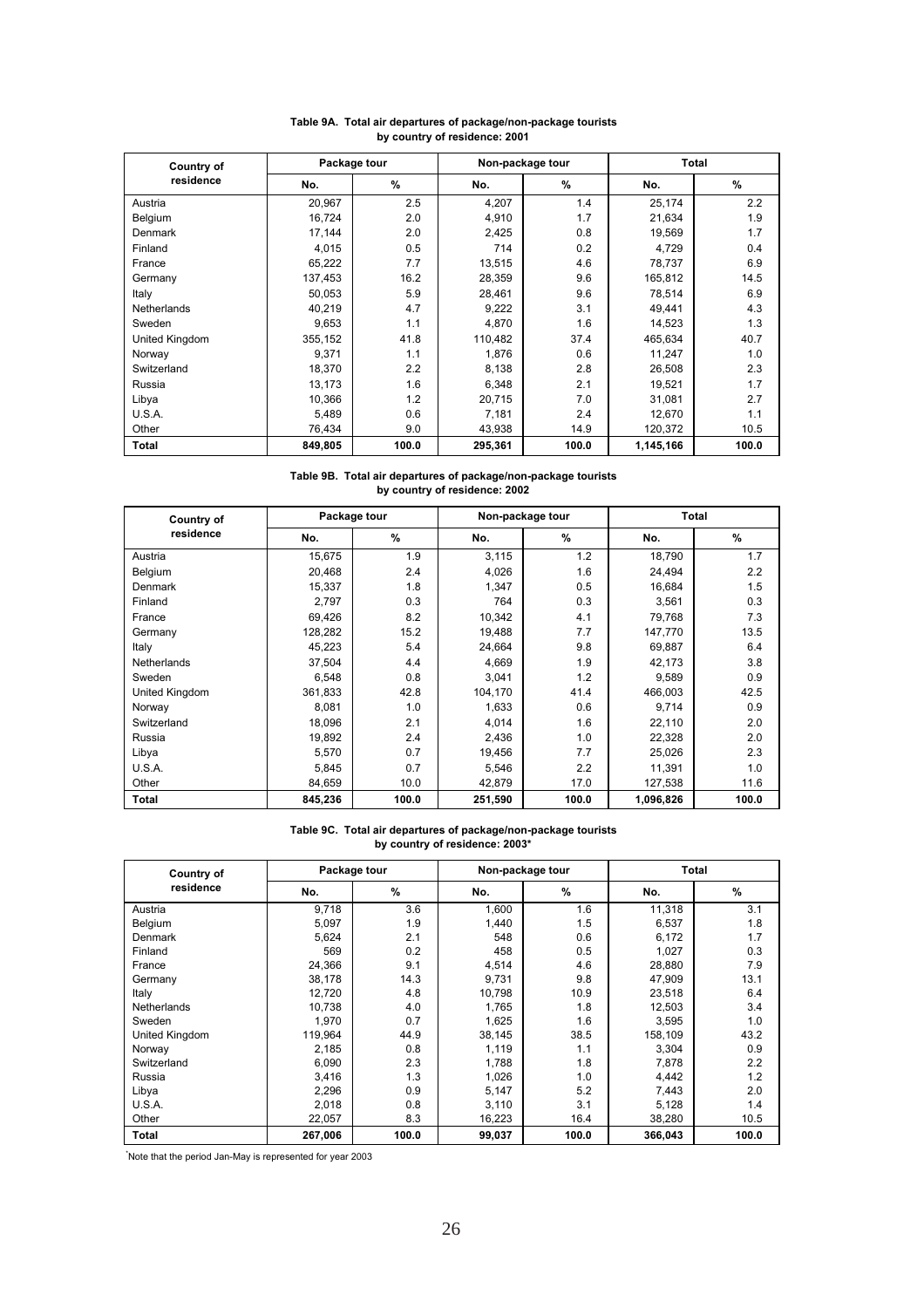**Table 9A. Total air departures of package/non-package tourists by country of residence: 2001**

| Country of residence | Package tour | | Non-package tour | | Total | |
|---|---|---|---|---|---|---|
| | No. | % | No. | % | No. | % |
| Austria | 20,967 | 2.5 | 4,207 | 1.4 | 25,174 | 2.2 |
| Belgium | 16,724 | 2.0 | 4,910 | 1.7 | 21,634 | 1.9 |
| Denmark | 17,144 | 2.0 | 2,425 | 0.8 | 19,569 | 1.7 |
| Finland | 4,015 | 0.5 | 714 | 0.2 | 4,729 | 0.4 |
| France | 65,222 | 7.7 | 13,515 | 4.6 | 78,737 | 6.9 |
| Germany | 137,453 | 16.2 | 28,359 | 9.6 | 165,812 | 14.5 |
| Italy | 50,053 | 5.9 | 28,461 | 9.6 | 78,514 | 6.9 |
| Netherlands | 40,219 | 4.7 | 9,222 | 3.1 | 49,441 | 4.3 |
| Sweden | 9,653 | 1.1 | 4,870 | 1.6 | 14,523 | 1.3 |
| United Kingdom | 355,152 | 41.8 | 110,482 | 37.4 | 465,634 | 40.7 |
| Norway | 9,371 | 1.1 | 1,876 | 0.6 | 11,247 | 1.0 |
| Switzerland | 18,370 | 2.2 | 8,138 | 2.8 | 26,508 | 2.3 |
| Russia | 13,173 | 1.6 | 6,348 | 2.1 | 19,521 | 1.7 |
| Libya | 10,366 | 1.2 | 20,715 | 7.0 | 31,081 | 2.7 |
| U.S.A. | 5,489 | 0.6 | 7,181 | 2.4 | 12,670 | 1.1 |
| Other | 76,434 | 9.0 | 43,938 | 14.9 | 120,372 | 10.5 |
| **Total** | **849,805** | **100.0** | **295,361** | **100.0** | **1,145,166** | **100.0** |

**Table 9B. Total air departures of package/non-package tourists by country of residence: 2002**

| Country of residence | Package tour | | Non-package tour | | Total | |
|---|---|---|---|---|---|---|
| | No. | % | No. | % | No. | % |
| Austria | 15,675 | 1.9 | 3,115 | 1.2 | 18,790 | 1.7 |
| Belgium | 20,468 | 2.4 | 4,026 | 1.6 | 24,494 | 2.2 |
| Denmark | 15,337 | 1.8 | 1,347 | 0.5 | 16,684 | 1.5 |
| Finland | 2,797 | 0.3 | 764 | 0.3 | 3,561 | 0.3 |
| France | 69,426 | 8.2 | 10,342 | 4.1 | 79,768 | 7.3 |
| Germany | 128,282 | 15.2 | 19,488 | 7.7 | 147,770 | 13.5 |
| Italy | 45,223 | 5.4 | 24,664 | 9.8 | 69,887 | 6.4 |
| Netherlands | 37,504 | 4.4 | 4,669 | 1.9 | 42,173 | 3.8 |
| Sweden | 6,548 | 0.8 | 3,041 | 1.2 | 9,589 | 0.9 |
| United Kingdom | 361,833 | 42.8 | 104,170 | 41.4 | 466,003 | 42.5 |
| Norway | 8,081 | 1.0 | 1,633 | 0.6 | 9,714 | 0.9 |
| Switzerland | 18,096 | 2.1 | 4,014 | 1.6 | 22,110 | 2.0 |
| Russia | 19,892 | 2.4 | 2,436 | 1.0 | 22,328 | 2.0 |
| Libya | 5,570 | 0.7 | 19,456 | 7.7 | 25,026 | 2.3 |
| U.S.A. | 5,845 | 0.7 | 5,546 | 2.2 | 11,391 | 1.0 |
| Other | 84,659 | 10.0 | 42,879 | 17.0 | 127,538 | 11.6 |
| **Total** | **845,236** | **100.0** | **251,590** | **100.0** | **1,096,826** | **100.0** |

**Table 9C. Total air departures of package/non-package tourists by country of residence: 2003***

| Country of residence | Package tour | | Non-package tour | | Total | |
|---|---|---|---|---|---|---|
| | No. | % | No. | % | No. | % |
| Austria | 9,718 | 3.6 | 1,600 | 1.6 | 11,318 | 3.1 |
| Belgium | 5,097 | 1.9 | 1,440 | 1.5 | 6,537 | 1.8 |
| Denmark | 5,624 | 2.1 | 548 | 0.6 | 6,172 | 1.7 |
| Finland | 569 | 0.2 | 458 | 0.5 | 1,027 | 0.3 |
| France | 24,366 | 9.1 | 4,514 | 4.6 | 28,880 | 7.9 |
| Germany | 38,178 | 14.3 | 9,731 | 9.8 | 47,909 | 13.1 |
| Italy | 12,720 | 4.8 | 10,798 | 10.9 | 23,518 | 6.4 |
| Netherlands | 10,738 | 4.0 | 1,765 | 1.8 | 12,503 | 3.4 |
| Sweden | 1,970 | 0.7 | 1,625 | 1.6 | 3,595 | 1.0 |
| United Kingdom | 119,964 | 44.9 | 38,145 | 38.5 | 158,109 | 43.2 |
| Norway | 2,185 | 0.8 | 1,119 | 1.1 | 3,304 | 0.9 |
| Switzerland | 6,090 | 2.3 | 1,788 | 1.8 | 7,878 | 2.2 |
| Russia | 3,416 | 1.3 | 1,026 | 1.0 | 4,442 | 1.2 |
| Libya | 2,296 | 0.9 | 5,147 | 5.2 | 7,443 | 2.0 |
| U.S.A. | 2,018 | 0.8 | 3,110 | 3.1 | 5,128 | 1.4 |
| Other | 22,057 | 8.3 | 16,223 | 16.4 | 38,280 | 10.5 |
| **Total** | **267,006** | **100.0** | **99,037** | **100.0** | **366,043** | **100.0** |

*Note that the period Jan-May is represented for year 2003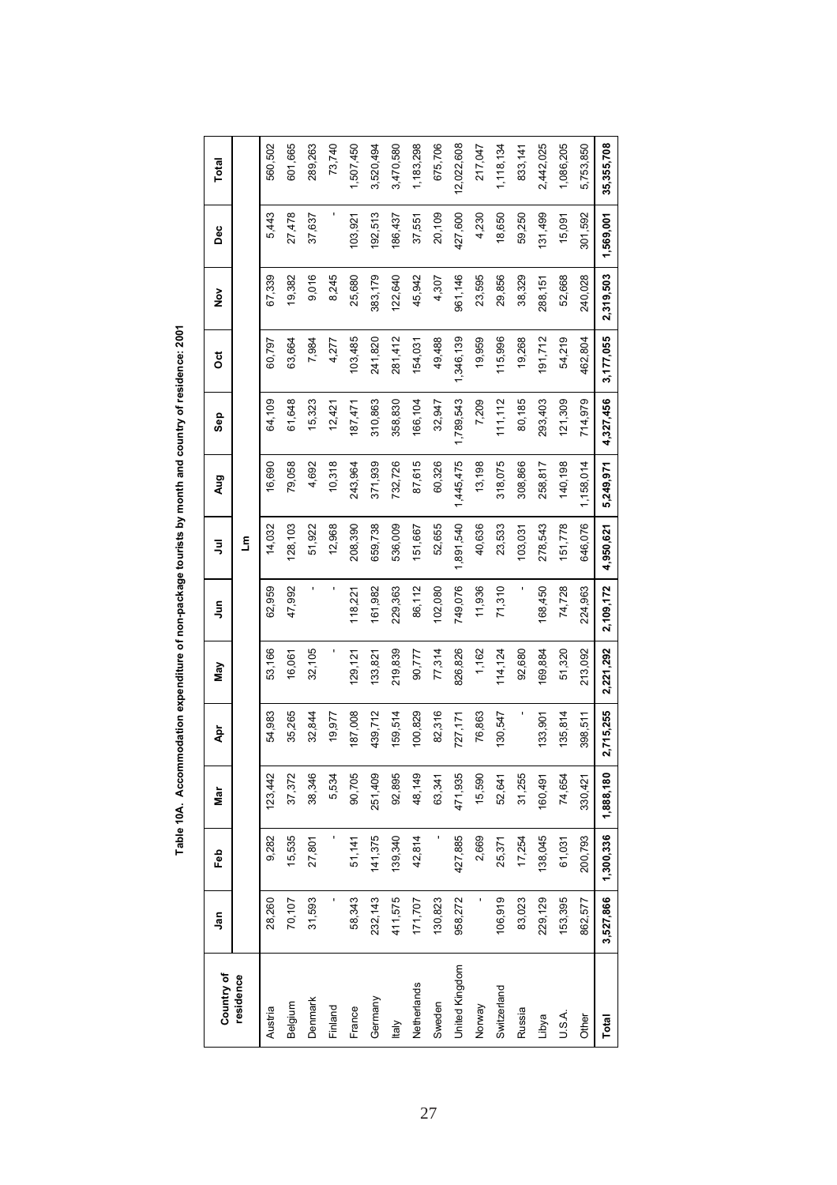**Table 10A. Accommodation expenditure of non-package tourists by month and country of residence: 2001**

| Country of residence | Jan | Feb | Mar | Apr | May | Jun | Jul | Aug | Sep | Oct | Nov | Dec | Total |
|---|---|---|---|---|---|---|---|---|---|---|---|---|---|
| | | | | | | | Lm | | | | | | |
| Austria | 28,260 | 9,282 | 123,442 | 54,983 | 53,166 | 62,959 | 14,032 | 16,690 | 64,109 | 60,797 | 67,339 | 5,443 | 560,502 |
| Belgium | 70,107 | 15,535 | 37,372 | 35,265 | 16,061 | 47,992 | 128,103 | 79,058 | 61,648 | 63,664 | 19,382 | 27,478 | 601,665 |
| Denmark | 31,593 | 27,801 | 38,346 | 32,844 | 32,105 | - | 51,922 | 4,692 | 15,323 | 7,984 | 9,016 | 37,637 | 289,263 |
| Finland | - | - | 5,534 | 19,977 | - | - | 12,968 | 10,318 | 12,421 | 4,277 | 8,245 | - | 73,740 |
| France | 58,343 | 51,141 | 90,705 | 187,008 | 129,121 | 118,221 | 208,390 | 243,964 | 187,471 | 103,485 | 25,680 | 103,921 | 1,507,450 |
| Germany | 232,143 | 141,375 | 251,409 | 439,712 | 133,821 | 161,982 | 659,738 | 371,939 | 310,863 | 241,820 | 383,179 | 192,513 | 3,520,494 |
| Italy | 411,575 | 139,340 | 92,895 | 159,514 | 219,839 | 229,363 | 536,009 | 732,726 | 358,830 | 281,412 | 122,640 | 186,437 | 3,470,580 |
| Netherlands | 171,707 | 42,814 | 48,149 | 100,829 | 90,777 | 86,112 | 151,667 | 87,615 | 166,104 | 154,031 | 45,942 | 37,551 | 1,183,298 |
| Sweden | 130,823 | - | 63,341 | 82,316 | 77,314 | 102,080 | 52,655 | 60,326 | 32,947 | 49,488 | 4,307 | 20,109 | 675,706 |
| United Kingdom | 958,272 | 427,885 | 471,935 | 727,171 | 826,826 | 749,076 | 1,891,540 | 1,445,475 | 1,789,543 | 1,346,139 | 961,146 | 427,600 | 12,022,608 |
| Norway | - | 2,669 | 15,590 | 76,863 | 1,162 | 11,936 | 40,636 | 13,198 | 7,209 | 19,959 | 23,595 | 4,230 | 217,047 |
| Switzerland | 106,919 | 25,371 | 52,641 | 130,547 | 114,124 | 71,310 | 23,533 | 318,075 | 111,112 | 115,996 | 29,856 | 18,650 | 1,118,134 |
| Russia | 83,023 | 17,254 | 31,255 | - | 92,680 | - | 103,031 | 308,866 | 80,185 | 19,268 | 38,329 | 59,250 | 833,141 |
| Libya | 229,129 | 138,045 | 160,491 | 133,901 | 169,884 | 168,450 | 278,543 | 258,817 | 293,403 | 191,712 | 288,151 | 131,499 | 2,442,025 |
| U.S.A. | 153,395 | 61,031 | 74,654 | 135,814 | 51,320 | 74,728 | 151,778 | 140,198 | 121,309 | 54,219 | 52,668 | 15,091 | 1,086,205 |
| Other | 862,577 | 200,793 | 330,421 | 398,511 | 213,092 | 224,963 | 646,076 | 1,158,014 | 714,979 | 462,804 | 240,028 | 301,592 | 5,753,850 |
| **Total** | **3,527,866** | **1,300,336** | **1,888,180** | **2,715,255** | **2,221,292** | **2,109,172** | **4,950,621** | **5,249,971** | **4,327,456** | **3,177,055** | **2,319,503** | **1,569,001** | **35,355,708** |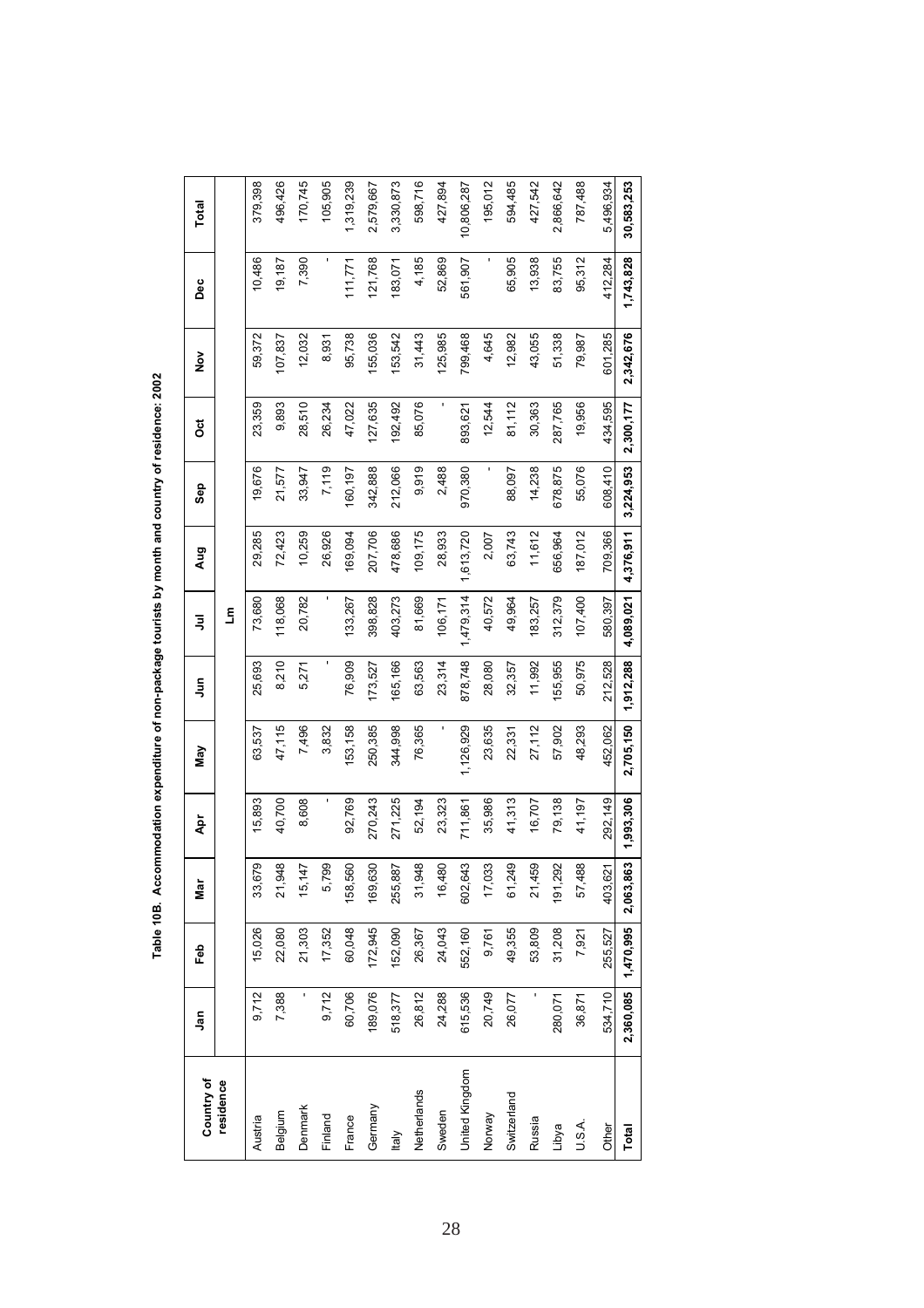**Table 10B. Accommodation expenditure of non-package tourists by month and country of residence: 2002**

| Country of residence | Jan | Feb | Mar | Apr | May | Jun | Jul | Aug | Sep | Oct | Nov | Dec | Total |
|---|---|---|---|---|---|---|---|---|---|---|---|---|---|
| | | | | | | | Lm | | | | | | |
| Austria | 9,712 | 15,026 | 33,679 | 15,893 | 63,537 | 25,693 | 73,680 | 29,285 | 19,676 | 23,359 | 59,372 | 10,486 | 379,398 |
| Belgium | 7,388 | 22,080 | 21,948 | 40,700 | 47,115 | 8,210 | 118,068 | 72,423 | 21,577 | 9,893 | 107,837 | 19,187 | 496,426 |
| Denmark | - | 21,303 | 15,147 | 8,608 | 7,496 | 5,271 | 20,782 | 10,259 | 33,947 | 28,510 | 12,032 | 7,390 | 170,745 |
| Finland | 9,712 | 17,352 | 5,799 | - | 3,832 | - | - | 26,926 | 7,119 | 26,234 | 8,931 | - | 105,905 |
| France | 60,706 | 60,048 | 158,560 | 92,769 | 153,158 | 76,909 | 133,267 | 169,094 | 160,197 | 47,022 | 95,738 | 111,771 | 1,319,239 |
| Germany | 189,076 | 172,945 | 169,630 | 270,243 | 250,385 | 173,527 | 398,828 | 207,706 | 342,888 | 127,635 | 155,036 | 121,768 | 2,579,667 |
| Italy | 518,377 | 152,090 | 255,887 | 271,225 | 344,998 | 165,166 | 403,273 | 478,686 | 212,066 | 192,492 | 153,542 | 183,071 | 3,330,873 |
| Netherlands | 26,812 | 26,367 | 31,948 | 52,194 | 76,365 | 63,563 | 81,669 | 109,175 | 9,919 | 85,076 | 31,443 | 4,185 | 598,716 |
| Sweden | 24,288 | 24,043 | 16,480 | 23,323 | - | 23,314 | 106,171 | 28,933 | 2,488 | - | 125,985 | 52,869 | 427,894 |
| United Kingdom | 615,536 | 552,160 | 602,643 | 711,861 | 1,126,929 | 878,748 | 1,479,314 | 1,613,720 | 970,380 | 893,621 | 799,468 | 561,907 | 10,806,287 |
| Norway | 20,749 | 9,761 | 17,033 | 35,986 | 23,635 | 28,080 | 40,572 | 2,007 | - | 12,544 | 4,645 | - | 195,012 |
| Switzerland | 26,077 | 49,355 | 61,249 | 41,313 | 22,331 | 32,357 | 49,964 | 63,743 | 88,097 | 81,112 | 12,982 | 65,905 | 594,485 |
| Russia | - | 53,809 | 21,459 | 16,707 | 27,112 | 11,992 | 183,257 | 11,612 | 14,238 | 30,363 | 43,055 | 13,938 | 427,542 |
| Libya | 280,071 | 31,208 | 191,292 | 79,138 | 57,902 | 155,955 | 312,379 | 656,964 | 678,875 | 287,765 | 51,338 | 83,755 | 2,866,642 |
| U.S.A. | 36,871 | 7,921 | 57,488 | 41,197 | 48,293 | 50,975 | 107,400 | 187,012 | 55,076 | 19,956 | 79,987 | 95,312 | 787,488 |
| Other | 534,710 | 255,527 | 403,621 | 292,149 | 452,062 | 212,528 | 580,397 | 709,366 | 608,410 | 434,595 | 601,285 | 412,284 | 5,496,934 |
| **Total** | **2,360,085** | **1,470,995** | **2,063,863** | **1,993,306** | **2,705,150** | **1,912,288** | **4,089,021** | **4,376,911** | **3,224,953** | **2,300,177** | **2,342,676** | **1,743,828** | **30,583,253** |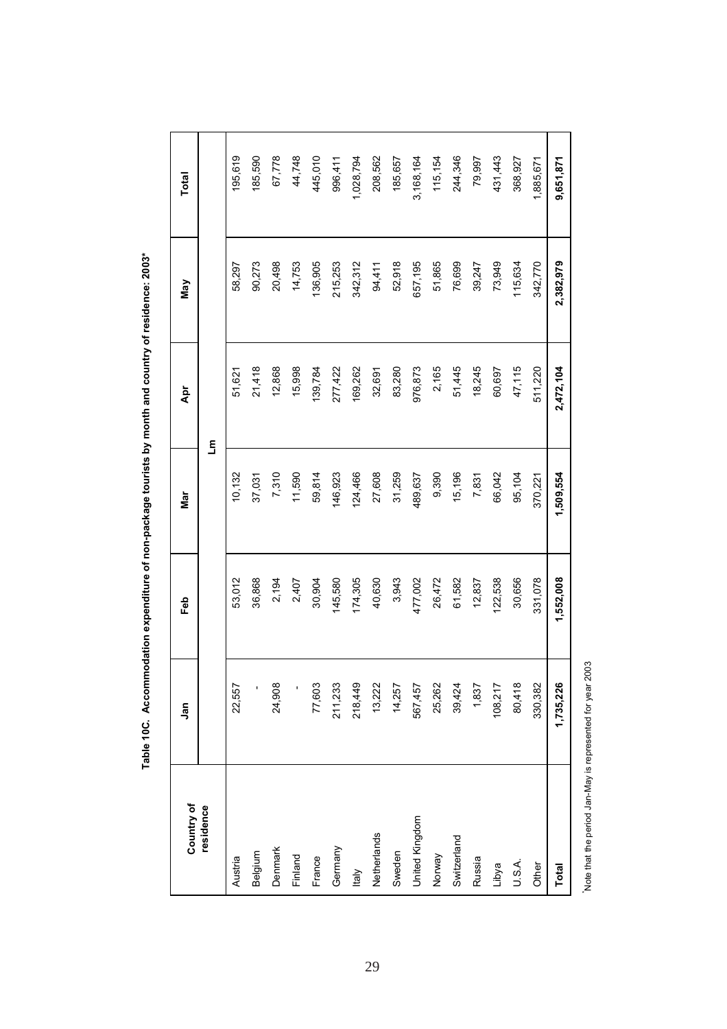**Table 10C. Accommodation expenditure of non-package tourists by month and country of residence: 2003***

| Country of residence | Jan | Feb | Mar | Apr | May | Total |
|---|---|---|---|---|---|---|
| | | | Lm | | | |
| Austria | 22,557 | 53,012 | 10,132 | 51,621 | 58,297 | 195,619 |
| Belgium | - | 36,868 | 37,031 | 21,418 | 90,273 | 185,590 |
| Denmark | 24,908 | 2,194 | 7,310 | 12,868 | 20,498 | 67,778 |
| Finland | - | 2,407 | 11,590 | 15,998 | 14,753 | 44,748 |
| France | 77,603 | 30,904 | 59,814 | 139,784 | 136,905 | 445,010 |
| Germany | 211,233 | 145,580 | 146,923 | 277,422 | 215,253 | 996,411 |
| Italy | 218,449 | 174,305 | 124,466 | 169,262 | 342,312 | 1,028,794 |
| Netherlands | 13,222 | 40,630 | 27,608 | 32,691 | 94,411 | 208,562 |
| Sweden | 14,257 | 3,943 | 31,259 | 83,280 | 52,918 | 185,657 |
| United Kingdom | 567,457 | 477,002 | 489,637 | 976,873 | 657,195 | 3,168,164 |
| Norway | 25,262 | 26,472 | 9,390 | 2,165 | 51,865 | 115,154 |
| Switzerland | 39,424 | 61,582 | 15,196 | 51,445 | 76,699 | 244,346 |
| Russia | 1,837 | 12,837 | 7,831 | 18,245 | 39,247 | 79,997 |
| Libya | 108,217 | 122,538 | 66,042 | 60,697 | 73,949 | 431,443 |
| U.S.A. | 80,418 | 30,656 | 95,104 | 47,115 | 115,634 | 368,927 |
| Other | 330,382 | 331,078 | 370,221 | 511,220 | 342,770 | 1,885,671 |
| **Total** | **1,735,226** | **1,552,008** | **1,509,554** | **2,472,104** | **2,382,979** | **9,651,871** |

*Note that the period Jan-May is represented for year 2003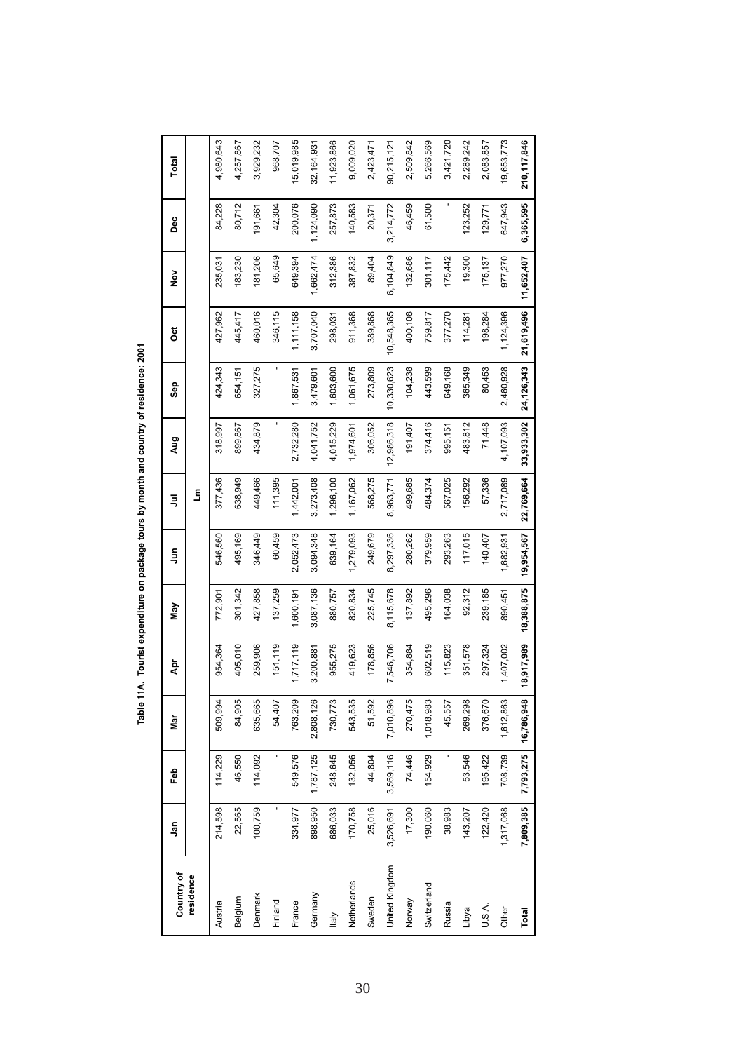**Table 11A. Tourist expenditure on package tours by month and country of residence: 2001**

| Country of residence | Jan | Feb | Mar | Apr | May | Jun | Jul | Aug | Sep | Oct | Nov | Dec | Total |
|---|---|---|---|---|---|---|---|---|---|---|---|---|---|
| | | | | | | | Lm | | | | | | |
| Austria | 214,598 | 114,229 | 509,994 | 954,364 | 772,901 | 546,560 | 377,436 | 318,997 | 424,343 | 427,962 | 235,031 | 84,228 | 4,980,643 |
| Belgium | 22,565 | 46,550 | 84,905 | 405,010 | 301,342 | 495,169 | 638,949 | 899,867 | 654,151 | 445,417 | 183,230 | 80,712 | 4,257,867 |
| Denmark | 100,759 | 114,092 | 635,665 | 259,906 | 427,858 | 346,449 | 449,466 | 434,879 | 327,275 | 460,016 | 181,206 | 191,661 | 3,929,232 |
| Finland | - | - | 54,407 | 151,119 | 137,259 | 60,459 | 111,395 | - | - | 346,115 | 65,649 | 42,304 | 968,707 |
| France | 334,977 | 549,576 | 763,209 | 1,717,119 | 1,600,191 | 2,052,473 | 1,442,001 | 2,732,280 | 1,867,531 | 1,111,158 | 649,394 | 200,076 | 15,019,985 |
| Germany | 898,950 | 1,787,125 | 2,808,126 | 3,200,881 | 3,087,136 | 3,094,348 | 3,273,408 | 4,041,752 | 3,479,601 | 3,707,040 | 1,662,474 | 1,124,090 | 32,164,931 |
| Italy | 686,033 | 248,645 | 730,773 | 955,275 | 880,757 | 639,164 | 1,296,100 | 4,015,229 | 1,603,600 | 298,031 | 312,386 | 257,873 | 11,923,866 |
| Netherlands | 170,758 | 132,056 | 543,535 | 419,623 | 820,834 | 1,279,093 | 1,167,062 | 1,974,601 | 1,061,675 | 911,368 | 387,832 | 140,583 | 9,009,020 |
| Sweden | 25,016 | 44,804 | 51,592 | 178,856 | 225,745 | 249,679 | 568,275 | 306,052 | 273,809 | 389,868 | 89,404 | 20,371 | 2,423,471 |
| United Kingdom | 3,526,691 | 3,569,116 | 7,010,896 | 7,546,706 | 8,115,678 | 8,297,336 | 8,963,771 | 12,986,318 | 10,330,623 | 10,548,365 | 6,104,849 | 3,214,772 | 90,215,121 |
| Norway | 17,300 | 74,446 | 270,475 | 354,884 | 137,892 | 280,262 | 499,685 | 191,407 | 104,238 | 400,108 | 132,686 | 46,459 | 2,509,842 |
| Switzerland | 190,060 | 154,929 | 1,018,983 | 602,519 | 495,296 | 379,959 | 484,374 | 374,416 | 443,599 | 759,817 | 301,117 | 61,500 | 5,266,569 |
| Russia | 38,983 | - | 45,557 | 115,823 | 164,038 | 293,263 | 567,025 | 995,151 | 649,168 | 377,270 | 175,442 | - | 3,421,720 |
| Libya | 143,207 | 53,546 | 269,298 | 351,578 | 92,312 | 117,015 | 156,292 | 483,812 | 365,349 | 114,281 | 19,300 | 123,252 | 2,289,242 |
| U.S.A. | 122,420 | 195,422 | 376,670 | 297,324 | 239,185 | 140,407 | 57,336 | 71,448 | 80,453 | 198,284 | 175,137 | 129,771 | 2,083,857 |
| Other | 1,317,068 | 708,739 | 1,612,863 | 1,407,002 | 890,451 | 1,682,931 | 2,717,089 | 4,107,093 | 2,460,928 | 1,124,396 | 977,270 | 647,943 | 19,653,773 |
| **Total** | **7,809,385** | **7,793,275** | **16,786,948** | **18,917,989** | **18,388,875** | **19,954,567** | **22,769,664** | **33,933,302** | **24,126,343** | **21,619,496** | **11,652,407** | **6,365,595** | **210,117,846** |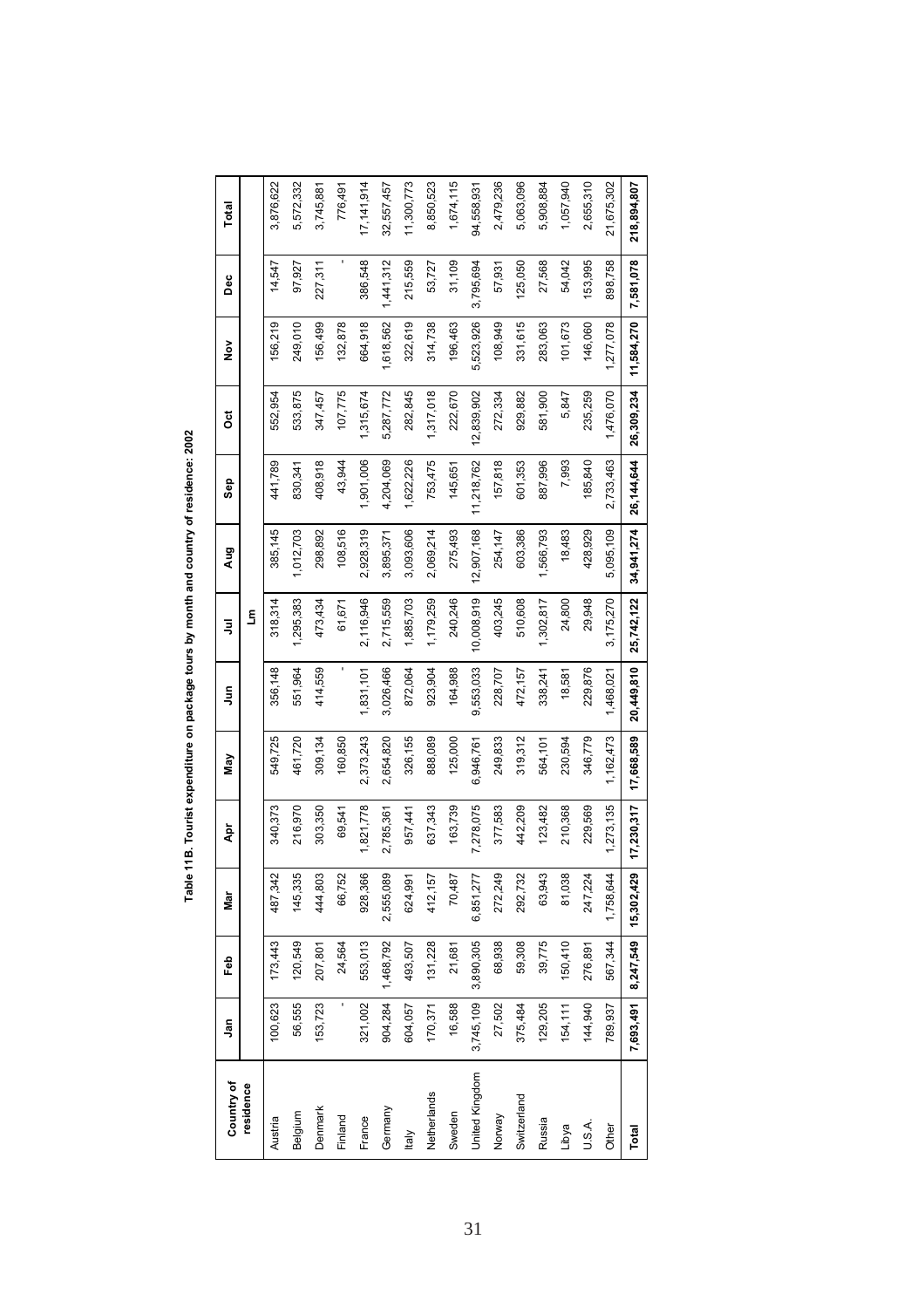**Table 11B. Tourist expenditure on package tours by month and country of residence: 2002**

| Country of residence | Jan | Feb | Mar | Apr | May | Jun | Jul | Aug | Sep | Oct | Nov | Dec | Total |
|---|---|---|---|---|---|---|---|---|---|---|---|---|---|
| | | | | | | | Lm | | | | | | |
| Austria | 100,623 | 173,443 | 487,342 | 340,373 | 549,725 | 356,148 | 318,314 | 385,145 | 441,789 | 552,954 | 156,219 | 14,547 | 3,876,622 |
| Belgium | 56,555 | 120,549 | 145,335 | 216,970 | 461,720 | 551,964 | 1,295,383 | 1,012,703 | 830,341 | 533,875 | 249,010 | 97,927 | 5,572,332 |
| Denmark | 153,723 | 207,801 | 444,803 | 303,350 | 309,134 | 414,559 | 473,434 | 298,892 | 408,918 | 347,457 | 156,499 | 227,311 | 3,745,881 |
| Finland | - | 24,564 | 66,752 | 69,541 | 160,850 | - | 61,671 | 108,516 | 43,944 | 107,775 | 132,878 | - | 776,491 |
| France | 321,002 | 553,013 | 928,366 | 1,821,778 | 2,373,243 | 1,831,101 | 2,116,946 | 2,928,319 | 1,901,006 | 1,315,674 | 664,918 | 386,548 | 17,141,914 |
| Germany | 904,284 | 1,468,792 | 2,555,089 | 2,785,361 | 2,654,820 | 3,026,466 | 2,715,559 | 3,895,371 | 4,204,069 | 5,287,772 | 1,618,562 | 1,441,312 | 32,557,457 |
| Italy | 604,057 | 493,507 | 624,991 | 957,441 | 326,155 | 872,064 | 1,885,703 | 3,093,606 | 1,622,226 | 282,845 | 322,619 | 215,559 | 11,300,773 |
| Netherlands | 170,371 | 131,228 | 412,157 | 637,343 | 888,089 | 923,904 | 1,179,259 | 2,069,214 | 753,475 | 1,317,018 | 314,738 | 53,727 | 8,850,523 |
| Sweden | 16,588 | 21,681 | 70,487 | 163,739 | 125,000 | 164,988 | 240,246 | 275,493 | 145,651 | 222,670 | 196,463 | 31,109 | 1,674,115 |
| United Kingdom | 3,745,109 | 3,890,305 | 6,851,277 | 7,278,075 | 6,946,761 | 9,553,033 | 10,008,919 | 12,907,168 | 11,218,762 | 12,839,902 | 5,523,926 | 3,795,694 | 94,558,931 |
| Norway | 27,502 | 68,938 | 272,249 | 377,583 | 249,833 | 228,707 | 403,245 | 254,147 | 157,818 | 272,334 | 108,949 | 57,931 | 2,479,236 |
| Switzerland | 375,484 | 59,308 | 292,732 | 442,209 | 319,312 | 472,157 | 510,608 | 603,386 | 601,353 | 929,882 | 331,615 | 125,050 | 5,063,096 |
| Russia | 129,205 | 39,775 | 63,943 | 123,482 | 564,101 | 338,241 | 1,302,817 | 1,566,793 | 887,996 | 581,900 | 283,063 | 27,568 | 5,908,884 |
| Libya | 154,111 | 150,410 | 81,038 | 210,368 | 230,594 | 18,581 | 24,800 | 18,483 | 7,993 | 5,847 | 101,673 | 54,042 | 1,057,940 |
| U.S.A. | 144,940 | 276,891 | 247,224 | 229,569 | 346,779 | 229,876 | 29,948 | 428,929 | 185,840 | 235,259 | 146,060 | 153,995 | 2,655,310 |
| Other | 789,937 | 567,344 | 1,758,644 | 1,273,135 | 1,162,473 | 1,468,021 | 3,175,270 | 5,095,109 | 2,733,463 | 1,476,070 | 1,277,078 | 898,758 | 21,675,302 |
| **Total** | **7,693,491** | **8,247,549** | **15,302,429** | **17,230,317** | **17,668,589** | **20,449,810** | **25,742,122** | **34,941,274** | **26,144,644** | **26,309,234** | **11,584,270** | **7,581,078** | **218,894,807** |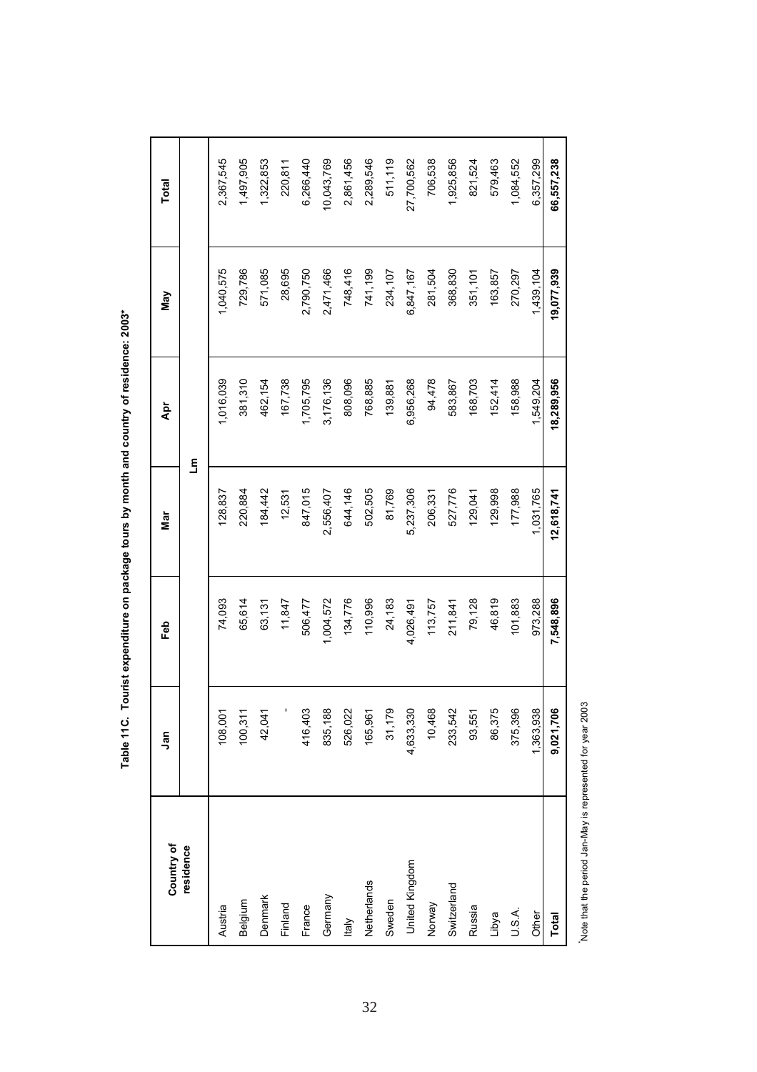**Table 11C. Tourist expenditure on package tours by month and country of residence: 2003***

| Country of residence | Jan | Feb | Mar | Apr | May | Total |
|---|---|---|---|---|---|---|
| | | | Lm | | | |
| Austria | 108,001 | 74,093 | 128,837 | 1,016,039 | 1,040,575 | 2,367,545 |
| Belgium | 100,311 | 65,614 | 220,884 | 381,310 | 729,786 | 1,497,905 |
| Denmark | 42,041 | 63,131 | 184,442 | 462,154 | 571,085 | 1,322,853 |
| Finland | - | 11,847 | 12,531 | 167,738 | 28,695 | 220,811 |
| France | 416,403 | 506,477 | 847,015 | 1,705,795 | 2,790,750 | 6,266,440 |
| Germany | 835,188 | 1,004,572 | 2,556,407 | 3,176,136 | 2,471,466 | 10,043,769 |
| Italy | 526,022 | 134,776 | 644,146 | 808,096 | 748,416 | 2,861,456 |
| Netherlands | 165,961 | 110,996 | 502,505 | 768,885 | 741,199 | 2,289,546 |
| Sweden | 31,179 | 24,183 | 81,769 | 139,881 | 234,107 | 511,119 |
| United Kingdom | 4,633,330 | 4,026,491 | 5,237,306 | 6,956,268 | 6,847,167 | 27,700,562 |
| Norway | 10,468 | 113,757 | 206,331 | 94,478 | 281,504 | 706,538 |
| Switzerland | 233,542 | 211,841 | 527,776 | 583,867 | 368,830 | 1,925,856 |
| Russia | 93,551 | 79,128 | 129,041 | 168,703 | 351,101 | 821,524 |
| Libya | 86,375 | 46,819 | 129,998 | 152,414 | 163,857 | 579,463 |
| U.S.A. | 375,396 | 101,883 | 177,988 | 158,988 | 270,297 | 1,084,552 |
| Other | 1,363,938 | 973,288 | 1,031,765 | 1,549,204 | 1,439,104 | 6,357,299 |
| **Total** | **9,021,706** | **7,548,896** | **12,618,741** | **18,289,956** | **19,077,939** | **66,557,238** |

*Note that the period Jan-May is represented for year 2003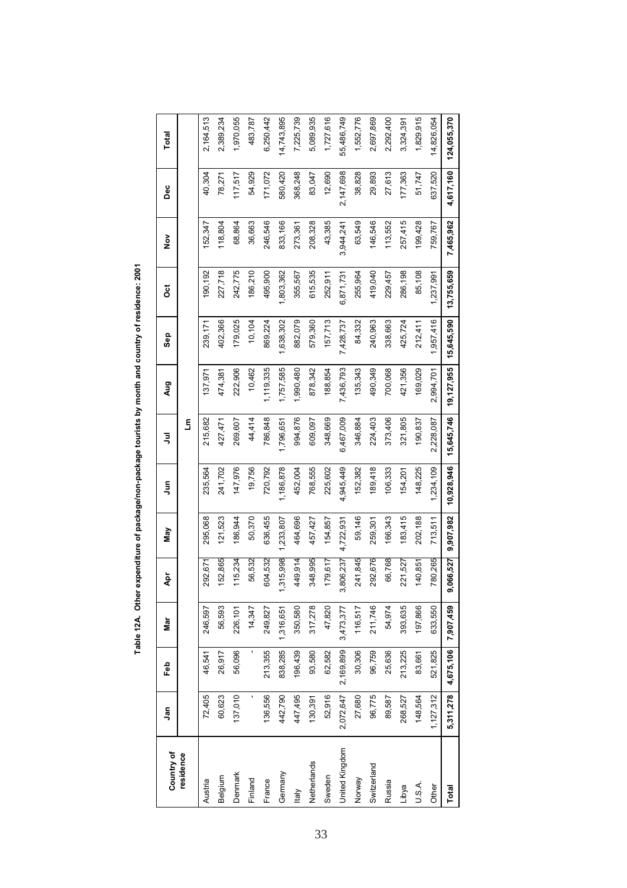**Table 12A. Other expenditure of package/non-package tourists by month and country of residence: 2001**

| Country of residence | Jan | Feb | Mar | Apr | May | Jun | Jul | Aug | Sep | Oct | Nov | Dec | Total |
|---|---|---|---|---|---|---|---|---|---|---|---|---|---|
| | | | | | | | Lm | | | | | | |
| Austria | 72,405 | 46,541 | 246,597 | 292,671 | 295,068 | 235,564 | 215,682 | 137,971 | 239,171 | 190,192 | 152,347 | 40,304 | 2,164,513 |
| Belgium | 60,623 | 26,917 | 56,593 | 152,865 | 121,523 | 241,702 | 427,471 | 474,381 | 402,366 | 227,718 | 118,804 | 78,271 | 2,389,234 |
| Denmark | 137,010 | 56,096 | 226,101 | 115,234 | 186,944 | 147,976 | 269,607 | 222,906 | 179,025 | 242,775 | 68,864 | 117,517 | 1,970,055 |
| Finland | - | - | 14,347 | 56,532 | 50,370 | 19,756 | 44,414 | 10,462 | 10,104 | 186,210 | 36,663 | 54,929 | 483,787 |
| France | 136,556 | 213,355 | 249,827 | 604,532 | 636,455 | 720,792 | 786,848 | 1,119,335 | 869,224 | 495,900 | 246,546 | 171,072 | 6,250,442 |
| Germany | 442,790 | 838,285 | 1,316,651 | 1,315,998 | 1,233,807 | 1,186,878 | 1,796,651 | 1,757,585 | 1,638,302 | 1,803,362 | 833,166 | 580,420 | 14,743,895 |
| Italy | 447,495 | 196,439 | 350,580 | 449,914 | 464,696 | 452,004 | 994,876 | 1,990,480 | 882,079 | 355,567 | 273,361 | 368,248 | 7,225,739 |
| Netherlands | 130,391 | 93,580 | 317,278 | 348,995 | 457,427 | 768,555 | 609,097 | 878,342 | 579,360 | 615,535 | 208,328 | 83,047 | 5,089,935 |
| Sweden | 52,916 | 62,582 | 47,820 | 179,617 | 154,857 | 225,602 | 348,669 | 188,854 | 157,713 | 252,911 | 43,385 | 12,690 | 1,727,616 |
| United Kingdom | 2,072,647 | 2,169,899 | 3,473,377 | 3,806,237 | 4,722,931 | 4,945,449 | 6,467,009 | 7,436,793 | 7,428,737 | 6,871,731 | 3,944,241 | 2,147,698 | 55,486,749 |
| Norway | 27,680 | 30,306 | 116,517 | 241,845 | 59,146 | 152,382 | 346,884 | 135,343 | 84,332 | 255,964 | 63,549 | 38,828 | 1,552,776 |
| Switzerland | 96,775 | 96,759 | 211,746 | 292,676 | 259,301 | 189,418 | 224,403 | 490,349 | 240,963 | 419,040 | 146,546 | 29,893 | 2,697,869 |
| Russia | 89,587 | 25,636 | 54,974 | 66,768 | 166,343 | 106,333 | 373,406 | 700,068 | 338,663 | 229,457 | 113,552 | 27,613 | 2,292,400 |
| Libya | 268,527 | 213,225 | 393,635 | 221,527 | 183,415 | 154,201 | 321,805 | 421,356 | 425,724 | 286,198 | 257,415 | 177,363 | 3,324,391 |
| U.S.A. | 148,564 | 83,661 | 197,866 | 140,851 | 202,188 | 148,225 | 190,837 | 169,029 | 212,411 | 85,108 | 199,428 | 51,747 | 1,829,915 |
| Other | 1,127,312 | 521,825 | 633,550 | 780,265 | 713,511 | 1,234,109 | 2,228,087 | 2,994,701 | 1,957,416 | 1,237,991 | 759,767 | 637,520 | 14,826,054 |
| **Total** | **5,311,278** | **4,675,106** | **7,907,459** | **9,066,527** | **9,907,982** | **10,928,946** | **15,645,746** | **19,127,955** | **15,645,590** | **13,755,659** | **7,465,962** | **4,617,160** | **124,055,370** |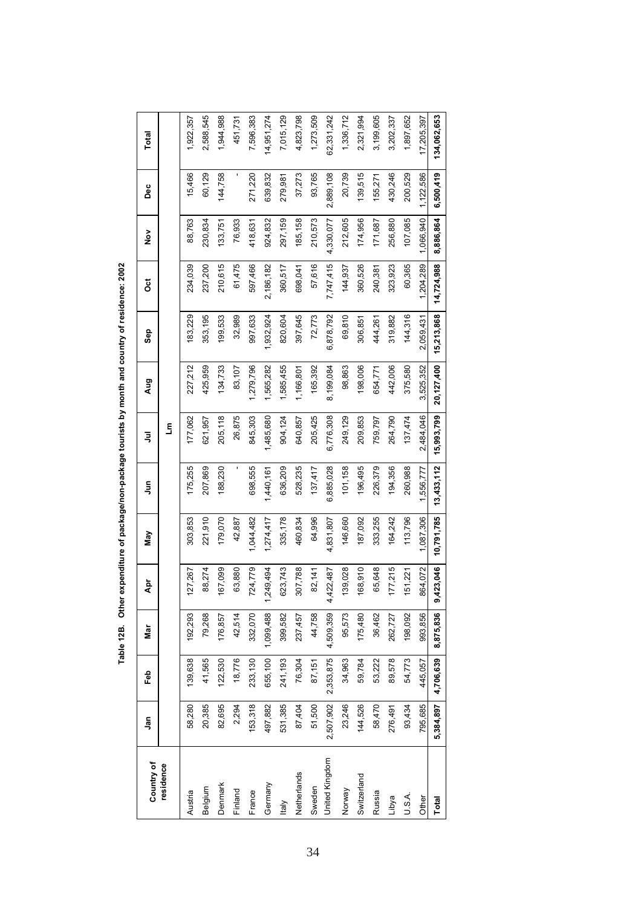**Table 12B. Other expenditure of package/non-package tourists by month and country of residence: 2002**

| Country of residence | Jan | Feb | Mar | Apr | May | Jun | Jul | Aug | Sep | Oct | Nov | Dec | Total |
|---|---|---|---|---|---|---|---|---|---|---|---|---|---|
| | | | | | | | Lm | | | | | | |
| Austria | 58,280 | 139,638 | 192,293 | 127,267 | 303,853 | 175,255 | 177,062 | 227,212 | 183,229 | 234,039 | 88,763 | 15,466 | 1,922,357 |
| Belgium | 20,385 | 41,565 | 79,268 | 88,274 | 221,910 | 207,869 | 621,957 | 425,959 | 353,195 | 237,200 | 230,834 | 60,129 | 2,588,545 |
| Denmark | 82,695 | 122,530 | 176,857 | 167,099 | 179,070 | 188,230 | 205,118 | 134,733 | 199,533 | 210,615 | 133,751 | 144,758 | 1,944,988 |
| Finland | 2,294 | 18,776 | 42,514 | 63,880 | 42,887 | - | 26,875 | 83,107 | 32,989 | 61,475 | 76,933 | - | 451,731 |
| France | 153,318 | 233,130 | 332,070 | 724,779 | 1,044,482 | 698,555 | 845,303 | 1,279,796 | 997,633 | 597,466 | 418,631 | 271,220 | 7,596,383 |
| Germany | 497,882 | 655,100 | 1,099,488 | 1,249,494 | 1,274,417 | 1,440,161 | 1,485,680 | 1,565,282 | 1,932,924 | 2,186,182 | 924,832 | 639,832 | 14,951,274 |
| Italy | 531,385 | 241,193 | 399,582 | 623,743 | 335,178 | 636,209 | 904,124 | 1,585,455 | 820,604 | 360,517 | 297,159 | 279,981 | 7,015,129 |
| Netherlands | 87,404 | 76,304 | 237,457 | 307,788 | 460,834 | 528,235 | 640,857 | 1,166,801 | 397,645 | 698,041 | 185,158 | 37,273 | 4,823,798 |
| Sweden | 51,500 | 87,151 | 44,758 | 82,141 | 64,996 | 137,417 | 205,425 | 165,392 | 72,773 | 57,616 | 210,573 | 93,765 | 1,273,509 |
| United Kingdom | 2,507,902 | 2,353,875 | 4,509,359 | 4,422,487 | 4,831,807 | 6,885,028 | 6,776,308 | 8,199,084 | 6,878,792 | 7,747,415 | 4,330,077 | 2,889,108 | 62,331,242 |
| Norway | 23,246 | 34,963 | 95,573 | 139,028 | 146,660 | 101,158 | 249,129 | 98,863 | 69,810 | 144,937 | 212,605 | 20,739 | 1,336,712 |
| Switzerland | 144,526 | 59,784 | 175,480 | 168,910 | 187,092 | 196,495 | 209,853 | 198,006 | 306,851 | 360,526 | 174,956 | 139,515 | 2,321,994 |
| Russia | 58,470 | 53,222 | 36,462 | 65,648 | 333,255 | 226,379 | 759,797 | 654,771 | 444,261 | 240,381 | 171,687 | 155,271 | 3,199,605 |
| Libya | 276,491 | 89,578 | 262,727 | 177,215 | 164,242 | 194,356 | 264,790 | 442,006 | 319,882 | 323,923 | 256,880 | 430,246 | 3,202,337 |
| U.S.A. | 93,434 | 54,773 | 198,092 | 151,221 | 113,796 | 260,988 | 137,474 | 375,580 | 144,316 | 60,365 | 107,085 | 200,529 | 1,897,652 |
| Other | 795,685 | 445,057 | 993,856 | 864,072 | 1,087,306 | 1,556,777 | 2,484,046 | 3,525,352 | 2,059,431 | 1,204,289 | 1,066,940 | 1,122,586 | 17,205,397 |
| **Total** | **5,384,897** | **4,706,639** | **8,875,836** | **9,423,046** | **10,791,785** | **13,433,112** | **15,993,799** | **20,127,400** | **15,213,868** | **14,724,988** | **8,886,864** | **6,500,419** | **134,062,653** |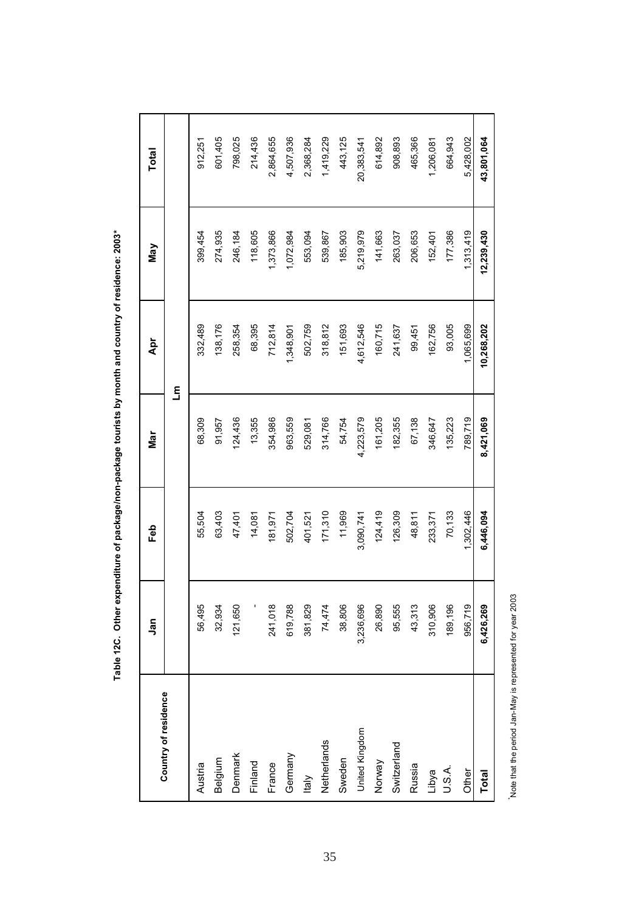**Table 12C. Other expenditure of package/non-package tourists by month and country of residence: 2003***

| Country of residence | Jan | Feb | Mar | Apr | May | Total |
|---|---|---|---|---|---|---|
| | | | | Lm | | |
| Austria | 56,495 | 55,504 | 68,309 | 332,489 | 399,454 | 912,251 |
| Belgium | 32,934 | 63,403 | 91,957 | 138,176 | 274,935 | 601,405 |
| Denmark | 121,650 | 47,401 | 124,436 | 258,354 | 246,184 | 798,025 |
| Finland | - | 14,081 | 13,355 | 68,395 | 118,605 | 214,436 |
| France | 241,018 | 181,971 | 354,986 | 712,814 | 1,373,866 | 2,864,655 |
| Germany | 619,788 | 502,704 | 963,559 | 1,348,901 | 1,072,984 | 4,507,936 |
| Italy | 381,829 | 401,521 | 529,081 | 502,759 | 553,094 | 2,368,284 |
| Netherlands | 74,474 | 171,310 | 314,766 | 318,812 | 539,867 | 1,419,229 |
| Sweden | 38,806 | 11,969 | 54,754 | 151,693 | 185,903 | 443,125 |
| United Kingdom | 3,236,696 | 3,090,741 | 4,223,579 | 4,612,546 | 5,219,979 | 20,383,541 |
| Norway | 26,890 | 124,419 | 161,205 | 160,715 | 141,663 | 614,892 |
| Switzerland | 95,555 | 126,309 | 182,355 | 241,637 | 263,037 | 908,893 |
| Russia | 43,313 | 48,811 | 67,138 | 99,451 | 206,653 | 465,366 |
| Libya | 310,906 | 233,371 | 346,647 | 162,756 | 152,401 | 1,206,081 |
| U.S.A. | 189,196 | 70,133 | 135,223 | 93,005 | 177,386 | 664,943 |
| Other | 956,719 | 1,302,446 | 789,719 | 1,065,699 | 1,313,419 | 5,428,002 |
| **Total** | **6,426,269** | **6,446,094** | **8,421,069** | **10,268,202** | **12,239,430** | **43,801,064** |

*Note that the period Jan-May is represented for year 2003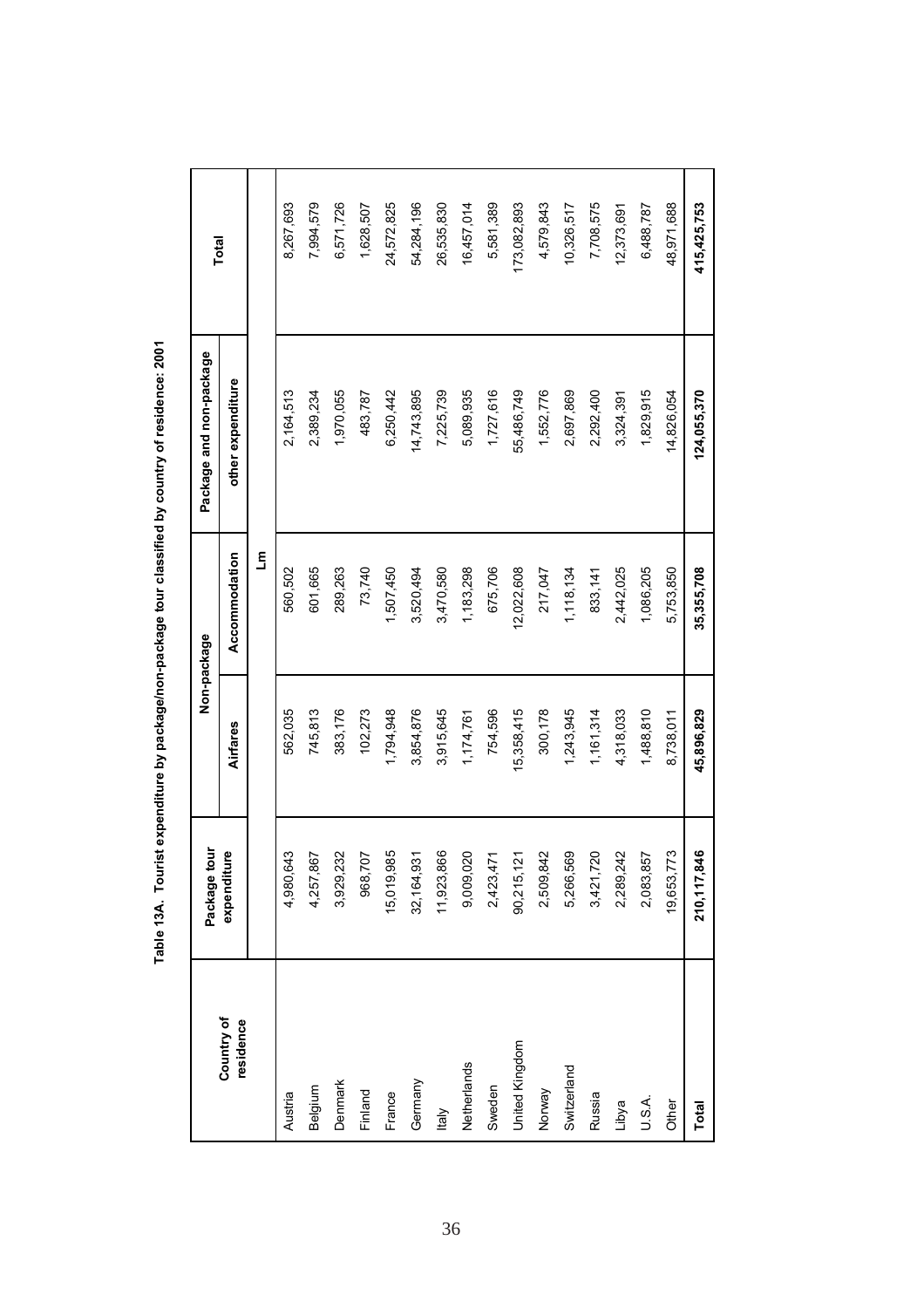**Table 13A. Tourist expenditure by package/non-package tour classified by country of residence: 2001**

| Country of residence | Package tour expenditure | Non-package | | Package and non-package | Total |
|---|---|---|---|---|---|
| | | Airfares | Accommodation | other expenditure | |
| | | | Lm | | |
| Austria | 4,980,643 | 562,035 | 560,502 | 2,164,513 | 8,267,693 |
| Belgium | 4,257,867 | 745,813 | 601,665 | 2,389,234 | 7,994,579 |
| Denmark | 3,929,232 | 383,176 | 289,263 | 1,970,055 | 6,571,726 |
| Finland | 968,707 | 102,273 | 73,740 | 483,787 | 1,628,507 |
| France | 15,019,985 | 1,794,948 | 1,507,450 | 6,250,442 | 24,572,825 |
| Germany | 32,164,931 | 3,854,876 | 3,520,494 | 14,743,895 | 54,284,196 |
| Italy | 11,923,866 | 3,915,645 | 3,470,580 | 7,225,739 | 26,535,830 |
| Netherlands | 9,009,020 | 1,174,761 | 1,183,298 | 5,089,935 | 16,457,014 |
| Sweden | 2,423,471 | 754,596 | 675,706 | 1,727,616 | 5,581,389 |
| United Kingdom | 90,215,121 | 15,358,415 | 12,022,608 | 55,486,749 | 173,082,893 |
| Norway | 2,509,842 | 300,178 | 217,047 | 1,552,776 | 4,579,843 |
| Switzerland | 5,266,569 | 1,243,945 | 1,118,134 | 2,697,869 | 10,326,517 |
| Russia | 3,421,720 | 1,161,314 | 833,141 | 2,292,400 | 7,708,575 |
| Libya | 2,289,242 | 4,318,033 | 2,442,025 | 3,324,391 | 12,373,691 |
| U.S.A. | 2,083,857 | 1,488,810 | 1,086,205 | 1,829,915 | 6,488,787 |
| Other | 19,653,773 | 8,738,011 | 5,753,850 | 14,826,054 | 48,971,688 |
| **Total** | **210,117,846** | **45,896,829** | **35,355,708** | **124,055,370** | **415,425,753** |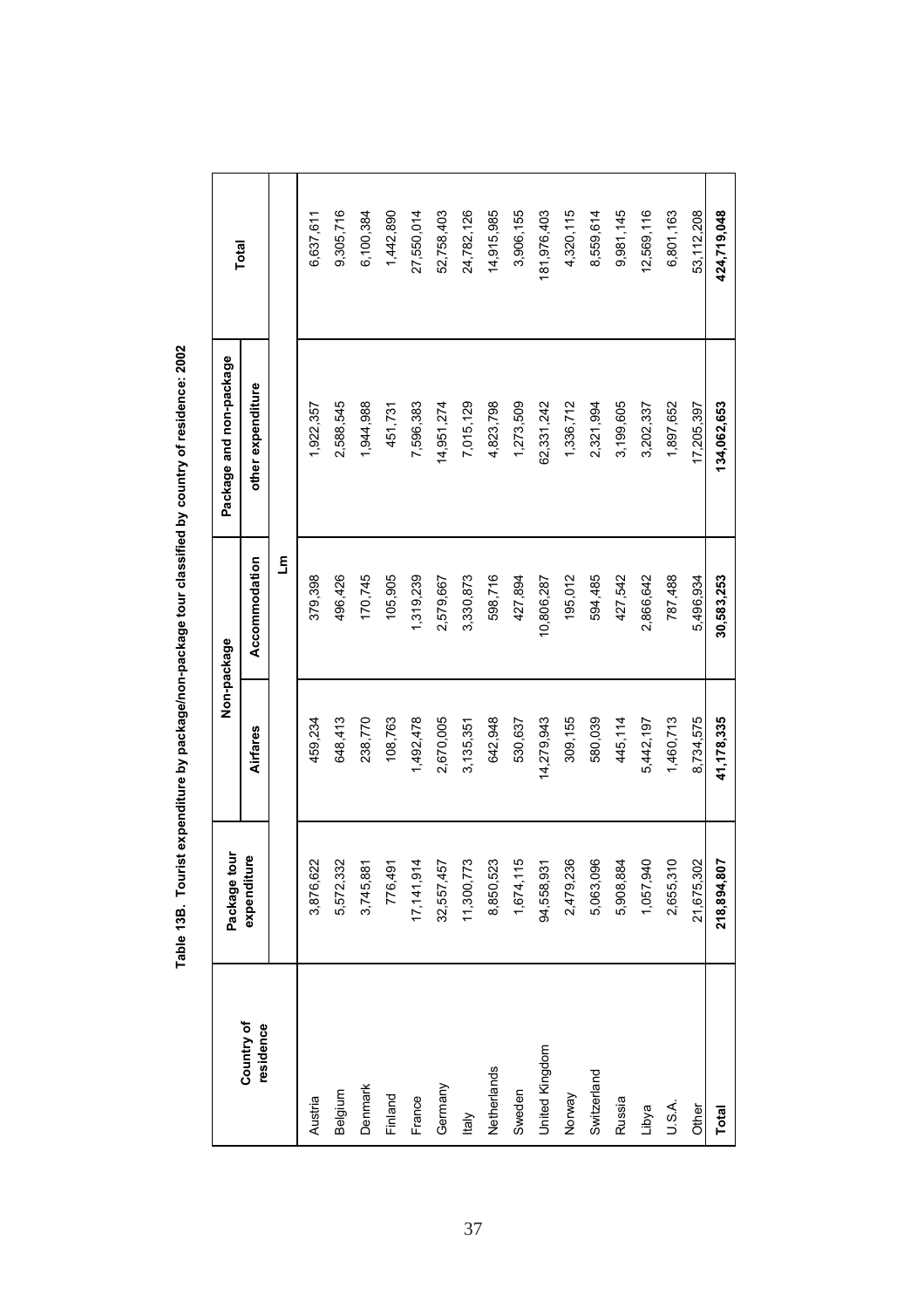**Table 13B. Tourist expenditure by package/non-package tour classified by country of residence: 2002**

| Country of residence | Package tour expenditure | Non-package | | Package and non-package | Total |
|---|---|---|---|---|---|
| | | Airfares | Accommodation | other expenditure | |
| | | | Lm | | |
| Austria | 3,876,622 | 459,234 | 379,398 | 1,922,357 | 6,637,611 |
| Belgium | 5,572,332 | 648,413 | 496,426 | 2,588,545 | 9,305,716 |
| Denmark | 3,745,881 | 238,770 | 170,745 | 1,944,988 | 6,100,384 |
| Finland | 776,491 | 108,763 | 105,905 | 451,731 | 1,442,890 |
| France | 17,141,914 | 1,492,478 | 1,319,239 | 7,596,383 | 27,550,014 |
| Germany | 32,557,457 | 2,670,005 | 2,579,667 | 14,951,274 | 52,758,403 |
| Italy | 11,300,773 | 3,135,351 | 3,330,873 | 7,015,129 | 24,782,126 |
| Netherlands | 8,850,523 | 642,948 | 598,716 | 4,823,798 | 14,915,985 |
| Sweden | 1,674,115 | 530,637 | 427,894 | 1,273,509 | 3,906,155 |
| United Kingdom | 94,558,931 | 14,279,943 | 10,806,287 | 62,331,242 | 181,976,403 |
| Norway | 2,479,236 | 309,155 | 195,012 | 1,336,712 | 4,320,115 |
| Switzerland | 5,063,096 | 580,039 | 594,485 | 2,321,994 | 8,559,614 |
| Russia | 5,908,884 | 445,114 | 427,542 | 3,199,605 | 9,981,145 |
| Libya | 1,057,940 | 5,442,197 | 2,866,642 | 3,202,337 | 12,569,116 |
| U.S.A. | 2,655,310 | 1,460,713 | 787,488 | 1,897,652 | 6,801,163 |
| Other | 21,675,302 | 8,734,575 | 5,496,934 | 17,205,397 | 53,112,208 |
| **Total** | **218,894,807** | **41,178,335** | **30,583,253** | **134,062,653** | **424,719,048** |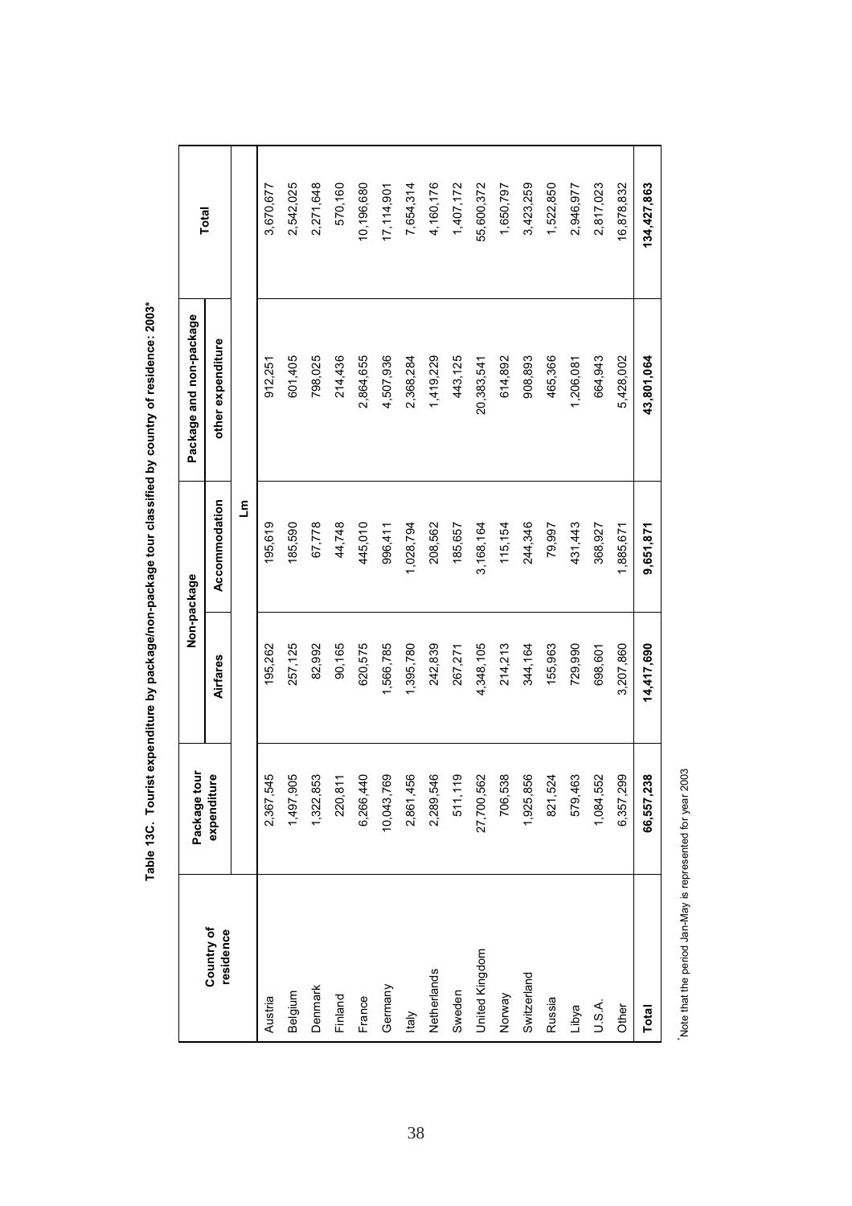**Table 13C. Tourist expenditure by package/non-package tour classified by country of residence: 2003***

| Country of residence | Package tour expenditure | Non-package | | Package and non-package | Total |
|---|---|---|---|---|---|
| | | Airfares | Accommodation | other expenditure | |
| | | | Lm | | |
| Austria | 2,367,545 | 195,262 | 195,619 | 912,251 | 3,670,677 |
| Belgium | 1,497,905 | 257,125 | 185,590 | 601,405 | 2,542,025 |
| Denmark | 1,322,853 | 82,992 | 67,778 | 798,025 | 2,271,648 |
| Finland | 220,811 | 90,165 | 44,748 | 214,436 | 570,160 |
| France | 6,266,440 | 620,575 | 445,010 | 2,864,655 | 10,196,680 |
| Germany | 10,043,769 | 1,566,785 | 996,411 | 4,507,936 | 17,114,901 |
| Italy | 2,861,456 | 1,395,780 | 1,028,794 | 2,368,284 | 7,654,314 |
| Netherlands | 2,289,546 | 242,839 | 208,562 | 1,419,229 | 4,160,176 |
| Sweden | 511,119 | 267,271 | 185,657 | 443,125 | 1,407,172 |
| United Kingdom | 27,700,562 | 4,348,105 | 3,168,164 | 20,383,541 | 55,600,372 |
| Norway | 706,538 | 214,213 | 115,154 | 614,892 | 1,650,797 |
| Switzerland | 1,925,856 | 344,164 | 244,346 | 908,893 | 3,423,259 |
| Russia | 821,524 | 155,963 | 79,997 | 465,366 | 1,522,850 |
| Libya | 579,463 | 729,990 | 431,443 | 1,206,081 | 2,946,977 |
| U.S.A. | 1,084,552 | 698,601 | 368,927 | 664,943 | 2,817,023 |
| Other | 6,357,299 | 3,207,860 | 1,885,671 | 5,428,002 | 16,878,832 |
| **Total** | **66,557,238** | **14,417,690** | **9,651,871** | **43,801,064** | **134,427,863** |

*Note that the period Jan-May is represented for year 2003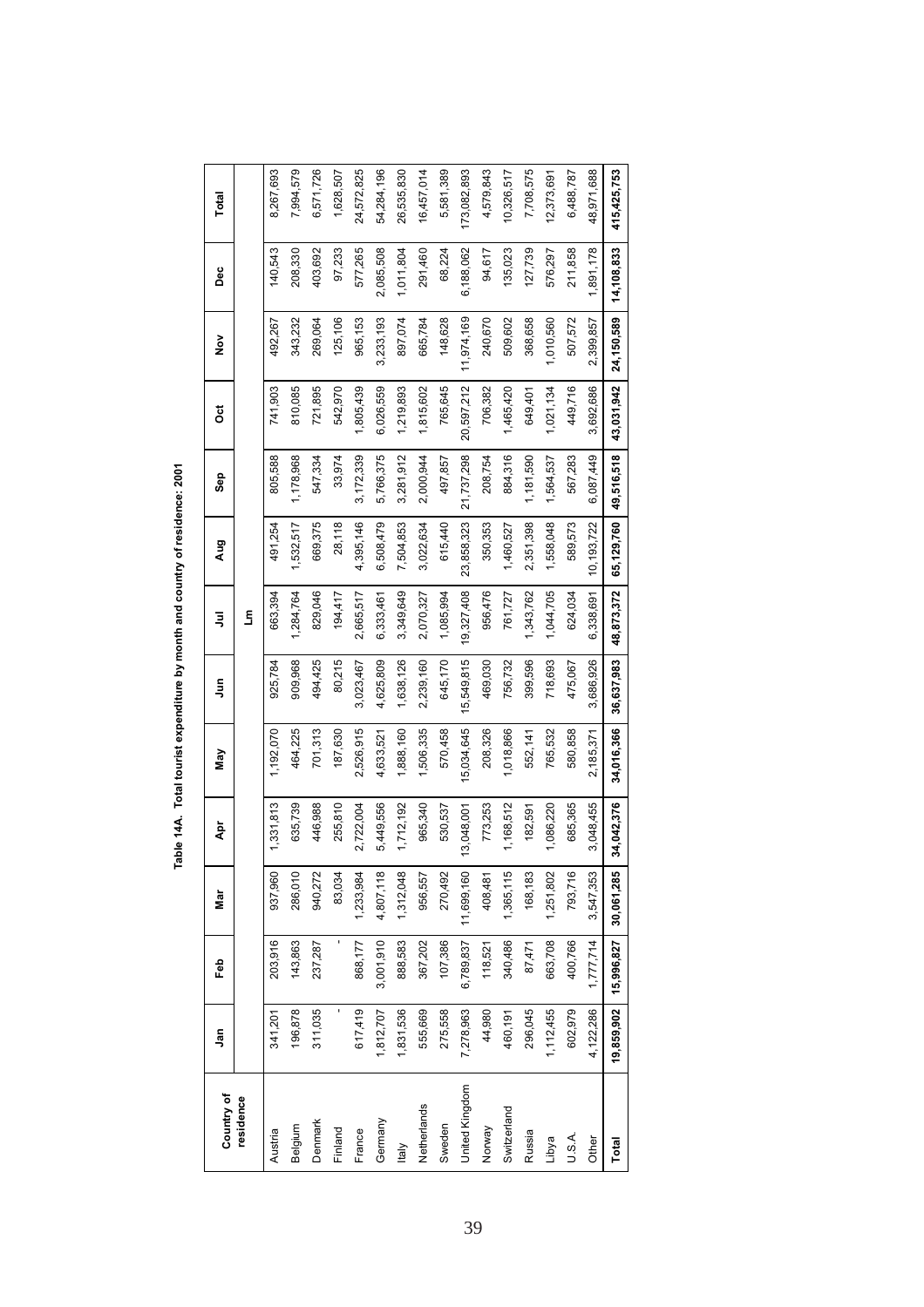**Table 14A. Total tourist expenditure by month and country of residence: 2001**

| Country of residence | Jan | Feb | Mar | Apr | May | Jun | Jul | Aug | Sep | Oct | Nov | Dec | Total |
|---|---|---|---|---|---|---|---|---|---|---|---|---|---|
| | | | | | | | Lm | | | | | | |
| Austria | 341,201 | 203,916 | 937,960 | 1,331,813 | 1,192,070 | 925,784 | 663,394 | 491,254 | 805,588 | 741,903 | 492,267 | 140,543 | 8,267,693 |
| Belgium | 196,878 | 143,863 | 286,010 | 635,739 | 464,225 | 909,968 | 1,284,764 | 1,532,517 | 1,178,968 | 810,085 | 343,232 | 208,330 | 7,994,579 |
| Denmark | 311,035 | 237,287 | 940,272 | 446,988 | 701,313 | 494,425 | 829,046 | 669,375 | 547,334 | 721,895 | 269,064 | 403,692 | 6,571,726 |
| Finland | - | - | 83,034 | 255,810 | 187,630 | 80,215 | 194,417 | 28,118 | 33,974 | 542,970 | 125,106 | 97,233 | 1,628,507 |
| France | 617,419 | 868,177 | 1,233,984 | 2,722,004 | 2,526,915 | 3,023,467 | 2,665,517 | 4,395,146 | 3,172,339 | 1,805,439 | 965,153 | 577,265 | 24,572,825 |
| Germany | 1,812,707 | 3,001,910 | 4,807,118 | 5,449,556 | 4,633,521 | 4,625,809 | 6,333,461 | 6,508,479 | 5,766,375 | 6,026,559 | 3,233,193 | 2,085,508 | 54,284,196 |
| Italy | 1,831,536 | 888,583 | 1,312,048 | 1,712,192 | 1,888,160 | 1,638,126 | 3,349,649 | 7,504,853 | 3,281,912 | 1,219,893 | 897,074 | 1,011,804 | 26,535,830 |
| Netherlands | 555,669 | 367,202 | 956,557 | 965,340 | 1,506,335 | 2,239,160 | 2,070,327 | 3,022,634 | 2,000,944 | 1,815,602 | 665,784 | 291,460 | 16,457,014 |
| Sweden | 275,558 | 107,386 | 270,492 | 530,537 | 570,458 | 645,170 | 1,085,994 | 615,440 | 497,857 | 765,645 | 148,628 | 68,224 | 5,581,389 |
| United Kingdom | 7,278,963 | 6,789,837 | 11,699,160 | 13,048,001 | 15,034,645 | 15,549,815 | 19,327,408 | 23,858,323 | 21,737,298 | 20,597,212 | 11,974,169 | 6,188,062 | 173,082,893 |
| Norway | 44,980 | 118,521 | 408,481 | 773,253 | 208,326 | 469,030 | 956,476 | 350,353 | 208,754 | 706,382 | 240,670 | 94,617 | 4,579,843 |
| Switzerland | 460,191 | 340,486 | 1,365,115 | 1,168,512 | 1,018,866 | 756,732 | 761,727 | 1,460,527 | 884,316 | 1,465,420 | 509,602 | 135,023 | 10,326,517 |
| Russia | 296,045 | 87,471 | 168,183 | 182,591 | 552,141 | 399,596 | 1,343,762 | 2,351,398 | 1,181,590 | 649,401 | 368,658 | 127,739 | 7,708,575 |
| Libya | 1,112,455 | 663,708 | 1,251,802 | 1,086,220 | 765,532 | 718,693 | 1,044,705 | 1,558,048 | 1,564,537 | 1,021,134 | 1,010,560 | 576,297 | 12,373,691 |
| U.S.A. | 602,979 | 400,766 | 793,716 | 685,365 | 580,858 | 475,067 | 624,034 | 589,573 | 567,283 | 449,716 | 507,572 | 211,858 | 6,488,787 |
| Other | 4,122,286 | 1,777,714 | 3,547,353 | 3,048,455 | 2,185,371 | 3,686,926 | 6,338,691 | 10,193,722 | 6,087,449 | 3,692,686 | 2,399,857 | 1,891,178 | 48,971,688 |
| **Total** | **19,859,902** | **15,996,827** | **30,061,285** | **34,042,376** | **34,016,366** | **36,637,983** | **48,873,372** | **65,129,760** | **49,516,518** | **43,031,942** | **24,150,589** | **14,108,833** | **415,425,753** |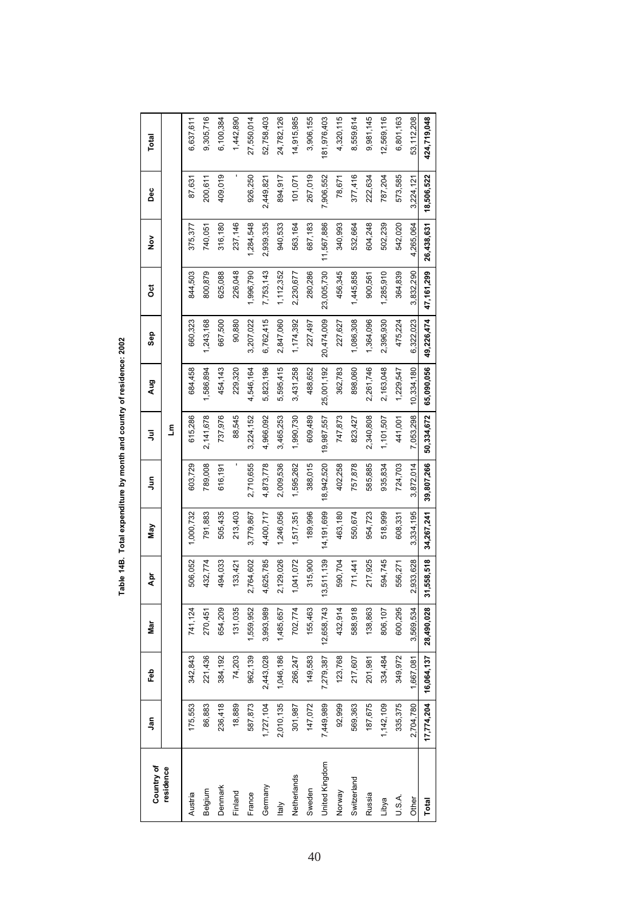**Table 14B. Total expenditure by month and country of residence: 2002**

| Country of residence | Jan | Feb | Mar | Apr | May | Jun | Jul | Aug | Sep | Oct | Nov | Dec | Total |
|---|---|---|---|---|---|---|---|---|---|---|---|---|---|
| | | | | | | | Lm | | | | | | |
| Austria | 175,553 | 342,843 | 741,124 | 506,052 | 1,000,732 | 603,729 | 615,286 | 684,458 | 660,323 | 844,503 | 375,377 | 87,631 | 6,637,611 |
| Belgium | 86,883 | 221,436 | 270,451 | 432,774 | 791,883 | 789,008 | 2,141,678 | 1,586,894 | 1,243,168 | 800,879 | 740,051 | 200,611 | 9,305,716 |
| Denmark | 236,418 | 384,192 | 654,209 | 494,033 | 505,435 | 616,191 | 737,976 | 454,143 | 667,500 | 625,088 | 316,180 | 409,019 | 6,100,384 |
| Finland | 18,889 | 74,203 | 131,035 | 133,421 | 213,403 | - | 88,545 | 229,320 | 90,880 | 226,048 | 237,146 | - | 1,442,890 |
| France | 587,873 | 962,139 | 1,559,952 | 2,764,602 | 3,779,867 | 2,710,655 | 3,224,152 | 4,546,164 | 3,207,022 | 1,996,790 | 1,284,548 | 926,250 | 27,550,014 |
| Germany | 1,727,104 | 2,443,028 | 3,993,989 | 4,625,785 | 4,400,717 | 4,873,778 | 4,966,092 | 5,823,196 | 6,762,415 | 7,753,143 | 2,939,335 | 2,449,821 | 52,758,403 |
| Italy | 2,010,135 | 1,046,186 | 1,485,657 | 2,129,026 | 1,246,056 | 2,009,536 | 3,465,253 | 5,595,415 | 2,847,060 | 1,112,352 | 940,533 | 894,917 | 24,782,126 |
| Netherlands | 301,987 | 266,247 | 702,774 | 1,041,072 | 1,517,351 | 1,595,262 | 1,990,730 | 3,431,258 | 1,174,392 | 2,230,677 | 563,164 | 101,071 | 14,915,985 |
| Sweden | 147,072 | 149,583 | 155,463 | 315,900 | 189,996 | 388,015 | 609,489 | 488,652 | 227,497 | 280,286 | 687,183 | 267,019 | 3,906,155 |
| United Kingdom | 7,449,989 | 7,279,387 | 12,658,743 | 13,511,139 | 14,191,699 | 18,942,520 | 19,987,557 | 25,001,192 | 20,474,009 | 23,005,730 | 11,567,886 | 7,906,552 | 181,976,403 |
| Norway | 92,999 | 123,768 | 432,914 | 590,704 | 463,180 | 402,258 | 747,873 | 362,783 | 227,627 | 456,345 | 340,993 | 78,671 | 4,320,115 |
| Switzerland | 569,363 | 217,607 | 588,918 | 711,441 | 550,674 | 757,878 | 823,427 | 898,060 | 1,086,308 | 1,445,858 | 532,664 | 377,416 | 8,559,614 |
| Russia | 187,675 | 201,981 | 138,863 | 217,925 | 954,723 | 585,885 | 2,340,808 | 2,261,746 | 1,364,096 | 900,561 | 604,248 | 222,634 | 9,981,145 |
| Libya | 1,142,109 | 334,484 | 806,107 | 594,745 | 518,999 | 935,834 | 1,101,507 | 2,163,048 | 2,396,930 | 1,285,910 | 502,239 | 787,204 | 12,569,116 |
| U.S.A. | 335,375 | 349,972 | 600,295 | 556,271 | 608,331 | 724,703 | 441,001 | 1,229,547 | 475,224 | 364,839 | 542,020 | 573,585 | 6,801,163 |
| Other | 2,704,780 | 1,667,081 | 3,569,534 | 2,933,628 | 3,334,195 | 3,872,014 | 7,053,298 | 10,334,180 | 6,322,023 | 3,832,290 | 4,265,064 | 3,224,121 | 53,112,208 |
| **Total** | **17,774,204** | **16,064,137** | **28,490,028** | **31,558,518** | **34,267,241** | **39,807,266** | **50,334,672** | **65,090,056** | **49,226,474** | **47,161,299** | **26,438,631** | **18,506,522** | **424,719,048** |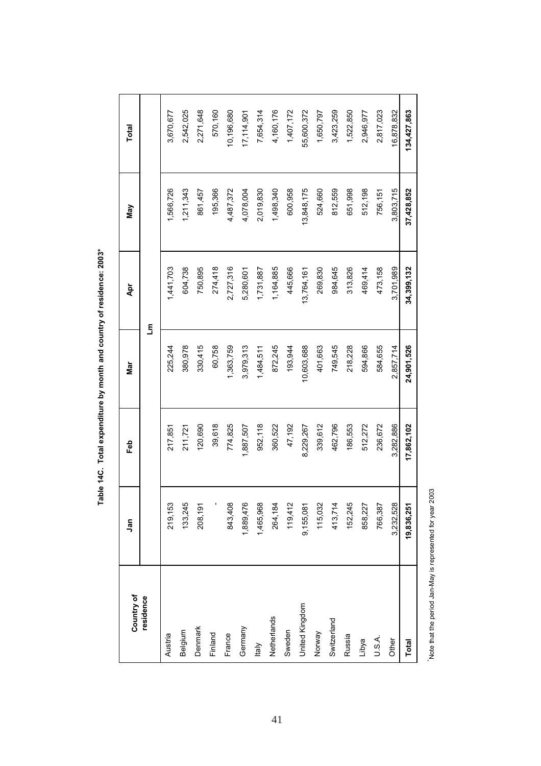**Table 14C. Total expenditure by month and country of residence: 2003***

| Country of residence | Jan | Feb | Mar | Apr | May | Total |
|---|---|---|---|---|---|---|
| | | | Lm | | | |
| Austria | 219,153 | 217,851 | 225,244 | 1,441,703 | 1,566,726 | 3,670,677 |
| Belgium | 133,245 | 211,721 | 380,978 | 604,738 | 1,211,343 | 2,542,025 |
| Denmark | 208,191 | 120,690 | 330,415 | 750,895 | 861,457 | 2,271,648 |
| Finland | - | 39,618 | 60,758 | 274,418 | 195,366 | 570,160 |
| France | 843,408 | 774,825 | 1,363,759 | 2,727,316 | 4,487,372 | 10,196,680 |
| Germany | 1,889,476 | 1,887,507 | 3,979,313 | 5,280,601 | 4,078,004 | 17,114,901 |
| Italy | 1,465,968 | 952,118 | 1,484,511 | 1,731,887 | 2,019,830 | 7,654,314 |
| Netherlands | 264,184 | 360,522 | 872,245 | 1,164,885 | 1,498,340 | 4,160,176 |
| Sweden | 119,412 | 47,192 | 193,944 | 445,666 | 600,958 | 1,407,172 |
| United Kingdom | 9,155,081 | 8,229,267 | 10,603,688 | 13,764,161 | 13,848,175 | 55,600,372 |
| Norway | 115,032 | 339,612 | 401,663 | 269,830 | 524,660 | 1,650,797 |
| Switzerland | 413,714 | 462,796 | 749,545 | 984,645 | 812,559 | 3,423,259 |
| Russia | 152,245 | 186,553 | 218,228 | 313,826 | 651,998 | 1,522,850 |
| Libya | 858,227 | 512,272 | 594,866 | 469,414 | 512,198 | 2,946,977 |
| U.S.A. | 766,387 | 236,672 | 584,655 | 473,158 | 756,151 | 2,817,023 |
| Other | 3,232,528 | 3,282,886 | 2,857,714 | 3,701,989 | 3,803,715 | 16,878,832 |
| **Total** | **19,836,251** | **17,862,102** | **24,901,526** | **34,399,132** | **37,428,852** | **134,427,863** |

*Note that the period Jan-May is represented for year 2003